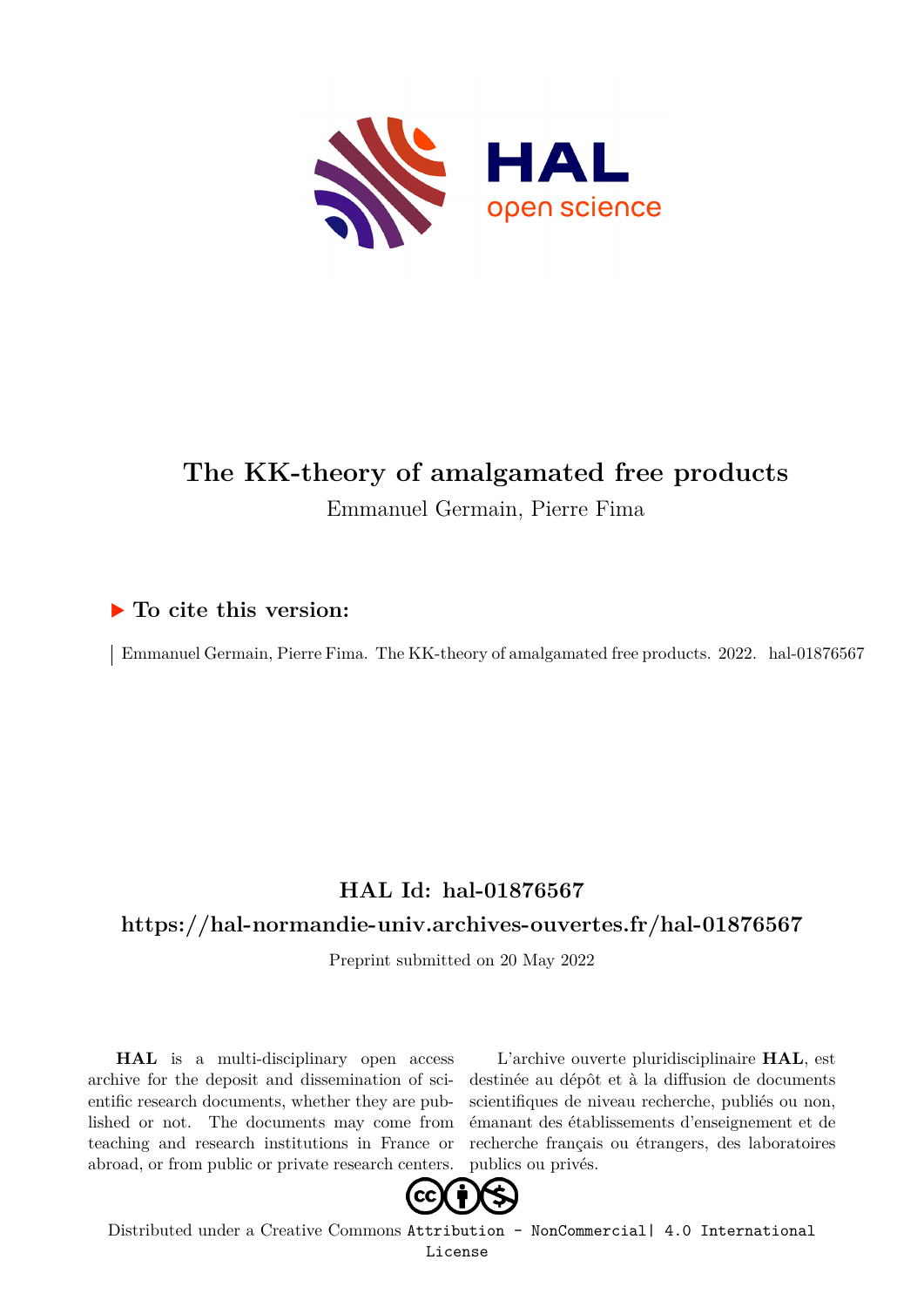# The KK-theory of amalgamated free products

Emmanuel Germain, Pierre Fima

## ▶ To cite this version:

Emmanuel Germain, Pierre Fima. The KK-theory of amalgamated free products. 2022. hal-01876567

## HAL Id: hal-01876567

## https://hal-normandie-univ.archives-ouvertes.fr/hal-01876567

Preprint submitted on 20 May 2022

**HAL** is a multi-disciplinary open access archive for the deposit and dissemination of scientific research documents, whether they are published or not. The documents may come from teaching and research institutions in France or abroad, or from public or private research centers.

L'archive ouverte pluridisciplinaire **HAL**, est destinée au dépôt et à la diffusion de documents scientifiques de niveau recherche, publiés ou non, émanant des établissements d'enseignement et de recherche français ou étrangers, des laboratoires publics ou privés.

Distributed under a Creative Commons Attribution - NonCommercial| 4.0 International License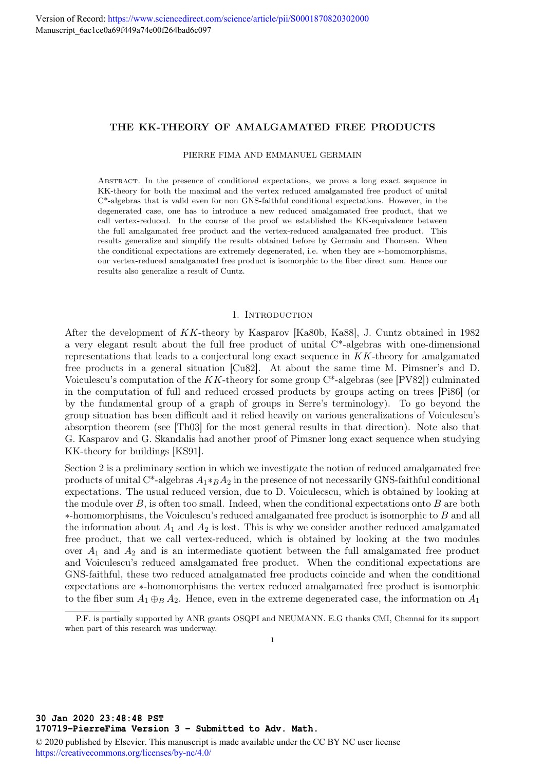Version of Record: https://www.sciencedirect.com/science/article/pii/S0001870820302000
Manuscript_6ac1ce0a69f449a74e00f264bad6c097

# THE KK-THEORY OF AMALGAMATED FREE PRODUCTS

PIERRE FIMA AND EMMANUEL GERMAIN

Abstract. In the presence of conditional expectations, we prove a long exact sequence in KK-theory for both the maximal and the vertex reduced amalgamated free product of unital C\*-algebras that is valid even for non GNS-faithful conditional expectations. However, in the degenerated case, one has to introduce a new reduced amalgamated free product, that we call vertex-reduced. In the course of the proof we established the KK-equivalence between the full amalgamated free product and the vertex-reduced amalgamated free product. This results generalize and simplify the results obtained before by Germain and Thomsen. When the conditional expectations are extremely degenerated, i.e. when they are $*$-homomorphisms, our vertex-reduced amalgamated free product is isomorphic to the fiber direct sum. Hence our results also generalize a result of Cuntz.

## 1. Introduction

After the development of $KK$-theory by Kasparov [Ka80b, Ka88], J. Cuntz obtained in 1982 a very elegant result about the full free product of unital C\*-algebras with one-dimensional representations that leads to a conjectural long exact sequence in $KK$-theory for amalgamated free products in a general situation [Cu82]. At about the same time M. Pimsner's and D. Voiculescu's computation of the $KK$-theory for some group C\*-algebras (see [PV82]) culminated in the computation of full and reduced crossed products by groups acting on trees [Pi86] (or by the fundamental group of a graph of groups in Serre's terminology). To go beyond the group situation has been difficult and it relied heavily on various generalizations of Voiculescu's absorption theorem (see [Th03] for the most general results in that direction). Note also that G. Kasparov and G. Skandalis had another proof of Pimsner long exact sequence when studying KK-theory for buildings [KS91].

Section 2 is a preliminary section in which we investigate the notion of reduced amalgamated free products of unital C\*-algebras $A_1 *_B A_2$ in the presence of not necessarily GNS-faithful conditional expectations. The usual reduced version, due to D. Voiculecscu, which is obtained by looking at the module over $B$, is often too small. Indeed, when the conditional expectations onto $B$ are both $*$-homomorphisms, the Voiculescu's reduced amalgamated free product is isomorphic to $B$ and all the information about $A_1$ and $A_2$ is lost. This is why we consider another reduced amalgamated free product, that we call vertex-reduced, which is obtained by looking at the two modules over $A_1$ and $A_2$ and is an intermediate quotient between the full amalgamated free product and Voiculescu's reduced amalgamated free product. When the conditional expectations are GNS-faithful, these two reduced amalgamated free products coincide and when the conditional expectations are $*$-homomorphisms the vertex reduced amalgamated free product is isomorphic to the fiber sum $A_1 \oplus_B A_2$. Hence, even in the extreme degenerated case, the information on $A_1$

P.F. is partially supported by ANR grants OSQPI and NEUMANN. E.G thanks CMI, Chennai for its support when part of this research was underway.

30 Jan 2020 23:48:48 PST
170719-PierreFima Version 3 - Submitted to Adv. Math.

© 2020 published by Elsevier. This manuscript is made available under the CC BY NC user license
https://creativecommons.org/licenses/by-nc/4.0/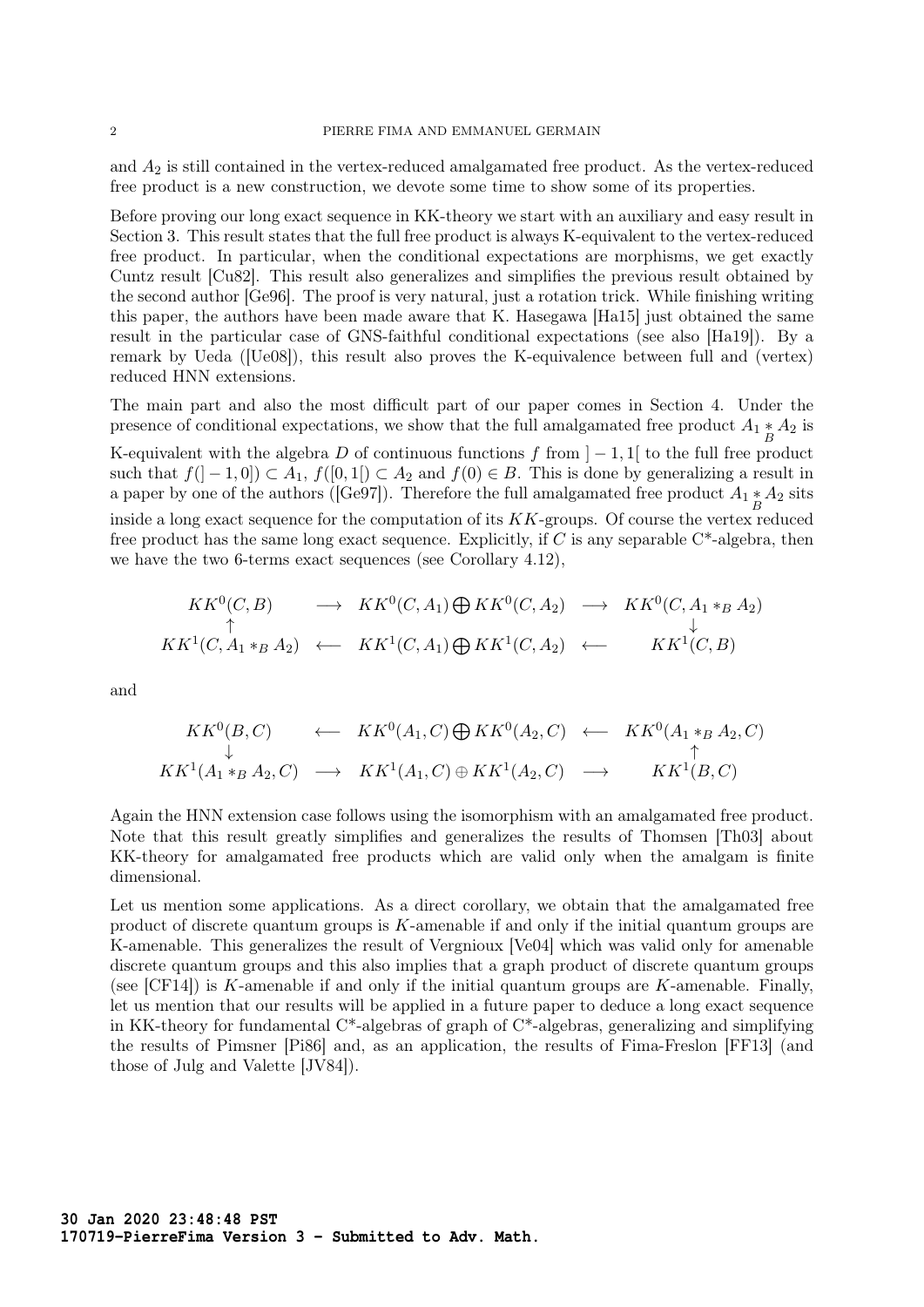and $A_2$ is still contained in the vertex-reduced amalgamated free product. As the vertex-reduced free product is a new construction, we devote some time to show some of its properties.

Before proving our long exact sequence in KK-theory we start with an auxiliary and easy result in Section 3. This result states that the full free product is always K-equivalent to the vertex-reduced free product. In particular, when the conditional expectations are morphisms, we get exactly Cuntz result [Cu82]. This result also generalizes and simplifies the previous result obtained by the second author [Ge96]. The proof is very natural, just a rotation trick. While finishing writing this paper, the authors have been made aware that K. Hasegawa [Ha15] just obtained the same result in the particular case of GNS-faithful conditional expectations (see also [Ha19]). By a remark by Ueda ([Ue08]), this result also proves the K-equivalence between full and (vertex) reduced HNN extensions.

The main part and also the most difficult part of our paper comes in Section 4. Under the presence of conditional expectations, we show that the full amalgamated free product $A_1 \underset{B}{*} A_2$ is K-equivalent with the algebra $D$ of continuous functions $f$ from $]-1,1[$ to the full free product such that $f(]-1,0]) \subset A_1$, $f([0,1[) \subset A_2$ and $f(0) \in B$. This is done by generalizing a result in a paper by one of the authors ([Ge97]). Therefore the full amalgamated free product $A_1 \underset{B}{*} A_2$ sits inside a long exact sequence for the computation of its $KK$-groups. Of course the vertex reduced free product has the same long exact sequence. Explicitly, if $C$ is any separable C*-algebra, then we have the two 6-terms exact sequences (see Corollary 4.12),

$$
\begin{array}{ccccc}
KK^0(C,B) & \longrightarrow & KK^0(C,A_1) \bigoplus KK^0(C,A_2) & \longrightarrow & KK^0(C, A_1 *_B A_2) \\
\uparrow & & & & \downarrow \\
KK^1(C, A_1 *_B A_2) & \longleftarrow & KK^1(C,A_1) \bigoplus KK^1(C,A_2) & \longleftarrow & KK^1(C,B)
\end{array}
$$

and

$$
\begin{array}{ccccc}
KK^0(B,C) & \longleftarrow & KK^0(A_1,C) \bigoplus KK^0(A_2,C) & \longleftarrow & KK^0(A_1 *_B A_2, C) \\
\downarrow & & & & \uparrow \\
KK^1(A_1 *_B A_2, C) & \longrightarrow & KK^1(A_1,C) \oplus KK^1(A_2,C) & \longrightarrow & KK^1(B,C)
\end{array}
$$

Again the HNN extension case follows using the isomorphism with an amalgamated free product. Note that this result greatly simplifies and generalizes the results of Thomsen [Th03] about KK-theory for amalgamated free products which are valid only when the amalgam is finite dimensional.

Let us mention some applications. As a direct corollary, we obtain that the amalgamated free product of discrete quantum groups is $K$-amenable if and only if the initial quantum groups are K-amenable. This generalizes the result of Vergnioux [Ve04] which was valid only for amenable discrete quantum groups and this also implies that a graph product of discrete quantum groups (see [CF14]) is $K$-amenable if and only if the initial quantum groups are $K$-amenable. Finally, let us mention that our results will be applied in a future paper to deduce a long exact sequence in KK-theory for fundamental C*-algebras of graph of C*-algebras, generalizing and simplifying the results of Pimsner [Pi86] and, as an application, the results of Fima-Freslon [FF13] (and those of Julg and Valette [JV84]).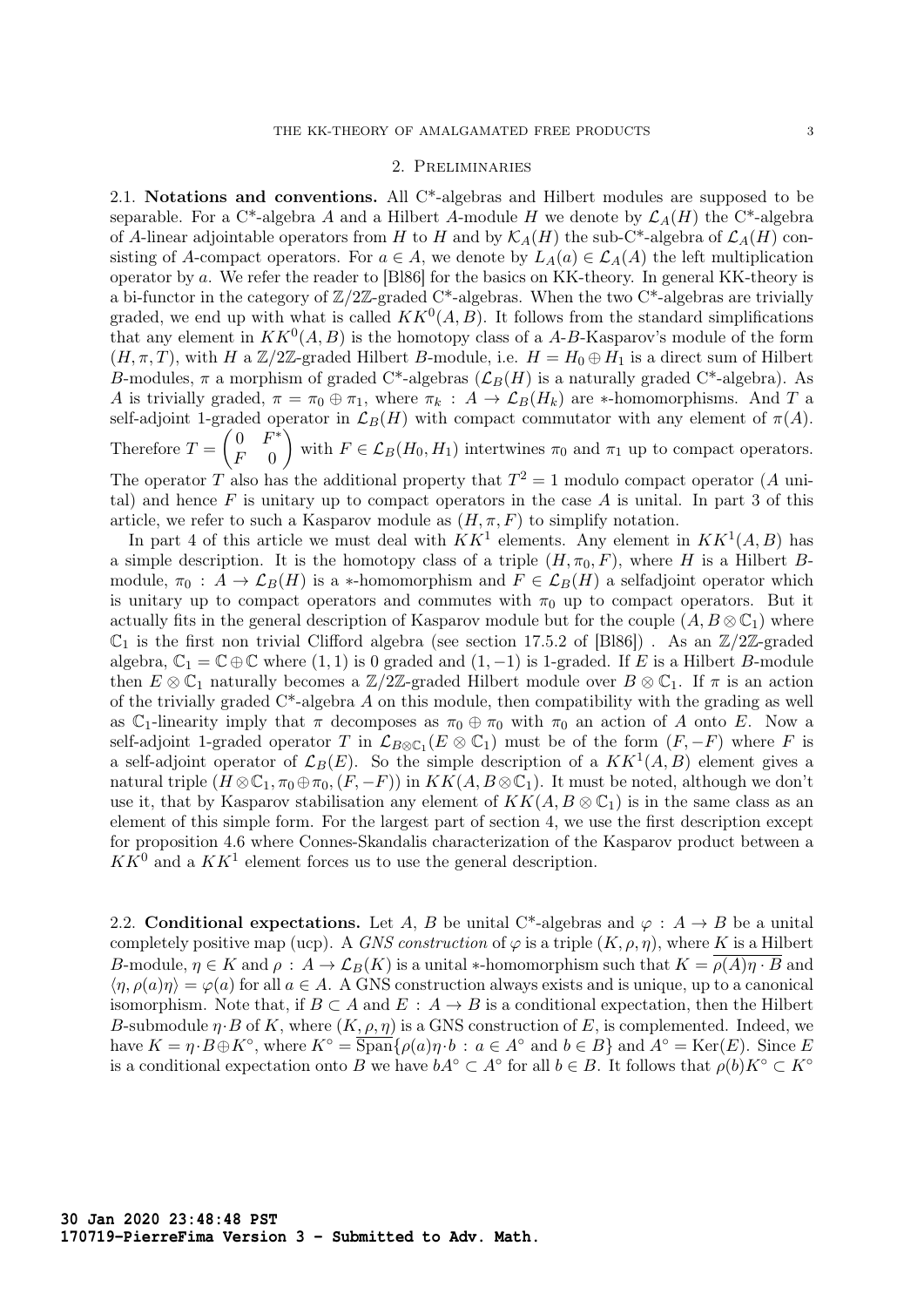## 2. Preliminaries

**2.1. Notations and conventions.** All C*-algebras and Hilbert modules are supposed to be separable. For a C*-algebra $A$ and a Hilbert $A$-module $H$ we denote by $\mathcal{L}_A(H)$ the C*-algebra of $A$-linear adjointable operators from $H$ to $H$ and by $\mathcal{K}_A(H)$ the sub-C*-algebra of $\mathcal{L}_A(H)$ consisting of $A$-compact operators. For $a \in A$, we denote by $L_A(a) \in \mathcal{L}_A(A)$ the left multiplication operator by $a$. We refer the reader to [Bl86] for the basics on KK-theory. In general KK-theory is a bi-functor in the category of $\mathbb{Z}/2\mathbb{Z}$-graded C*-algebras. When the two C*-algebras are trivially graded, we end up with what is called $KK^0(A, B)$. It follows from the standard simplifications that any element in $KK^0(A, B)$ is the homotopy class of a $A$-$B$-Kasparov's module of the form $(H, \pi, T)$, with $H$ a $\mathbb{Z}/2\mathbb{Z}$-graded Hilbert $B$-module, i.e. $H = H_0 \oplus H_1$ is a direct sum of Hilbert $B$-modules, $\pi$ a morphism of graded C*-algebras ($\mathcal{L}_B(H)$ is a naturally graded C*-algebra). As $A$ is trivially graded, $\pi = \pi_0 \oplus \pi_1$, where $\pi_k : A \to \mathcal{L}_B(H_k)$ are $*$-homomorphisms. And $T$ a self-adjoint 1-graded operator in $\mathcal{L}_B(H)$ with compact commutator with any element of $\pi(A)$. Therefore $T = \begin{pmatrix} 0 & F^* \\ F & 0 \end{pmatrix}$ with $F \in \mathcal{L}_B(H_0, H_1)$ intertwines $\pi_0$ and $\pi_1$ up to compact operators. The operator $T$ also has the additional property that $T^2 = 1$ modulo compact operator ($A$ unital) and hence $F$ is unitary up to compact operators in the case $A$ is unital. In part 3 of this article, we refer to such a Kasparov module as $(H, \pi, F)$ to simplify notation.

In part 4 of this article we must deal with $KK^1$ elements. Any element in $KK^1(A, B)$ has a simple description. It is the homotopy class of a triple $(H, \pi_0, F)$, where $H$ is a Hilbert $B$-module, $\pi_0 : A \to \mathcal{L}_B(H)$ is a $*$-homomorphism and $F \in \mathcal{L}_B(H)$ a selfadjoint operator which is unitary up to compact operators and commutes with $\pi_0$ up to compact operators. But it actually fits in the general description of Kasparov module but for the couple $(A, B \otimes \mathbb{C}_1)$ where $\mathbb{C}_1$ is the first non trivial Clifford algebra (see section 17.5.2 of [Bl86]) . As an $\mathbb{Z}/2\mathbb{Z}$-graded algebra, $\mathbb{C}_1 = \mathbb{C} \oplus \mathbb{C}$ where $(1, 1)$ is 0 graded and $(1, -1)$ is 1-graded. If $E$ is a Hilbert $B$-module then $E \otimes \mathbb{C}_1$ naturally becomes a $\mathbb{Z}/2\mathbb{Z}$-graded Hilbert module over $B \otimes \mathbb{C}_1$. If $\pi$ is an action of the trivially graded C*-algebra $A$ on this module, then compatibility with the grading as well as $\mathbb{C}_1$-linearity imply that $\pi$ decomposes as $\pi_0 \oplus \pi_0$ with $\pi_0$ an action of $A$ onto $E$. Now a self-adjoint 1-graded operator $T$ in $\mathcal{L}_{B \otimes \mathbb{C}_1}(E \otimes \mathbb{C}_1)$ must be of the form $(F, -F)$ where $F$ is a self-adjoint operator of $\mathcal{L}_B(E)$. So the simple description of a $KK^1(A, B)$ element gives a natural triple $(H \otimes \mathbb{C}_1, \pi_0 \oplus \pi_0, (F, -F))$ in $KK(A, B \otimes \mathbb{C}_1)$. It must be noted, although we don't use it, that by Kasparov stabilisation any element of $KK(A, B \otimes \mathbb{C}_1)$ is in the same class as an element of this simple form. For the largest part of section 4, we use the first description except for proposition 4.6 where Connes-Skandalis characterization of the Kasparov product between a $KK^0$ and a $KK^1$ element forces us to use the general description.

**2.2. Conditional expectations.** Let $A$, $B$ be unital C*-algebras and $\varphi : A \to B$ be a unital completely positive map (ucp). A *GNS construction* of $\varphi$ is a triple $(K, \rho, \eta)$, where $K$ is a Hilbert $B$-module, $\eta \in K$ and $\rho : A \to \mathcal{L}_B(K)$ is a unital $*$-homomorphism such that $K = \overline{\rho(A)\eta \cdot B}$ and $\langle \eta, \rho(a)\eta \rangle = \varphi(a)$ for all $a \in A$. A GNS construction always exists and is unique, up to a canonical isomorphism. Note that, if $B \subset A$ and $E : A \to B$ is a conditional expectation, then the Hilbert $B$-submodule $\eta \cdot B$ of $K$, where $(K, \rho, \eta)$ is a GNS construction of $E$, is complemented. Indeed, we have $K = \eta \cdot B \oplus K^\circ$, where $K^\circ = \overline{\text{Span}}\{\rho(a)\eta \cdot b : a \in A^\circ \text{ and } b \in B\}$ and $A^\circ = \text{Ker}(E)$. Since $E$ is a conditional expectation onto $B$ we have $bA^\circ \subset A^\circ$ for all $b \in B$. It follows that $\rho(b)K^\circ \subset K^\circ$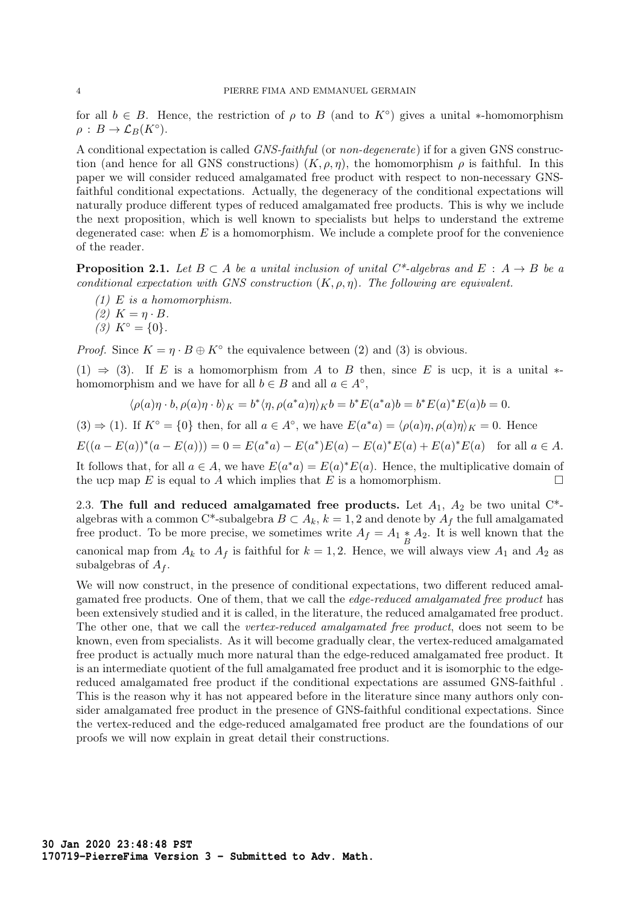for all $b \in B$. Hence, the restriction of $\rho$ to $B$ (and to $K^\circ$) gives a unital $*$-homomorphism $\rho : B \to \mathcal{L}_B(K^\circ)$.

A conditional expectation is called *GNS-faithful* (or *non-degenerate*) if for a given GNS construction (and hence for all GNS constructions) $(K, \rho, \eta)$, the homomorphism $\rho$ is faithful. In this paper we will consider reduced amalgamated free product with respect to non-necessary GNS-faithful conditional expectations. Actually, the degeneracy of the conditional expectations will naturally produce different types of reduced amalgamated free products. This is why we include the next proposition, which is well known to specialists but helps to understand the extreme degenerated case: when $E$ is a homomorphism. We include a complete proof for the convenience of the reader.

**Proposition 2.1.** *Let $B \subset A$ be a unital inclusion of unital C\*-algebras and $E : A \to B$ be a conditional expectation with GNS construction $(K, \rho, \eta)$. The following are equivalent.*

*(1) $E$ is a homomorphism.*
*(2) $K = \eta \cdot B$.*
*(3) $K^\circ = \{0\}$.*

*Proof.* Since $K = \eta \cdot B \oplus K^\circ$ the equivalence between (2) and (3) is obvious.

(1) $\Rightarrow$ (3). If $E$ is a homomorphism from $A$ to $B$ then, since $E$ is ucp, it is a unital $*$-homomorphism and we have for all $b \in B$ and all $a \in A^\circ$,

$$\langle \rho(a)\eta \cdot b, \rho(a)\eta \cdot b\rangle_K = b^*\langle \eta, \rho(a^*a)\eta\rangle_K b = b^*E(a^*a)b = b^*E(a)^*E(a)b = 0.$$

(3) $\Rightarrow$ (1). If $K^\circ = \{0\}$ then, for all $a \in A^\circ$, we have $E(a^*a) = \langle \rho(a)\eta, \rho(a)\eta\rangle_K = 0$. Hence

$$E((a - E(a))^*(a - E(a))) = 0 = E(a^*a) - E(a^*)E(a) - E(a)^*E(a) + E(a)^*E(a) \quad \text{for all } a \in A.$$

It follows that, for all $a \in A$, we have $E(a^*a) = E(a)^*E(a)$. Hence, the multiplicative domain of the ucp map $E$ is equal to $A$ which implies that $E$ is a homomorphism. $\square$

2.3. **The full and reduced amalgamated free products.** Let $A_1$, $A_2$ be two unital C\*-algebras with a common C\*-subalgebra $B \subset A_k$, $k = 1, 2$ and denote by $A_f$ the full amalgamated free product. To be more precise, we sometimes write $A_f = A_1 \underset{B}{*} A_2$. It is well known that the canonical map from $A_k$ to $A_f$ is faithful for $k = 1, 2$. Hence, we will always view $A_1$ and $A_2$ as subalgebras of $A_f$.

We will now construct, in the presence of conditional expectations, two different reduced amalgamated free products. One of them, that we call the *edge-reduced amalgamated free product* has been extensively studied and it is called, in the literature, the reduced amalgamated free product. The other one, that we call the *vertex-reduced amalgamated free product*, does not seem to be known, even from specialists. As it will become gradually clear, the vertex-reduced amalgamated free product is actually much more natural than the edge-reduced amalgamated free product. It is an intermediate quotient of the full amalgamated free product and it is isomorphic to the edge-reduced amalgamated free product if the conditional expectations are assumed GNS-faithful . This is the reason why it has not appeared before in the literature since many authors only consider amalgamated free product in the presence of GNS-faithful conditional expectations. Since the vertex-reduced and the edge-reduced amalgamated free product are the foundations of our proofs we will now explain in great detail their constructions.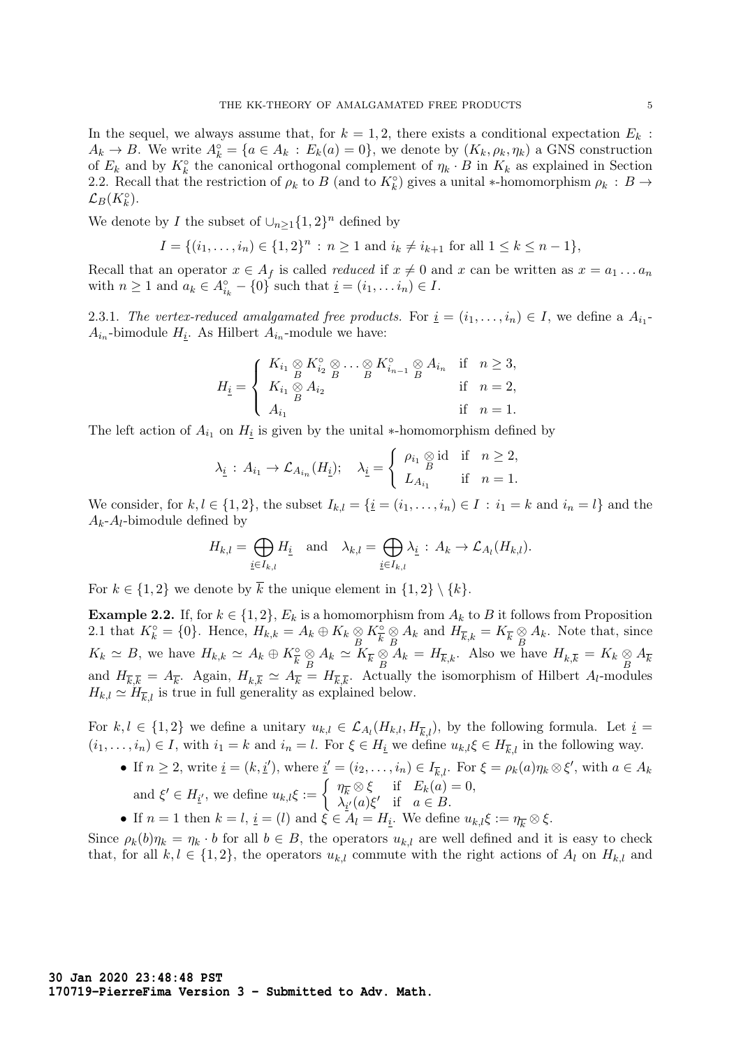In the sequel, we always assume that, for $k = 1, 2$, there exists a conditional expectation $E_k : A_k \to B$. We write $A_k^\circ = \{a \in A_k \,:\, E_k(a) = 0\}$, we denote by $(K_k, \rho_k, \eta_k)$ a GNS construction of $E_k$ and by $K_k^\circ$ the canonical orthogonal complement of $\eta_k \cdot B$ in $K_k$ as explained in Section 2.2. Recall that the restriction of $\rho_k$ to $B$ (and to $K_k^\circ$) gives a unital $*$-homomorphism $\rho_k : B \to \mathcal{L}_B(K_k^\circ)$.

We denote by $I$ the subset of $\cup_{n \geq 1}\{1, 2\}^n$ defined by

$$I = \{(i_1, \ldots, i_n) \in \{1, 2\}^n \,:\, n \geq 1 \text{ and } i_k \neq i_{k+1} \text{ for all } 1 \leq k \leq n - 1\},$$

Recall that an operator $x \in A_f$ is called *reduced* if $x \neq 0$ and $x$ can be written as $x = a_1 \ldots a_n$ with $n \geq 1$ and $a_k \in A_{i_k}^\circ - \{0\}$ such that $\underline{i} = (i_1, \ldots i_n) \in I$.

2.3.1. *The vertex-reduced amalgamated free products.* For $\underline{i} = (i_1, \ldots, i_n) \in I$, we define a $A_{i_1}$-$A_{i_n}$-bimodule $H_{\underline{i}}$. As Hilbert $A_{i_n}$-module we have:

$$H_{\underline{i}} = \left\{ \begin{array}{ll} K_{i_1} \underset{B}{\otimes} K_{i_2}^\circ \underset{B}{\otimes} \ldots \underset{B}{\otimes} K_{i_{n-1}}^\circ \underset{B}{\otimes} A_{i_n} & \text{if } \;\; n \geq 3, \\ K_{i_1} \underset{B}{\otimes} A_{i_2} & \text{if } \;\; n = 2, \\ A_{i_1} & \text{if } \;\; n = 1. \end{array} \right.$$

The left action of $A_{i_1}$ on $H_{\underline{i}}$ is given by the unital $*$-homomorphism defined by

$$\lambda_{\underline{i}} : A_{i_1} \to \mathcal{L}_{A_{i_n}}(H_{\underline{i}}); \quad \lambda_{\underline{i}} = \left\{ \begin{array}{ll} \rho_{i_1} \underset{B}{\otimes} \mathrm{id} & \text{if } \;\; n \geq 2, \\ L_{A_{i_1}} & \text{if } \;\; n = 1. \end{array} \right.$$

We consider, for $k, l \in \{1, 2\}$, the subset $I_{k,l} = \{\underline{i} = (i_1, \ldots, i_n) \in I \,:\, i_1 = k \text{ and } i_n = l\}$ and the $A_k$-$A_l$-bimodule defined by

$$H_{k,l} = \bigoplus_{\underline{i} \in I_{k,l}} H_{\underline{i}} \quad \text{and} \quad \lambda_{k,l} = \bigoplus_{\underline{i} \in I_{k,l}} \lambda_{\underline{i}} : A_k \to \mathcal{L}_{A_l}(H_{k,l}).$$

For $k \in \{1, 2\}$ we denote by $\overline{k}$ the unique element in $\{1, 2\} \setminus \{k\}$.

**Example 2.2.** If, for $k \in \{1, 2\}$, $E_k$ is a homomorphism from $A_k$ to $B$ it follows from Proposition 2.1 that $K_k^\circ = \{0\}$. Hence, $H_{k,k} = A_k \oplus K_k \underset{B}{\otimes} K_{\overline{k}}^\circ \underset{B}{\otimes} A_k$ and $H_{\overline{k},k} = K_{\overline{k}} \underset{B}{\otimes} A_k$. Note that, since $K_k \simeq B$, we have $H_{k,k} \simeq A_k \oplus K_{\overline{k}}^\circ \underset{B}{\otimes} A_k \simeq K_{\overline{k}} \underset{B}{\otimes} A_k = H_{\overline{k},k}$. Also we have $H_{k,\overline{k}} = K_k \underset{B}{\otimes} A_{\overline{k}}$ and $H_{\overline{k},\overline{k}} = A_{\overline{k}}$. Again, $H_{k,\overline{k}} \simeq A_{\overline{k}} = H_{\overline{k},\overline{k}}$. Actually the isomorphism of Hilbert $A_l$-modules $H_{k,l} \simeq H_{\overline{k},l}$ is true in full generality as explained below.

For $k, l \in \{1, 2\}$ we define a unitary $u_{k,l} \in \mathcal{L}_{A_l}(H_{k,l}, H_{\overline{k},l})$, by the following formula. Let $\underline{i} = (i_1, \ldots, i_n) \in I$, with $i_1 = k$ and $i_n = l$. For $\xi \in H_{\underline{i}}$ we define $u_{k,l}\xi \in H_{\overline{k},l}$ in the following way.

- If $n \geq 2$, write $\underline{i} = (k, \underline{i}')$, where $\underline{i}' = (i_2, \ldots, i_n) \in I_{\overline{k},l}$. For $\xi = \rho_k(a)\eta_k \otimes \xi'$, with $a \in A_k$ and $\xi' \in H_{\underline{i}'}$, we define $u_{k,l}\xi := \left\{ \begin{array}{ll} \eta_{\overline{k}} \otimes \xi & \text{if } \;\; E_k(a) = 0, \\ \lambda_{\underline{i}'}(a)\xi' & \text{if } \;\; a \in B. \end{array} \right.$
- If $n = 1$ then $k = l$, $\underline{i} = (l)$ and $\xi \in A_l = H_{\underline{i}}$. We define $u_{k,l}\xi := \eta_{\overline{k}} \otimes \xi$.

Since $\rho_k(b)\eta_k = \eta_k \cdot b$ for all $b \in B$, the operators $u_{k,l}$ are well defined and it is easy to check that, for all $k, l \in \{1, 2\}$, the operators $u_{k,l}$ commute with the right actions of $A_l$ on $H_{k,l}$ and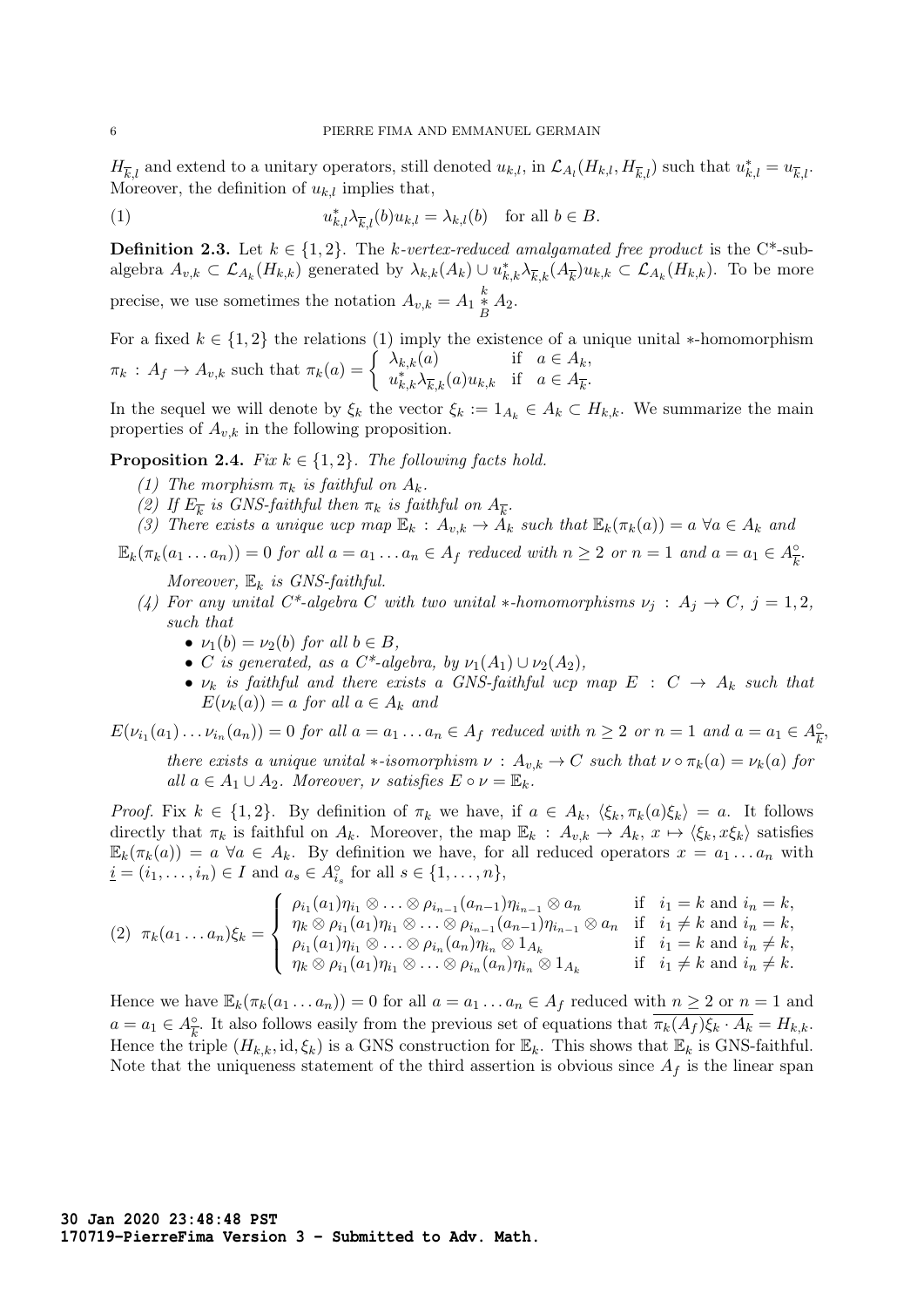$H_{\overline{k},l}$ and extend to a unitary operators, still denoted $u_{k,l}$, in $\mathcal{L}_{A_l}(H_{k,l}, H_{\overline{k},l})$ such that $u_{k,l}^* = u_{\overline{k},l}$. Moreover, the definition of $u_{k,l}$ implies that,

$$u_{k,l}^* \lambda_{\overline{k},l}(b) u_{k,l} = \lambda_{k,l}(b) \quad \text{for all } b \in B. \tag{1}$$

**Definition 2.3.** Let $k \in \{1, 2\}$. The *k-vertex-reduced amalgamated free product* is the C\*-subalgebra $A_{v,k} \subset \mathcal{L}_{A_k}(H_{k,k})$ generated by $\lambda_{k,k}(A_k) \cup u_{k,k}^* \lambda_{\overline{k},k}(A_{\overline{k}}) u_{k,k} \subset \mathcal{L}_{A_k}(H_{k,k})$. To be more precise, we use sometimes the notation $A_{v,k} = A_1 \overset{k}{\underset{B}{*}} A_2$.

For a fixed $k \in \{1, 2\}$ the relations (1) imply the existence of a unique unital $*$-homomorphism $\pi_k : A_f \to A_{v,k}$ such that $\pi_k(a) = \begin{cases} \lambda_{k,k}(a) & \text{if } a \in A_k, \\ u_{k,k}^* \lambda_{\overline{k},k}(a) u_{k,k} & \text{if } a \in A_{\overline{k}}. \end{cases}$

In the sequel we will denote by $\xi_k$ the vector $\xi_k := 1_{A_k} \in A_k \subset H_{k,k}$. We summarize the main properties of $A_{v,k}$ in the following proposition.

**Proposition 2.4.** *Fix $k \in \{1, 2\}$. The following facts hold.*

*(1) The morphism $\pi_k$ is faithful on $A_k$.*

*(2) If $E_{\overline{k}}$ is GNS-faithful then $\pi_k$ is faithful on $A_{\overline{k}}$.*

*(3) There exists a unique ucp map $\mathbb{E}_k : A_{v,k} \to A_k$ such that $\mathbb{E}_k(\pi_k(a)) = a$ $\forall a \in A_k$ and*

$\mathbb{E}_k(\pi_k(a_1 \dots a_n)) = 0$ *for all $a = a_1 \dots a_n \in A_f$ reduced with $n \geq 2$ or $n = 1$ and $a = a_1 \in A_{\overline{k}}^\circ$.*

*Moreover, $\mathbb{E}_k$ is GNS-faithful.*

*(4) For any unital C\*-algebra $C$ with two unital $*$-homomorphisms $\nu_j : A_j \to C$, $j = 1, 2$, such that*

- *$\nu_1(b) = \nu_2(b)$ for all $b \in B$,*
- *$C$ is generated, as a C\*-algebra, by $\nu_1(A_1) \cup \nu_2(A_2)$,*
- *$\nu_k$ is faithful and there exists a GNS-faithful ucp map $E : C \to A_k$ such that $E(\nu_k(a)) = a$ for all $a \in A_k$ and*

$E(\nu_{i_1}(a_1) \dots \nu_{i_n}(a_n)) = 0$ *for all $a = a_1 \dots a_n \in A_f$ reduced with $n \geq 2$ or $n = 1$ and $a = a_1 \in A_{\overline{k}}^\circ$,*

*there exists a unique unital $*$-isomorphism $\nu : A_{v,k} \to C$ such that $\nu \circ \pi_k(a) = \nu_k(a)$ for all $a \in A_1 \cup A_2$. Moreover, $\nu$ satisfies $E \circ \nu = \mathbb{E}_k$.*

*Proof.* Fix $k \in \{1, 2\}$. By definition of $\pi_k$ we have, if $a \in A_k$, $\langle \xi_k, \pi_k(a) \xi_k \rangle = a$. It follows directly that $\pi_k$ is faithful on $A_k$. Moreover, the map $\mathbb{E}_k : A_{v,k} \to A_k$, $x \mapsto \langle \xi_k, x \xi_k \rangle$ satisfies $\mathbb{E}_k(\pi_k(a)) = a$ $\forall a \in A_k$. By definition we have, for all reduced operators $x = a_1 \dots a_n$ with $\underline{i} = (i_1, \dots, i_n) \in I$ and $a_s \in A_{i_s}^\circ$ for all $s \in \{1, \dots, n\}$,

$$\pi_k(a_1 \dots a_n) \xi_k = \begin{cases} \rho_{i_1}(a_1) \eta_{i_1} \otimes \dots \otimes \rho_{i_{n-1}}(a_{n-1}) \eta_{i_{n-1}} \otimes a_n & \text{if } i_1 = k \text{ and } i_n = k, \\ \eta_k \otimes \rho_{i_1}(a_1) \eta_{i_1} \otimes \dots \otimes \rho_{i_{n-1}}(a_{n-1}) \eta_{i_{n-1}} \otimes a_n & \text{if } i_1 \neq k \text{ and } i_n = k, \\ \rho_{i_1}(a_1) \eta_{i_1} \otimes \dots \otimes \rho_{i_n}(a_n) \eta_{i_n} \otimes 1_{A_k} & \text{if } i_1 = k \text{ and } i_n \neq k, \\ \eta_k \otimes \rho_{i_1}(a_1) \eta_{i_1} \otimes \dots \otimes \rho_{i_n}(a_n) \eta_{i_n} \otimes 1_{A_k} & \text{if } i_1 \neq k \text{ and } i_n \neq k. \end{cases} \tag{2}$$

Hence we have $\mathbb{E}_k(\pi_k(a_1 \dots a_n)) = 0$ for all $a = a_1 \dots a_n \in A_f$ reduced with $n \geq 2$ or $n = 1$ and $a = a_1 \in A_{\overline{k}}^\circ$. It also follows easily from the previous set of equations that $\overline{\pi_k(A_f) \xi_k \cdot A_k} = H_{k,k}$. Hence the triple $(H_{k,k}, \mathrm{id}, \xi_k)$ is a GNS construction for $\mathbb{E}_k$. This shows that $\mathbb{E}_k$ is GNS-faithful. Note that the uniqueness statement of the third assertion is obvious since $A_f$ is the linear span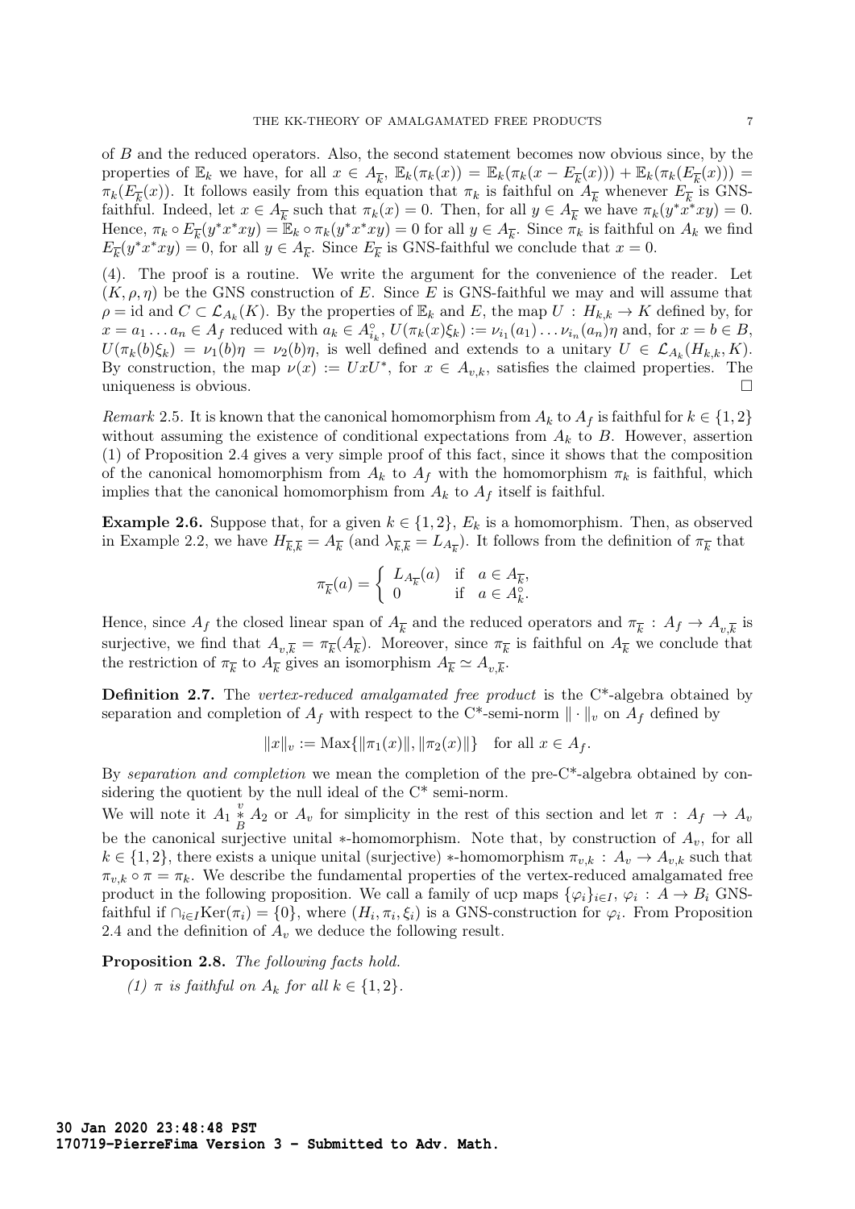of $B$ and the reduced operators. Also, the second statement becomes now obvious since, by the properties of $\mathbb{E}_k$ we have, for all $x \in A_{\overline{k}}$, $\mathbb{E}_k(\pi_k(x)) = \mathbb{E}_k(\pi_k(x - E_{\overline{k}}(x))) + \mathbb{E}_k(\pi_k(E_{\overline{k}}(x))) = \pi_k(E_{\overline{k}}(x))$. It follows easily from this equation that $\pi_k$ is faithful on $A_{\overline{k}}$ whenever $E_{\overline{k}}$ is GNS-faithful. Indeed, let $x \in A_{\overline{k}}$ such that $\pi_k(x) = 0$. Then, for all $y \in A_{\overline{k}}$ we have $\pi_k(y^*x^*xy) = 0$. Hence, $\pi_k \circ E_{\overline{k}}(y^*x^*xy) = \mathbb{E}_k \circ \pi_k(y^*x^*xy) = 0$ for all $y \in A_{\overline{k}}$. Since $\pi_k$ is faithful on $A_k$ we find $E_{\overline{k}}(y^*x^*xy) = 0$, for all $y \in A_{\overline{k}}$. Since $E_{\overline{k}}$ is GNS-faithful we conclude that $x = 0$.

(4). The proof is a routine. We write the argument for the convenience of the reader. Let $(K, \rho, \eta)$ be the GNS construction of $E$. Since $E$ is GNS-faithful we may and will assume that $\rho = \mathrm{id}$ and $C \subset \mathcal{L}_{A_k}(K)$. By the properties of $\mathbb{E}_k$ and $E$, the map $U : H_{k,k} \to K$ defined by, for $x = a_1 \dots a_n \in A_f$ reduced with $a_k \in A_{i_k}^\circ$, $U(\pi_k(x)\xi_k) := \nu_{i_1}(a_1)\dots\nu_{i_n}(a_n)\eta$ and, for $x = b \in B$, $U(\pi_k(b)\xi_k) = \nu_1(b)\eta = \nu_2(b)\eta$, is well defined and extends to a unitary $U \in \mathcal{L}_{A_k}(H_{k,k}, K)$. By construction, the map $\nu(x) := UxU^*$, for $x \in A_{v,k}$, satisfies the claimed properties. The uniqueness is obvious. $\square$

*Remark* 2.5. It is known that the canonical homomorphism from $A_k$ to $A_f$ is faithful for $k \in \{1, 2\}$ without assuming the existence of conditional expectations from $A_k$ to $B$. However, assertion (1) of Proposition 2.4 gives a very simple proof of this fact, since it shows that the composition of the canonical homomorphism from $A_k$ to $A_f$ with the homomorphism $\pi_k$ is faithful, which implies that the canonical homomorphism from $A_k$ to $A_f$ itself is faithful.

**Example 2.6.** Suppose that, for a given $k \in \{1, 2\}$, $E_k$ is a homomorphism. Then, as observed in Example 2.2, we have $H_{\overline{k},\overline{k}} = A_{\overline{k}}$ (and $\lambda_{\overline{k},\overline{k}} = L_{A_{\overline{k}}}$). It follows from the definition of $\pi_{\overline{k}}$ that

$$\pi_{\overline{k}}(a) = \begin{cases} L_{A_{\overline{k}}}(a) & \text{if } a \in A_{\overline{k}}, \\ 0 & \text{if } a \in A_k^\circ. \end{cases}$$

Hence, since $A_f$ the closed linear span of $A_{\overline{k}}$ and the reduced operators and $\pi_{\overline{k}} : A_f \to A_{v,\overline{k}}$ is surjective, we find that $A_{v,\overline{k}} = \pi_{\overline{k}}(A_{\overline{k}})$. Moreover, since $\pi_{\overline{k}}$ is faithful on $A_{\overline{k}}$ we conclude that the restriction of $\pi_{\overline{k}}$ to $A_{\overline{k}}$ gives an isomorphism $A_{\overline{k}} \simeq A_{v,\overline{k}}$.

**Definition 2.7.** The *vertex-reduced amalgamated free product* is the C*-algebra obtained by separation and completion of $A_f$ with respect to the C*-semi-norm $\|\cdot\|_v$ on $A_f$ defined by

$$\|x\|_v := \mathrm{Max}\{\|\pi_1(x)\|, \|\pi_2(x)\|\} \quad \text{for all } x \in A_f.$$

By *separation and completion* we mean the completion of the pre-C*-algebra obtained by considering the quotient by the null ideal of the C* semi-norm.

We will note it $A_1 \overset{v}{\underset{B}{*}} A_2$ or $A_v$ for simplicity in the rest of this section and let $\pi : A_f \to A_v$ be the canonical surjective unital $*$-homomorphism. Note that, by construction of $A_v$, for all $k \in \{1, 2\}$, there exists a unique unital (surjective) $*$-homomorphism $\pi_{v,k} : A_v \to A_{v,k}$ such that $\pi_{v,k} \circ \pi = \pi_k$. We describe the fundamental properties of the vertex-reduced amalgamated free product in the following proposition. We call a family of ucp maps $\{\varphi_i\}_{i \in I}$, $\varphi_i : A \to B_i$ GNS-faithful if $\cap_{i \in I}\mathrm{Ker}(\pi_i) = \{0\}$, where $(H_i, \pi_i, \xi_i)$ is a GNS-construction for $\varphi_i$. From Proposition 2.4 and the definition of $A_v$ we deduce the following result.

**Proposition 2.8.** *The following facts hold.*

*(1) $\pi$ is faithful on $A_k$ for all $k \in \{1, 2\}$.*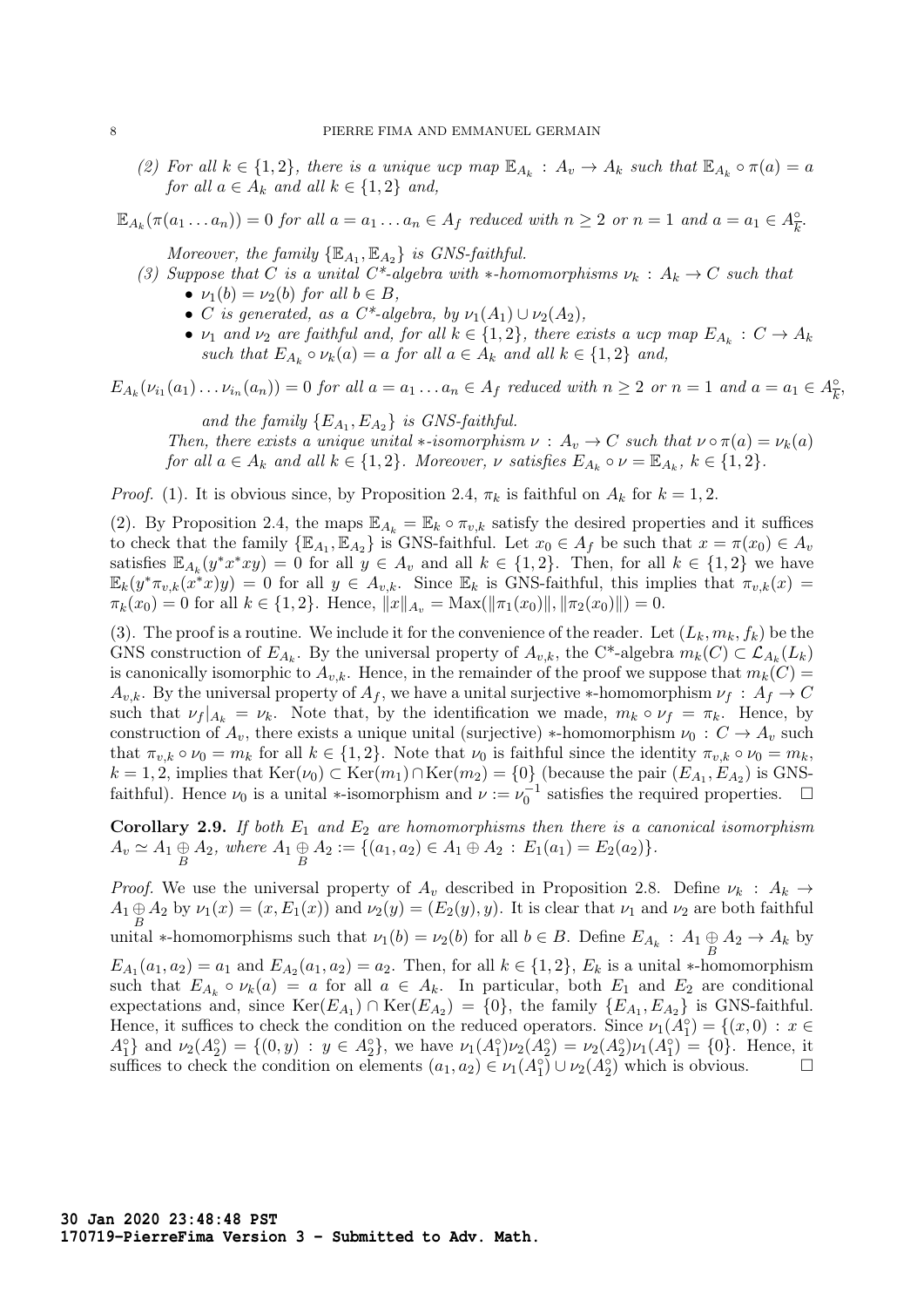(2) *For all $k \in \{1,2\}$, there is a unique ucp map $\mathbb{E}_{A_k} : A_v \to A_k$ such that $\mathbb{E}_{A_k} \circ \pi(a) = a$ for all $a \in A_k$ and all $k \in \{1,2\}$ and,*

$$\mathbb{E}_{A_k}(\pi(a_1 \dots a_n)) = 0 \text{ for all } a = a_1 \dots a_n \in A_f \text{ reduced with } n \geq 2 \text{ or } n = 1 \text{ and } a = a_1 \in A_{\overline{k}}^\circ.$$

*Moreover, the family $\{\mathbb{E}_{A_1}, \mathbb{E}_{A_2}\}$ is GNS-faithful.*

(3) *Suppose that $C$ is a unital C\*-algebra with $*$-homomorphisms $\nu_k : A_k \to C$ such that*
- *$\nu_1(b) = \nu_2(b)$ for all $b \in B$,*
- *$C$ is generated, as a C\*-algebra, by $\nu_1(A_1) \cup \nu_2(A_2)$,*
- *$\nu_1$ and $\nu_2$ are faithful and, for all $k \in \{1,2\}$, there exists a ucp map $E_{A_k} : C \to A_k$ such that $E_{A_k} \circ \nu_k(a) = a$ for all $a \in A_k$ and all $k \in \{1,2\}$ and,*

$$E_{A_k}(\nu_{i_1}(a_1) \dots \nu_{i_n}(a_n)) = 0 \text{ for all } a = a_1 \dots a_n \in A_f \text{ reduced with } n \geq 2 \text{ or } n = 1 \text{ and } a = a_1 \in A_{\overline{k}}^\circ,$$

*and the family $\{E_{A_1}, E_{A_2}\}$ is GNS-faithful.*

*Then, there exists a unique unital $*$-isomorphism $\nu : A_v \to C$ such that $\nu \circ \pi(a) = \nu_k(a)$ for all $a \in A_k$ and all $k \in \{1,2\}$. Moreover, $\nu$ satisfies $E_{A_k} \circ \nu = \mathbb{E}_{A_k}$, $k \in \{1,2\}$.*

*Proof.* (1). It is obvious since, by Proposition 2.4, $\pi_k$ is faithful on $A_k$ for $k = 1,2$.

(2). By Proposition 2.4, the maps $\mathbb{E}_{A_k} = \mathbb{E}_k \circ \pi_{v,k}$ satisfy the desired properties and it suffices to check that the family $\{\mathbb{E}_{A_1}, \mathbb{E}_{A_2}\}$ is GNS-faithful. Let $x_0 \in A_f$ be such that $x = \pi(x_0) \in A_v$ satisfies $\mathbb{E}_{A_k}(y^*x^*xy) = 0$ for all $y \in A_v$ and all $k \in \{1,2\}$. Then, for all $k \in \{1,2\}$ we have $\mathbb{E}_k(y^*\pi_{v,k}(x^*x)y) = 0$ for all $y \in A_{v,k}$. Since $\mathbb{E}_k$ is GNS-faithful, this implies that $\pi_{v,k}(x) = \pi_k(x_0) = 0$ for all $k \in \{1,2\}$. Hence, $\|x\|_{A_v} = \text{Max}(\|\pi_1(x_0)\|, \|\pi_2(x_0)\|) = 0$.

(3). The proof is a routine. We include it for the convenience of the reader. Let $(L_k, m_k, f_k)$ be the GNS construction of $E_{A_k}$. By the universal property of $A_{v,k}$, the C\*-algebra $m_k(C) \subset \mathcal{L}_{A_k}(L_k)$ is canonically isomorphic to $A_{v,k}$. Hence, in the remainder of the proof we suppose that $m_k(C) = A_{v,k}$. By the universal property of $A_f$, we have a unital surjective $*$-homomorphism $\nu_f : A_f \to C$ such that $\nu_f|_{A_k} = \nu_k$. Note that, by the identification we made, $m_k \circ \nu_f = \pi_k$. Hence, by construction of $A_v$, there exists a unique unital (surjective) $*$-homomorphism $\nu_0 : C \to A_v$ such that $\pi_{v,k} \circ \nu_0 = m_k$ for all $k \in \{1,2\}$. Note that $\nu_0$ is faithful since the identity $\pi_{v,k} \circ \nu_0 = m_k$, $k = 1,2$, implies that $\text{Ker}(\nu_0) \subset \text{Ker}(m_1) \cap \text{Ker}(m_2) = \{0\}$ (because the pair $(E_{A_1}, E_{A_2})$ is GNS-faithful). Hence $\nu_0$ is a unital $*$-isomorphism and $\nu := \nu_0^{-1}$ satisfies the required properties. $\square$

**Corollary 2.9.** *If both $E_1$ and $E_2$ are homomorphisms then there is a canonical isomorphism $A_v \simeq A_1 \underset{B}{\oplus} A_2$, where $A_1 \underset{B}{\oplus} A_2 := \{(a_1, a_2) \in A_1 \oplus A_2 : E_1(a_1) = E_2(a_2)\}$.*

*Proof.* We use the universal property of $A_v$ described in Proposition 2.8. Define $\nu_k : A_k \to A_1 \underset{B}{\oplus} A_2$ by $\nu_1(x) = (x, E_1(x))$ and $\nu_2(y) = (E_2(y), y)$. It is clear that $\nu_1$ and $\nu_2$ are both faithful unital $*$-homomorphisms such that $\nu_1(b) = \nu_2(b)$ for all $b \in B$. Define $E_{A_k} : A_1 \underset{B}{\oplus} A_2 \to A_k$ by $E_{A_1}(a_1, a_2) = a_1$ and $E_{A_2}(a_1, a_2) = a_2$. Then, for all $k \in \{1,2\}$, $E_k$ is a unital $*$-homomorphism such that $E_{A_k} \circ \nu_k(a) = a$ for all $a \in A_k$. In particular, both $E_1$ and $E_2$ are conditional expectations and, since $\text{Ker}(E_{A_1}) \cap \text{Ker}(E_{A_2}) = \{0\}$, the family $\{E_{A_1}, E_{A_2}\}$ is GNS-faithful. Hence, it suffices to check the condition on the reduced operators. Since $\nu_1(A_1^\circ) = \{(x, 0) : x \in A_1^\circ\}$ and $\nu_2(A_2^\circ) = \{(0, y) : y \in A_2^\circ\}$, we have $\nu_1(A_1^\circ)\nu_2(A_2^\circ) = \nu_2(A_2^\circ)\nu_1(A_1^\circ) = \{0\}$. Hence, it suffices to check the condition on elements $(a_1, a_2) \in \nu_1(A_1^\circ) \cup \nu_2(A_2^\circ)$ which is obvious. $\square$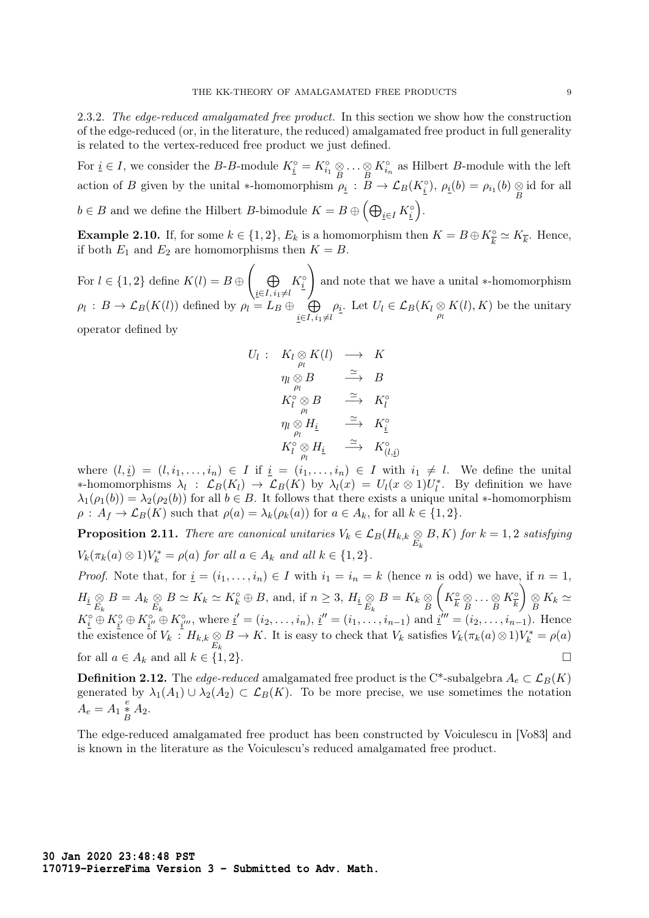2.3.2. *The edge-reduced amalgamated free product.* In this section we show how the construction of the edge-reduced (or, in the literature, the reduced) amalgamated free product in full generality is related to the vertex-reduced free product we just defined.

For $\underline{i} \in I$, we consider the $B$-$B$-module $K^\circ_{\underline{i}} = K^\circ_{i_1} \underset{B}{\otimes} \dots \underset{B}{\otimes} K^\circ_{i_n}$ as Hilbert $B$-module with the left action of $B$ given by the unital $*$-homomorphism $\rho_{\underline{i}} : B \to \mathcal{L}_B(K^\circ_{\underline{i}})$, $\rho_{\underline{i}}(b) = \rho_{i_1}(b) \underset{B}{\otimes} \mathrm{id}$ for all $b \in B$ and we define the Hilbert $B$-bimodule $K = B \oplus \left( \bigoplus_{\underline{i} \in I} K^\circ_{\underline{i}} \right)$.

**Example 2.10.** If, for some $k \in \{1,2\}$, $E_k$ is a homomorphism then $K = B \oplus K^\circ_{\overline{k}} \simeq K_{\overline{k}}$. Hence, if both $E_1$ and $E_2$ are homomorphisms then $K = B$.

For $l \in \{1,2\}$ define $K(l) = B \oplus \left( \underset{\underline{i} \in I,\, i_1 \neq l}{\bigoplus} K^\circ_{\underline{i}} \right)$ and note that we have a unital $*$-homomorphism $\rho_l : B \to \mathcal{L}_B(K(l))$ defined by $\rho_l = L_B \oplus \underset{\underline{i} \in I,\, i_1 \neq l}{\bigoplus} \rho_{\underline{i}}$. Let $U_l \in \mathcal{L}_B(K_l \underset{\rho_l}{\otimes} K(l), K)$ be the unitary operator defined by

$$
\begin{array}{rlcl}
U_l : & K_l \underset{\rho_l}{\otimes} K(l) & \longrightarrow & K \\
& \eta_l \underset{\rho_l}{\otimes} B & \overset{\simeq}{\longrightarrow} & B \\
& K^\circ_l \underset{\rho_l}{\otimes} B & \overset{\simeq}{\longrightarrow} & K^\circ_l \\
& \eta_l \underset{\rho_l}{\otimes} H_{\underline{i}} & \overset{\simeq}{\longrightarrow} & K^\circ_{\underline{i}} \\
& K^\circ_l \underset{\rho_l}{\otimes} H_{\underline{i}} & \overset{\simeq}{\longrightarrow} & K^\circ_{(l,\underline{i})}
\end{array}
$$

where $(l, \underline{i}) = (l, i_1, \dots, i_n) \in I$ if $\underline{i} = (i_1, \dots, i_n) \in I$ with $i_1 \neq l$. We define the unital $*$-homomorphisms $\lambda_l : \mathcal{L}_B(K_l) \to \mathcal{L}_B(K)$ by $\lambda_l(x) = U_l(x \otimes 1)U_l^*$. By definition we have $\lambda_1(\rho_1(b)) = \lambda_2(\rho_2(b))$ for all $b \in B$. It follows that there exists a unique unital $*$-homomorphism $\rho : A_f \to \mathcal{L}_B(K)$ such that $\rho(a) = \lambda_k(\rho_k(a))$ for $a \in A_k$, for all $k \in \{1,2\}$.

**Proposition 2.11.** *There are canonical unitaries $V_k \in \mathcal{L}_B(H_{k,k} \underset{E_k}{\otimes} B, K)$ for $k = 1,2$ satisfying $V_k(\pi_k(a) \otimes 1)V_k^* = \rho(a)$ for all $a \in A_k$ and all $k \in \{1,2\}$.*

*Proof.* Note that, for $\underline{i} = (i_1, \dots, i_n) \in I$ with $i_1 = i_n = k$ (hence $n$ is odd) we have, if $n = 1$, $H_{\underline{i}} \underset{E_k}{\otimes} B = A_k \underset{E_k}{\otimes} B \simeq K_k \simeq K^\circ_k \oplus B$, and, if $n \geq 3$, $H_{\underline{i}} \underset{E_k}{\otimes} B = K_k \underset{B}{\otimes} \left( K^\circ_{\overline{k}} \underset{B}{\otimes} \dots \underset{B}{\otimes} K^\circ_{\overline{k}} \right) \underset{B}{\otimes} K_k \simeq K^\circ_{\underline{i}} \oplus K^\circ_{\underline{i}'} \oplus K^\circ_{\underline{i}''} \oplus K^\circ_{\underline{i}'''}$, where $\underline{i}' = (i_2, \dots, i_n)$, $\underline{i}'' = (i_1, \dots, i_{n-1})$ and $\underline{i}''' = (i_2, \dots, i_{n-1})$. Hence the existence of $V_k : H_{k,k} \underset{E_k}{\otimes} B \to K$. It is easy to check that $V_k$ satisfies $V_k(\pi_k(a) \otimes 1)V_k^* = \rho(a)$ for all $a \in A_k$ and all $k \in \{1,2\}$. $\square$

**Definition 2.12.** The *edge-reduced* amalgamated free product is the C*-subalgebra $A_e \subset \mathcal{L}_B(K)$ generated by $\lambda_1(A_1) \cup \lambda_2(A_2) \subset \mathcal{L}_B(K)$. To be more precise, we use sometimes the notation $A_e = A_1 \overset{e}{\underset{B}{*}} A_2$.

The edge-reduced amalgamated free product has been constructed by Voiculescu in [Vo83] and is known in the literature as the Voiculescu's reduced amalgamated free product.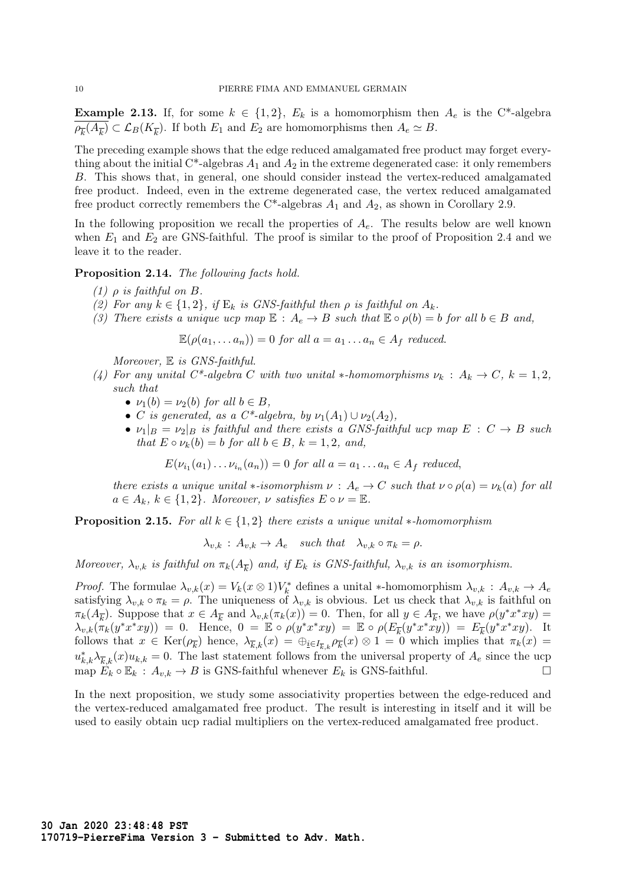**Example 2.13.** If, for some $k \in \{1,2\}$, $E_k$ is a homomorphism then $A_e$ is the C*-algebra $\overline{\rho_{\overline{k}}(A_{\overline{k}})} \subset \mathcal{L}_B(K_{\overline{k}})$. If both $E_1$ and $E_2$ are homomorphisms then $A_e \simeq B$.

The preceding example shows that the edge reduced amalgamated free product may forget everything about the initial C*-algebras $A_1$ and $A_2$ in the extreme degenerated case: it only remembers $B$. This shows that, in general, one should consider instead the vertex-reduced amalgamated free product. Indeed, even in the extreme degenerated case, the vertex reduced amalgamated free product correctly remembers the C*-algebras $A_1$ and $A_2$, as shown in Corollary 2.9.

In the following proposition we recall the properties of $A_e$. The results below are well known when $E_1$ and $E_2$ are GNS-faithful. The proof is similar to the proof of Proposition 2.4 and we leave it to the reader.

**Proposition 2.14.** *The following facts hold.*

1. *$\rho$ is faithful on $B$.*
2. *For any $k \in \{1,2\}$, if $\mathrm{E}_k$ is GNS-faithful then $\rho$ is faithful on $A_k$.*
3. *There exists a unique ucp map $\mathbb{E} : A_e \to B$ such that $\mathbb{E} \circ \rho(b) = b$ for all $b \in B$ and,*
$$\mathbb{E}(\rho(a_1, \dots a_n)) = 0 \text{ for all } a = a_1 \dots a_n \in A_f \text{ reduced.}$$
*Moreover, $\mathbb{E}$ is GNS-faithful.*
4. *For any unital C*-algebra $C$ with two unital $*$-homomorphisms $\nu_k : A_k \to C$, $k = 1,2$, such that*
   - *$\nu_1(b) = \nu_2(b)$ for all $b \in B$,*
   - *$C$ is generated, as a C*-algebra, by $\nu_1(A_1) \cup \nu_2(A_2)$,*
   - *$\nu_1|_B = \nu_2|_B$ is faithful and there exists a GNS-faithful ucp map $E : C \to B$ such that $E \circ \nu_k(b) = b$ for all $b \in B$, $k = 1,2$, and,*
$$E(\nu_{i_1}(a_1) \dots \nu_{i_n}(a_n)) = 0 \text{ for all } a = a_1 \dots a_n \in A_f \text{ reduced,}$$

   *there exists a unique unital $*$-isomorphism $\nu : A_e \to C$ such that $\nu \circ \rho(a) = \nu_k(a)$ for all $a \in A_k$, $k \in \{1,2\}$. Moreover, $\nu$ satisfies $E \circ \nu = \mathbb{E}$.*

**Proposition 2.15.** *For all $k \in \{1,2\}$ there exists a unique unital $*$-homomorphism*
$$\lambda_{v,k} : A_{v,k} \to A_e \quad \text{such that} \quad \lambda_{v,k} \circ \pi_k = \rho.$$
*Moreover, $\lambda_{v,k}$ is faithful on $\pi_k(A_{\overline{k}})$ and, if $E_k$ is GNS-faithful, $\lambda_{v,k}$ is an isomorphism.*

*Proof.* The formulae $\lambda_{v,k}(x) = V_k(x \otimes 1)V_k^*$ defines a unital $*$-homomorphism $\lambda_{v,k} : A_{v,k} \to A_e$ satisfying $\lambda_{v,k} \circ \pi_k = \rho$. The uniqueness of $\lambda_{v,k}$ is obvious. Let us check that $\lambda_{v,k}$ is faithful on $\pi_k(A_{\overline{k}})$. Suppose that $x \in A_{\overline{k}}$ and $\lambda_{v,k}(\pi_k(x)) = 0$. Then, for all $y \in A_{\overline{k}}$, we have $\rho(y^*x^*xy) = \lambda_{v,k}(\pi_k(y^*x^*xy)) = 0$. Hence, $0 = \mathbb{E} \circ \rho(y^*x^*xy) = \mathbb{E} \circ \rho(E_{\overline{k}}(y^*x^*xy)) = E_{\overline{k}}(y^*x^*xy)$. It follows that $x \in \mathrm{Ker}(\rho_{\overline{k}})$ hence, $\lambda_{\overline{k},k}(x) = \oplus_{\underline{i} \in I_{\overline{k},k}} \rho_{\overline{k}}(x) \otimes 1 = 0$ which implies that $\pi_k(x) = u_{k,k}^* \lambda_{\overline{k},k}(x) u_{k,k} = 0$. The last statement follows from the universal property of $A_e$ since the ucp map $E_k \circ \mathbb{E}_k : A_{v,k} \to B$ is GNS-faithful whenever $E_k$ is GNS-faithful. $\square$

In the next proposition, we study some associativity properties between the edge-reduced and the vertex-reduced amalgamated free product. The result is interesting in itself and it will be used to easily obtain ucp radial multipliers on the vertex-reduced amalgamated free product.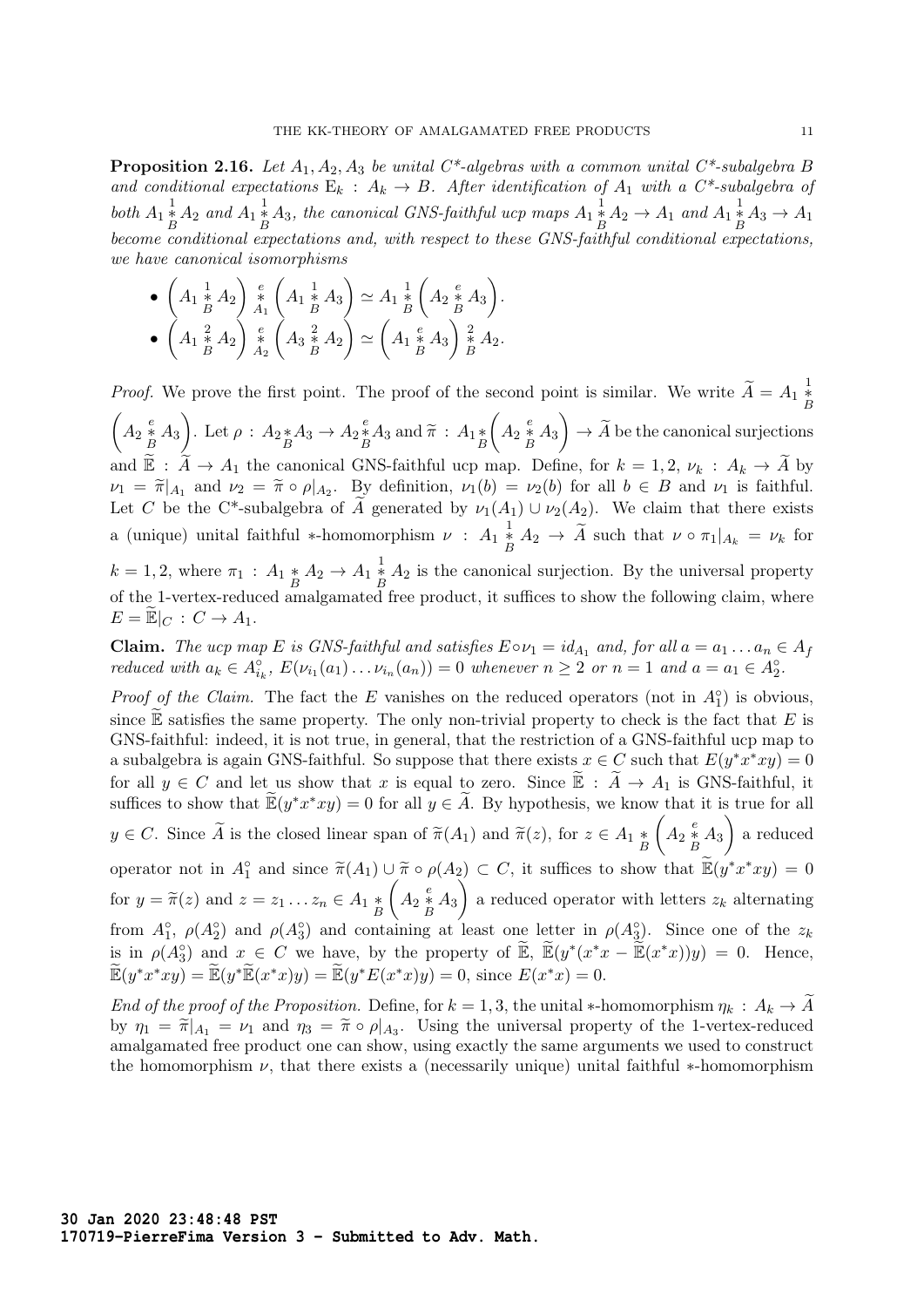**Proposition 2.16.** *Let $A_1, A_2, A_3$ be unital C\*-algebras with a common unital C\*-subalgebra $B$ and conditional expectations $\mathrm{E}_k : A_k \to B$. After identification of $A_1$ with a C\*-subalgebra of both $A_1 \overset{1}{\underset{B}{*}} A_2$ and $A_1 \overset{1}{\underset{B}{*}} A_3$, the canonical GNS-faithful ucp maps $A_1 \overset{1}{\underset{B}{*}} A_2 \to A_1$ and $A_1 \overset{1}{\underset{B}{*}} A_3 \to A_1$ become conditional expectations and, with respect to these GNS-faithful conditional expectations, we have canonical isomorphisms*

- $\left(A_1 \overset{1}{\underset{B}{*}} A_2\right) \overset{e}{\underset{A_1}{*}} \left(A_1 \overset{1}{\underset{B}{*}} A_3\right) \simeq A_1 \overset{1}{\underset{B}{*}} \left(A_2 \overset{e}{\underset{B}{*}} A_3\right)$.
- $\left(A_1 \overset{2}{\underset{B}{*}} A_2\right) \overset{e}{\underset{A_2}{*}} \left(A_3 \overset{2}{\underset{B}{*}} A_2\right) \simeq \left(A_1 \overset{e}{\underset{B}{*}} A_3\right) \overset{2}{\underset{B}{*}} A_2$.

*Proof.* We prove the first point. The proof of the second point is similar. We write $\widetilde{A} = A_1 \overset{1}{\underset{B}{*}} \left(A_2 \overset{e}{\underset{B}{*}} A_3\right)$. Let $\rho : A_2 \underset{B}{*} A_3 \to A_2 \overset{e}{\underset{B}{*}} A_3$ and $\widetilde{\pi} : A_1 \underset{B}{*} \left(A_2 \overset{e}{\underset{B}{*}} A_3\right) \to \widetilde{A}$ be the canonical surjections and $\widetilde{\mathbb{E}} : \widetilde{A} \to A_1$ the canonical GNS-faithful ucp map. Define, for $k = 1, 2$, $\nu_k : A_k \to \widetilde{A}$ by $\nu_1 = \widetilde{\pi}|_{A_1}$ and $\nu_2 = \widetilde{\pi} \circ \rho|_{A_2}$. By definition, $\nu_1(b) = \nu_2(b)$ for all $b \in B$ and $\nu_1$ is faithful. Let $C$ be the C\*-subalgebra of $\widetilde{A}$ generated by $\nu_1(A_1) \cup \nu_2(A_2)$. We claim that there exists a (unique) unital faithful $*$-homomorphism $\nu : A_1 \overset{1}{\underset{B}{*}} A_2 \to \widetilde{A}$ such that $\nu \circ \pi_1|_{A_k} = \nu_k$ for $k = 1, 2$, where $\pi_1 : A_1 \underset{B}{*} A_2 \to A_1 \overset{1}{\underset{B}{*}} A_2$ is the canonical surjection. By the universal property of the 1-vertex-reduced amalgamated free product, it suffices to show the following claim, where $E = \widetilde{\mathbb{E}}|_C : C \to A_1$.

**Claim.** *The ucp map $E$ is GNS-faithful and satisfies $E \circ \nu_1 = \mathrm{id}_{A_1}$ and, for all $a = a_1 \dots a_n \in A_f$ reduced with $a_k \in A_{i_k}^\circ$, $E(\nu_{i_1}(a_1) \dots \nu_{i_n}(a_n)) = 0$ whenever $n \geq 2$ or $n = 1$ and $a = a_1 \in A_2^\circ$.*

*Proof of the Claim.* The fact the $E$ vanishes on the reduced operators (not in $A_1^\circ$) is obvious, since $\widetilde{\mathbb{E}}$ satisfies the same property. The only non-trivial property to check is the fact that $E$ is GNS-faithful: indeed, it is not true, in general, that the restriction of a GNS-faithful ucp map to a subalgebra is again GNS-faithful. So suppose that there exists $x \in C$ such that $E(y^*x^*xy) = 0$ for all $y \in C$ and let us show that $x$ is equal to zero. Since $\widetilde{\mathbb{E}} : \widetilde{A} \to A_1$ is GNS-faithful, it suffices to show that $\widetilde{\mathbb{E}}(y^*x^*xy) = 0$ for all $y \in \widetilde{A}$. By hypothesis, we know that it is true for all $y \in C$. Since $\widetilde{A}$ is the closed linear span of $\widetilde{\pi}(A_1)$ and $\widetilde{\pi}(z)$, for $z \in A_1 \underset{B}{*} \left(A_2 \overset{e}{\underset{B}{*}} A_3\right)$ a reduced operator not in $A_1^\circ$ and since $\widetilde{\pi}(A_1) \cup \widetilde{\pi} \circ \rho(A_2) \subset C$, it suffices to show that $\widetilde{\mathbb{E}}(y^*x^*xy) = 0$ for $y = \widetilde{\pi}(z)$ and $z = z_1 \dots z_n \in A_1 \underset{B}{*} \left(A_2 \overset{e}{\underset{B}{*}} A_3\right)$ a reduced operator with letters $z_k$ alternating from $A_1^\circ$, $\rho(A_2^\circ)$ and $\rho(A_3^\circ)$ and containing at least one letter in $\rho(A_3^\circ)$. Since one of the $z_k$ is in $\rho(A_3^\circ)$ and $x \in C$ we have, by the property of $\widetilde{\mathbb{E}}$, $\widetilde{\mathbb{E}}(y^*(x^*x - \widetilde{\mathbb{E}}(x^*x))y) = 0$. Hence, $\widetilde{\mathbb{E}}(y^*x^*xy) = \widetilde{\mathbb{E}}(y^*\widetilde{\mathbb{E}}(x^*x)y) = \widetilde{\mathbb{E}}(y^*E(x^*x)y) = 0$, since $E(x^*x) = 0$.

*End of the proof of the Proposition.* Define, for $k = 1, 3$, the unital $*$-homomorphism $\eta_k : A_k \to \widetilde{A}$ by $\eta_1 = \widetilde{\pi}|_{A_1} = \nu_1$ and $\eta_3 = \widetilde{\pi} \circ \rho|_{A_3}$. Using the universal property of the 1-vertex-reduced amalgamated free product one can show, using exactly the same arguments we used to construct the homomorphism $\nu$, that there exists a (necessarily unique) unital faithful $*$-homomorphism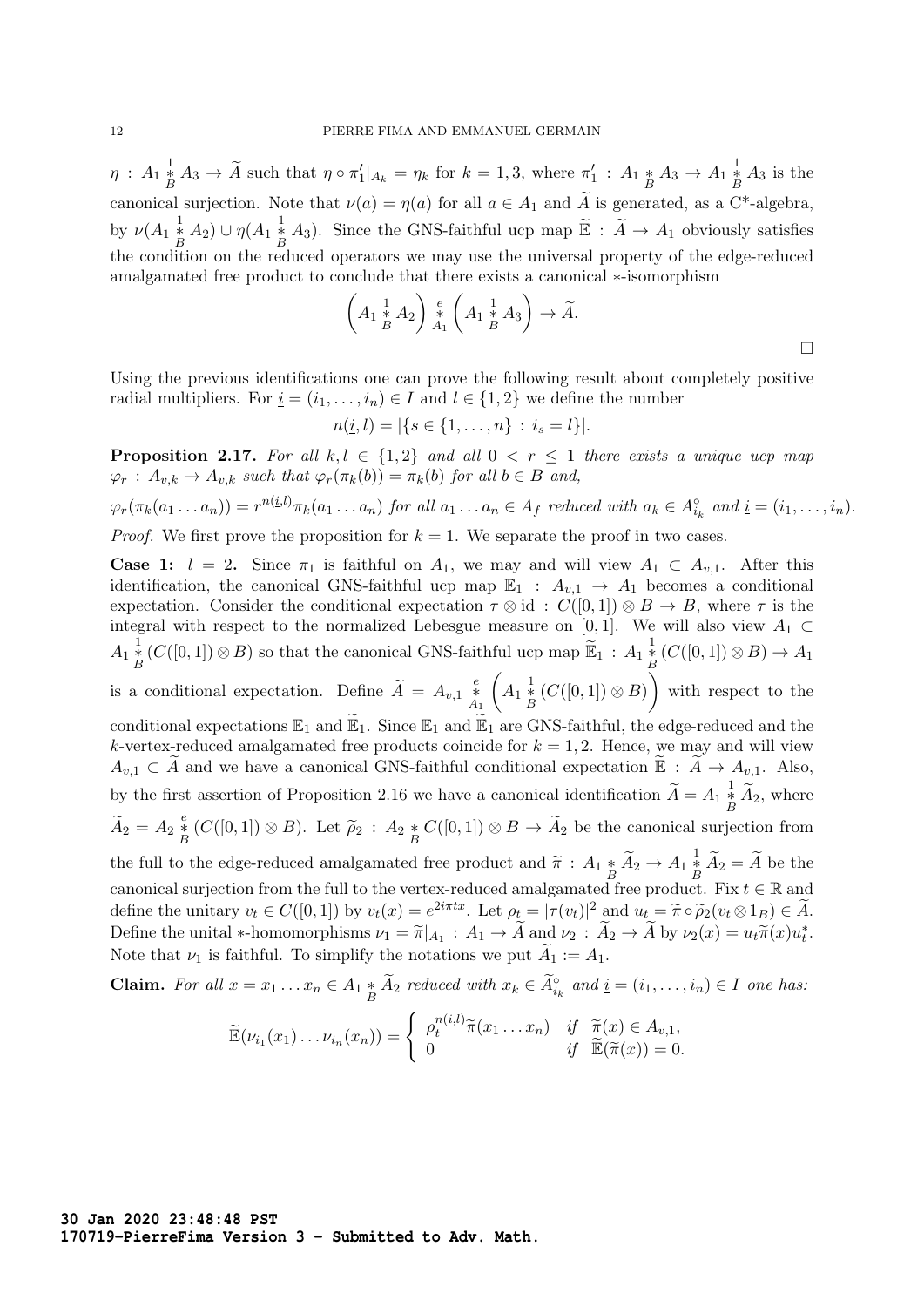$\eta : A_1 \overset{1}{\underset{B}{*}} A_3 \to \widetilde{A}$ such that $\eta \circ \pi_1'|_{A_k} = \eta_k$ for $k = 1, 3$, where $\pi_1' : A_1 \underset{B}{*} A_3 \to A_1 \overset{1}{\underset{B}{*}} A_3$ is the canonical surjection. Note that $\nu(a) = \eta(a)$ for all $a \in A_1$ and $\widetilde{A}$ is generated, as a C*-algebra, by $\nu(A_1 \overset{1}{\underset{B}{*}} A_2) \cup \eta(A_1 \overset{1}{\underset{B}{*}} A_3)$. Since the GNS-faithful ucp map $\widetilde{\mathbb{E}} : \widetilde{A} \to A_1$ obviously satisfies the condition on the reduced operators we may use the universal property of the edge-reduced amalgamated free product to conclude that there exists a canonical $*$-isomorphism

$$\left(A_1 \overset{1}{\underset{B}{*}} A_2\right) \overset{e}{\underset{A_1}{*}} \left(A_1 \overset{1}{\underset{B}{*}} A_3\right) \to \widetilde{A}.$$

$\square$

Using the previous identifications one can prove the following result about completely positive radial multipliers. For $\underline{i} = (i_1, \ldots, i_n) \in I$ and $l \in \{1, 2\}$ we define the number

$$n(\underline{i}, l) = |\{s \in \{1, \ldots, n\} \, : \, i_s = l\}|.$$

**Proposition 2.17.** *For all $k, l \in \{1, 2\}$ and all $0 < r \leq 1$ there exists a unique ucp map $\varphi_r : A_{v,k} \to A_{v,k}$ such that $\varphi_r(\pi_k(b)) = \pi_k(b)$ for all $b \in B$ and,*

$\varphi_r(\pi_k(a_1 \ldots a_n)) = r^{n(\underline{i},l)}\pi_k(a_1 \ldots a_n)$ *for all $a_1 \ldots a_n \in A_f$ reduced with $a_k \in A_{i_k}^\circ$ and $\underline{i} = (i_1, \ldots, i_n)$.*

*Proof.* We first prove the proposition for $k = 1$. We separate the proof in two cases.

**Case 1:** $l = 2$. Since $\pi_1$ is faithful on $A_1$, we may and will view $A_1 \subset A_{v,1}$. After this identification, the canonical GNS-faithful ucp map $\mathbb{E}_1 : A_{v,1} \to A_1$ becomes a conditional expectation. Consider the conditional expectation $\tau \otimes \mathrm{id} : C([0, 1]) \otimes B \to B$, where $\tau$ is the integral with respect to the normalized Lebesgue measure on $[0, 1]$. We will also view $A_1 \subset A_1 \overset{1}{\underset{B}{*}} (C([0, 1]) \otimes B)$ so that the canonical GNS-faithful ucp map $\widetilde{\mathbb{E}}_1 : A_1 \overset{1}{\underset{B}{*}} (C([0, 1]) \otimes B) \to A_1$ is a conditional expectation. Define $\widetilde{A} = A_{v,1} \overset{e}{\underset{A_1}{*}} \left(A_1 \overset{1}{\underset{B}{*}} (C([0, 1]) \otimes B)\right)$ with respect to the conditional expectations $\mathbb{E}_1$ and $\widetilde{\mathbb{E}}_1$. Since $\mathbb{E}_1$ and $\widetilde{\mathbb{E}}_1$ are GNS-faithful, the edge-reduced and the $k$-vertex-reduced amalgamated free products coincide for $k = 1, 2$. Hence, we may and will view $A_{v,1} \subset \widetilde{A}$ and we have a canonical GNS-faithful conditional expectation $\widetilde{\mathbb{E}} : \widetilde{A} \to A_{v,1}$. Also, by the first assertion of Proposition 2.16 we have a canonical identification $\widetilde{A} = A_1 \overset{1}{\underset{B}{*}} \widetilde{A}_2$, where $\widetilde{A}_2 = A_2 \overset{e}{\underset{B}{*}} (C([0, 1]) \otimes B)$. Let $\widetilde{\rho}_2 : A_2 \underset{B}{*} C([0, 1]) \otimes B \to \widetilde{A}_2$ be the canonical surjection from the full to the edge-reduced amalgamated free product and $\widetilde{\pi} : A_1 \underset{B}{*} \widetilde{A}_2 \to A_1 \overset{1}{\underset{B}{*}} \widetilde{A}_2 = \widetilde{A}$ be the canonical surjection from the full to the vertex-reduced amalgamated free product. Fix $t \in \mathbb{R}$ and define the unitary $v_t \in C([0, 1])$ by $v_t(x) = e^{2i\pi tx}$. Let $\rho_t = |\tau(v_t)|^2$ and $u_t = \widetilde{\pi} \circ \widetilde{\rho}_2(v_t \otimes 1_B) \in \widetilde{A}$. Define the unital $*$-homomorphisms $\nu_1 = \widetilde{\pi}|_{A_1} : A_1 \to \widetilde{A}$ and $\nu_2 : \widetilde{A}_2 \to \widetilde{A}$ by $\nu_2(x) = u_t\widetilde{\pi}(x)u_t^*$. Note that $\nu_1$ is faithful. To simplify the notations we put $\widetilde{A}_1 := A_1$.

**Claim.** *For all $x = x_1 \ldots x_n \in A_1 \underset{B}{*} \widetilde{A}_2$ reduced with $x_k \in \widetilde{A}_{i_k}^\circ$ and $\underline{i} = (i_1, \ldots, i_n) \in I$ one has:*

$$\widetilde{\mathbb{E}}(\nu_{i_1}(x_1) \ldots \nu_{i_n}(x_n)) = \begin{cases} \rho_t^{n(\underline{i},l)}\widetilde{\pi}(x_1 \ldots x_n) & \text{if } \ \widetilde{\pi}(x) \in A_{v,1}, \\ 0 & \text{if } \ \widetilde{\mathbb{E}}(\widetilde{\pi}(x)) = 0. \end{cases}$$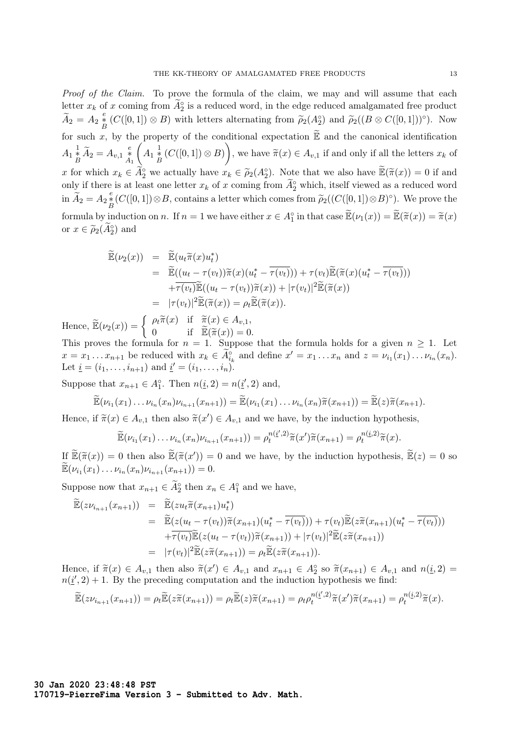*Proof of the Claim.* To prove the formula of the claim, we may and will assume that each letter $x_k$ of $x$ coming from $\widetilde{A}_2^\circ$ is a reduced word, in the edge reduced amalgamated free product $\widetilde{A}_2 = A_2 \underset{B}{\overset{e}{*}} (C([0,1]) \otimes B)$ with letters alternating from $\widetilde{\rho}_2(A_2^\circ)$ and $\widetilde{\rho}_2((B \otimes C([0,1]))^\circ)$. Now for such $x$, by the property of the conditional expectation $\widetilde{\mathbb{E}}$ and the canonical identification $A_1 \underset{B}{\overset{1}{*}} \widetilde{A}_2 = A_{v,1} \underset{A_1}{\overset{e}{*}} \left( A_1 \underset{B}{\overset{1}{*}} (C([0,1]) \otimes B) \right)$, we have $\widetilde{\pi}(x) \in A_{v,1}$ if and only if all the letters $x_k$ of $x$ for which $x_k \in \widetilde{A}_2^\circ$ we actually have $x_k \in \widetilde{\rho}_2(A_2^\circ)$. Note that we also have $\widetilde{\mathbb{E}}(\widetilde{\pi}(x)) = 0$ if and only if there is at least one letter $x_k$ of $x$ coming from $\widetilde{A}_2^\circ$ which, itself viewed as a reduced word in $\widetilde{A}_2 = A_2 \underset{B}{\overset{e}{*}} (C([0,1]) \otimes B$, contains a letter which comes from $\widetilde{\rho}_2((C([0,1]) \otimes B)^\circ)$. We prove the formula by induction on $n$. If $n = 1$ we have either $x \in A_1^\circ$ in that case $\widetilde{\mathbb{E}}(\nu_1(x)) = \widetilde{\mathbb{E}}(\widetilde{\pi}(x)) = \widetilde{\pi}(x)$ or $x \in \widetilde{\rho}_2(\widetilde{A}_2^\circ)$ and

$$
\begin{aligned}
\widetilde{\mathbb{E}}(\nu_2(x)) &= \widetilde{\mathbb{E}}(u_t \widetilde{\pi}(x) u_t^*) \\
&= \widetilde{\mathbb{E}}((u_t - \tau(v_t))\widetilde{\pi}(x)(u_t^* - \overline{\tau(v_t)})) + \tau(v_t)\widetilde{\mathbb{E}}(\widetilde{\pi}(x)(u_t^* - \overline{\tau(v_t)})) \\
&\quad + \overline{\tau(v_t)}\widetilde{\mathbb{E}}((u_t - \tau(v_t))\widetilde{\pi}(x)) + |\tau(v_t)|^2 \widetilde{\mathbb{E}}(\widetilde{\pi}(x)) \\
&= |\tau(v_t)|^2 \widetilde{\mathbb{E}}(\widetilde{\pi}(x)) = \rho_t \widetilde{\mathbb{E}}(\widetilde{\pi}(x)).
\end{aligned}
$$

Hence, $\widetilde{\mathbb{E}}(\nu_2(x)) = \begin{cases} \rho_t \widetilde{\pi}(x) & \text{if } \ \widetilde{\pi}(x) \in A_{v,1}, \\ 0 & \text{if } \ \widetilde{\mathbb{E}}(\widetilde{\pi}(x)) = 0. \end{cases}$

This proves the formula for $n = 1$. Suppose that the formula holds for a given $n \geq 1$. Let $x = x_1 \dots x_{n+1}$ be reduced with $x_k \in \widetilde{A}_{i_k}^\circ$ and define $x' = x_1 \dots x_n$ and $z = \nu_{i_1}(x_1) \dots \nu_{i_n}(x_n)$. Let $\underline{i} = (i_1, \dots, i_{n+1})$ and $\underline{i}' = (i_1, \dots, i_n)$.

Suppose that $x_{n+1} \in A_1^\circ$. Then $n(\underline{i}, 2) = n(\underline{i}', 2)$ and,

$$
\widetilde{\mathbb{E}}(\nu_{i_1}(x_1) \dots \nu_{i_n}(x_n)\nu_{i_{n+1}}(x_{n+1})) = \widetilde{\mathbb{E}}(\nu_{i_1}(x_1) \dots \nu_{i_n}(x_n)\widetilde{\pi}(x_{n+1})) = \widetilde{\mathbb{E}}(z)\widetilde{\pi}(x_{n+1}).
$$

Hence, if $\widetilde{\pi}(x) \in A_{v,1}$ then also $\widetilde{\pi}(x') \in A_{v,1}$ and we have, by the induction hypothesis,

$$
\widetilde{\mathbb{E}}(\nu_{i_1}(x_1) \dots \nu_{i_n}(x_n)\nu_{i_{n+1}}(x_{n+1})) = \rho_t^{n(\underline{i}',2)} \widetilde{\pi}(x')\widetilde{\pi}(x_{n+1}) = \rho_t^{n(\underline{i},2)} \widetilde{\pi}(x).
$$

If $\widetilde{\mathbb{E}}(\widetilde{\pi}(x)) = 0$ then also $\widetilde{\mathbb{E}}(\widetilde{\pi}(x')) = 0$ and we have, by the induction hypothesis, $\widetilde{\mathbb{E}}(z) = 0$ so $\widetilde{\mathbb{E}}(\nu_{i_1}(x_1) \dots \nu_{i_n}(x_n)\nu_{i_{n+1}}(x_{n+1})) = 0$.

Suppose now that $x_{n+1} \in \widetilde{A}_2^\circ$ then $x_n \in A_1^\circ$ and we have,

$$
\begin{aligned}
\widetilde{\mathbb{E}}(z\nu_{i_{n+1}}(x_{n+1})) &= \widetilde{\mathbb{E}}(z u_t \widetilde{\pi}(x_{n+1}) u_t^*) \\
&= \widetilde{\mathbb{E}}(z(u_t - \tau(v_t))\widetilde{\pi}(x_{n+1})(u_t^* - \overline{\tau(v_t)})) + \tau(v_t)\widetilde{\mathbb{E}}(z\widetilde{\pi}(x_{n+1})(u_t^* - \overline{\tau(v_t)})) \\
&\quad + \overline{\tau(v_t)}\widetilde{\mathbb{E}}(z(u_t - \tau(v_t))\widetilde{\pi}(x_{n+1})) + |\tau(v_t)|^2 \widetilde{\mathbb{E}}(z\widetilde{\pi}(x_{n+1})) \\
&= |\tau(v_t)|^2 \widetilde{\mathbb{E}}(z\widetilde{\pi}(x_{n+1})) = \rho_t \widetilde{\mathbb{E}}(z\widetilde{\pi}(x_{n+1})).
\end{aligned}
$$

Hence, if $\widetilde{\pi}(x) \in A_{v,1}$ then also $\widetilde{\pi}(x') \in A_{v,1}$ and $x_{n+1} \in A_2^\circ$ so $\widetilde{\pi}(x_{n+1}) \in A_{v,1}$ and $n(\underline{i}, 2) = n(\underline{i}', 2) + 1$. By the preceding computation and the induction hypothesis we find:

$$
\widetilde{\mathbb{E}}(z\nu_{i_{n+1}}(x_{n+1})) = \rho_t \widetilde{\mathbb{E}}(z\widetilde{\pi}(x_{n+1})) = \rho_t \widetilde{\mathbb{E}}(z)\widetilde{\pi}(x_{n+1}) = \rho_t \rho_t^{n(\underline{i}',2)} \widetilde{\pi}(x')\widetilde{\pi}(x_{n+1}) = \rho_t^{n(\underline{i},2)} \widetilde{\pi}(x).
$$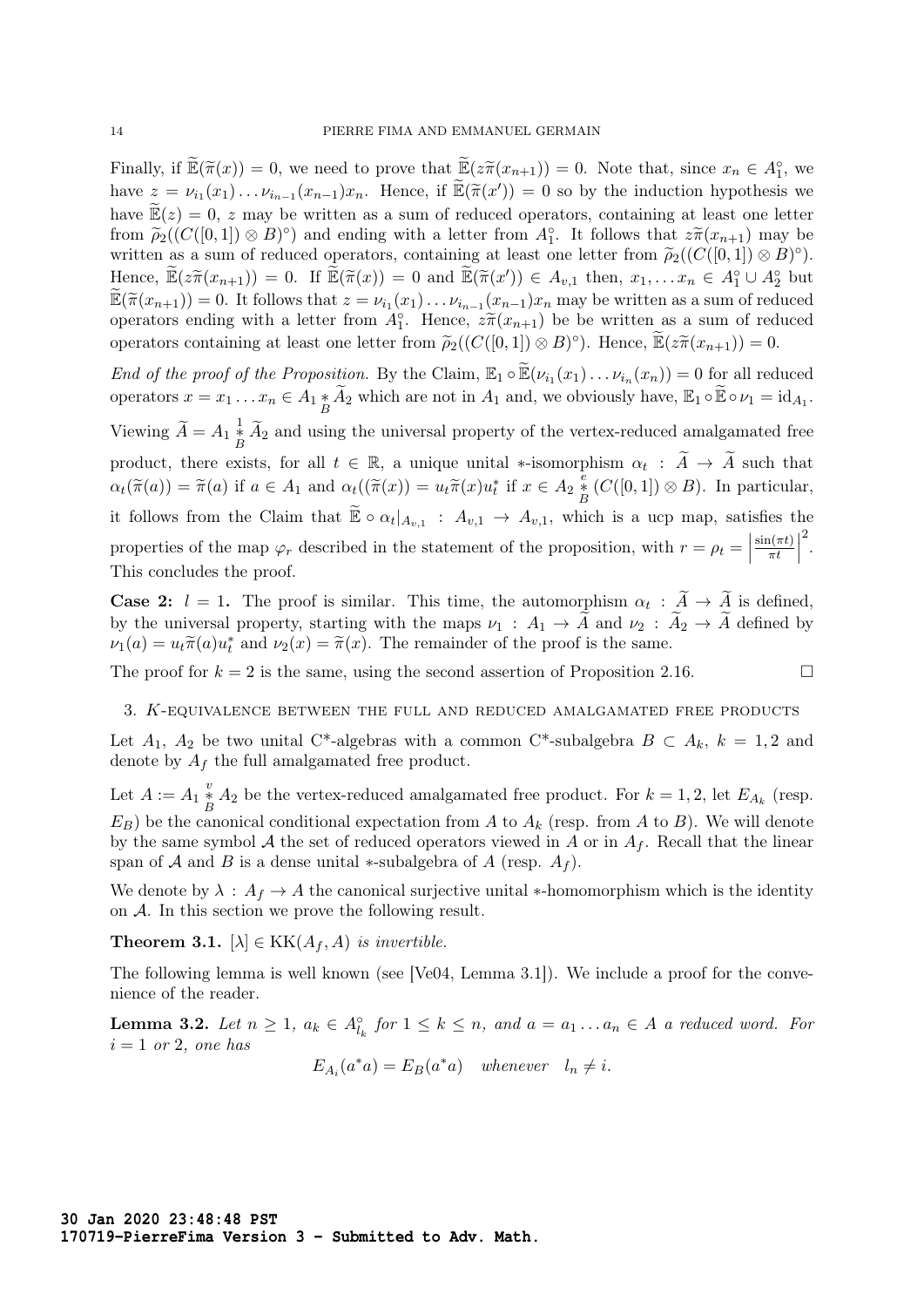Finally, if $\widetilde{\mathbb{E}}(\widetilde{\pi}(x)) = 0$, we need to prove that $\widetilde{\mathbb{E}}(z\widetilde{\pi}(x_{n+1})) = 0$. Note that, since $x_n \in A_1^\circ$, we have $z = \nu_{i_1}(x_1)\dots\nu_{i_{n-1}}(x_{n-1})x_n$. Hence, if $\widetilde{\mathbb{E}}(\widetilde{\pi}(x')) = 0$ so by the induction hypothesis we have $\widetilde{\mathbb{E}}(z) = 0$, $z$ may be written as a sum of reduced operators, containing at least one letter from $\widetilde{\rho}_2((C([0,1]) \otimes B)^\circ)$ and ending with a letter from $A_1^\circ$. It follows that $z\widetilde{\pi}(x_{n+1})$ may be written as a sum of reduced operators, containing at least one letter from $\widetilde{\rho}_2((C([0,1]) \otimes B)^\circ)$. Hence, $\widetilde{\mathbb{E}}(z\widetilde{\pi}(x_{n+1})) = 0$. If $\widetilde{\mathbb{E}}(\widetilde{\pi}(x)) = 0$ and $\widetilde{\mathbb{E}}(\widetilde{\pi}(x')) \in A_{v,1}$ then, $x_1,\dots x_n \in A_1^\circ \cup A_2^\circ$ but $\widetilde{\mathbb{E}}(\widetilde{\pi}(x_{n+1})) = 0$. It follows that $z = \nu_{i_1}(x_1)\dots\nu_{i_{n-1}}(x_{n-1})x_n$ may be written as a sum of reduced operators ending with a letter from $A_1^\circ$. Hence, $z\widetilde{\pi}(x_{n+1})$ be be written as a sum of reduced operators containing at least one letter from $\widetilde{\rho}_2((C([0,1]) \otimes B)^\circ)$. Hence, $\widetilde{\mathbb{E}}(z\widetilde{\pi}(x_{n+1})) = 0$.

*End of the proof of the Proposition.* By the Claim, $\mathbb{E}_1 \circ \widetilde{\mathbb{E}}(\nu_{i_1}(x_1)\dots\nu_{i_n}(x_n)) = 0$ for all reduced operators $x = x_1 \dots x_n \in A_1 \underset{B}{*} \widetilde{A}_2$ which are not in $A_1$ and, we obviously have, $\mathbb{E}_1 \circ \widetilde{\mathbb{E}} \circ \nu_1 = \mathrm{id}_{A_1}$. Viewing $\widetilde{A} = A_1 \overset{1}{\underset{B}{*}} \widetilde{A}_2$ and using the universal property of the vertex-reduced amalgamated free product, there exists, for all $t \in \mathbb{R}$, a unique unital $*$-isomorphism $\alpha_t : \widetilde{A} \to \widetilde{A}$ such that $\alpha_t(\widetilde{\pi}(a)) = \widetilde{\pi}(a)$ if $a \in A_1$ and $\alpha_t((\widetilde{\pi}(x)) = u_t\widetilde{\pi}(x)u_t^*$ if $x \in A_2 \overset{e}{\underset{B}{*}} (C([0,1]) \otimes B)$. In particular, it follows from the Claim that $\widetilde{\mathbb{E}} \circ \alpha_t|_{A_{v,1}} : A_{v,1} \to A_{v,1}$, which is a ucp map, satisfies the properties of the map $\varphi_r$ described in the statement of the proposition, with $r = \rho_t = \left|\frac{\sin(\pi t)}{\pi t}\right|^2$. This concludes the proof.

**Case 2:** $l = 1$. The proof is similar. This time, the automorphism $\alpha_t : \widetilde{A} \to \widetilde{A}$ is defined, by the universal property, starting with the maps $\nu_1 : A_1 \to \widetilde{A}$ and $\nu_2 : \widetilde{A}_2 \to \widetilde{A}$ defined by $\nu_1(a) = u_t\widetilde{\pi}(a)u_t^*$ and $\nu_2(x) = \widetilde{\pi}(x)$. The remainder of the proof is the same.

The proof for $k = 2$ is the same, using the second assertion of Proposition 2.16. $\square$

## 3. K-equivalence between the full and reduced amalgamated free products

Let $A_1$, $A_2$ be two unital C*-algebras with a common C*-subalgebra $B \subset A_k$, $k = 1,2$ and denote by $A_f$ the full amalgamated free product.

Let $A := A_1 \overset{v}{\underset{B}{*}} A_2$ be the vertex-reduced amalgamated free product. For $k = 1,2$, let $E_{A_k}$ (resp. $E_B$) be the canonical conditional expectation from $A$ to $A_k$ (resp. from $A$ to $B$). We will denote by the same symbol $\mathcal{A}$ the set of reduced operators viewed in $A$ or in $A_f$. Recall that the linear span of $\mathcal{A}$ and $B$ is a dense unital $*$-subalgebra of $A$ (resp. $A_f$).

We denote by $\lambda : A_f \to A$ the canonical surjective unital $*$-homomorphism which is the identity on $\mathcal{A}$. In this section we prove the following result.

**Theorem 3.1.** *$[\lambda] \in \mathrm{KK}(A_f, A)$ is invertible.*

The following lemma is well known (see [Ve04, Lemma 3.1]). We include a proof for the convenience of the reader.

**Lemma 3.2.** *Let $n \geq 1$, $a_k \in A_{l_k}^\circ$ for $1 \leq k \leq n$, and $a = a_1 \dots a_n \in A$ a reduced word. For $i = 1$ or $2$, one has*

$$E_{A_i}(a^*a) = E_B(a^*a) \quad \textit{whenever} \quad l_n \neq i.$$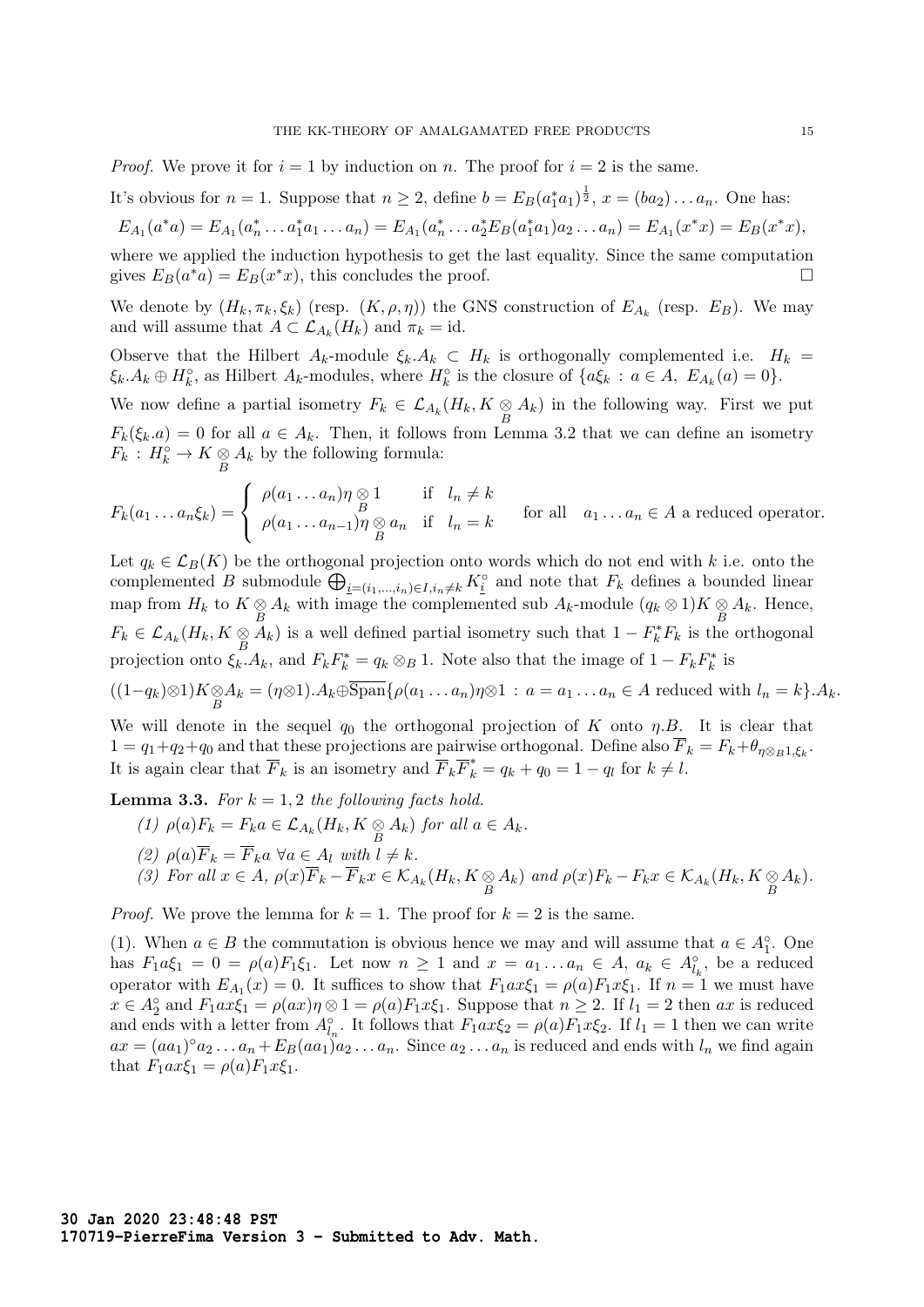*Proof.* We prove it for $i = 1$ by induction on $n$. The proof for $i = 2$ is the same.

It's obvious for $n = 1$. Suppose that $n \geq 2$, define $b = E_B(a_1^* a_1)^{\frac{1}{2}}$, $x = (ba_2)\dots a_n$. One has:

$$E_{A_1}(a^*a) = E_{A_1}(a_n^* \dots a_1^* a_1 \dots a_n) = E_{A_1}(a_n^* \dots a_2^* E_B(a_1^* a_1) a_2 \dots a_n) = E_{A_1}(x^*x) = E_B(x^*x),$$

where we applied the induction hypothesis to get the last equality. Since the same computation gives $E_B(a^*a) = E_B(x^*x)$, this concludes the proof. $\square$

We denote by $(H_k, \pi_k, \xi_k)$ (resp. $(K, \rho, \eta)$) the GNS construction of $E_{A_k}$ (resp. $E_B$). We may and will assume that $A \subset \mathcal{L}_{A_k}(H_k)$ and $\pi_k = \mathrm{id}$.

Observe that the Hilbert $A_k$-module $\xi_k.A_k \subset H_k$ is orthogonally complemented i.e. $H_k = \xi_k.A_k \oplus H_k^\circ$, as Hilbert $A_k$-modules, where $H_k^\circ$ is the closure of $\{a\xi_k \,:\, a \in A,\ E_{A_k}(a) = 0\}$.

We now define a partial isometry $F_k \in \mathcal{L}_{A_k}(H_k, K \underset{B}{\otimes} A_k)$ in the following way. First we put $F_k(\xi_k.a) = 0$ for all $a \in A_k$. Then, it follows from Lemma 3.2 that we can define an isometry $F_k : H_k^\circ \to K \underset{B}{\otimes} A_k$ by the following formula:

$$F_k(a_1 \dots a_n \xi_k) = \begin{cases} \rho(a_1 \dots a_n)\eta \underset{B}{\otimes} 1 & \text{if } \ l_n \neq k \\ \rho(a_1 \dots a_{n-1})\eta \underset{B}{\otimes} a_n & \text{if } \ l_n = k \end{cases} \quad \text{for all} \quad a_1 \dots a_n \in A \text{ a reduced operator.}$$

Let $q_k \in \mathcal{L}_B(K)$ be the orthogonal projection onto words which do not end with $k$ i.e. onto the complemented $B$ submodule $\bigoplus_{\underline{i}=(i_1,\dots,i_n)\in I, i_n \neq k} K_{\underline{i}}^\circ$ and note that $F_k$ defines a bounded linear map from $H_k$ to $K \underset{B}{\otimes} A_k$ with image the complemented sub $A_k$-module $(q_k \otimes 1)K \underset{B}{\otimes} A_k$. Hence, $F_k \in \mathcal{L}_{A_k}(H_k, K \underset{B}{\otimes} A_k)$ is a well defined partial isometry such that $1 - F_k^* F_k$ is the orthogonal projection onto $\xi_k.A_k$, and $F_k F_k^* = q_k \otimes_B 1$. Note also that the image of $1 - F_k F_k^*$ is

$$((1-q_k)\otimes 1)K \underset{B}{\otimes} A_k = (\eta \otimes 1).A_k \oplus \overline{\mathrm{Span}}\{\rho(a_1 \dots a_n)\eta \otimes 1 \,:\, a = a_1 \dots a_n \in A \text{ reduced with } l_n = k\}.A_k.$$

We will denote in the sequel $q_0$ the orthogonal projection of $K$ onto $\eta.B$. It is clear that $1 = q_1 + q_2 + q_0$ and that these projections are pairwise orthogonal. Define also $\overline{F}_k = F_k + \theta_{\eta \otimes_B 1, \xi_k}$. It is again clear that $\overline{F}_k$ is an isometry and $\overline{F}_k \overline{F}_k^* = q_k + q_0 = 1 - q_l$ for $k \neq l$.

**Lemma 3.3.** *For $k = 1, 2$ the following facts hold.*

1. *$\rho(a)F_k = F_k a \in \mathcal{L}_{A_k}(H_k, K \underset{B}{\otimes} A_k)$ for all $a \in A_k$.*
2. *$\rho(a)\overline{F}_k = \overline{F}_k a$ $\forall a \in A_l$ with $l \neq k$.*
3. *For all $x \in A$, $\rho(x)\overline{F}_k - \overline{F}_k x \in \mathcal{K}_{A_k}(H_k, K \underset{B}{\otimes} A_k)$ and $\rho(x)F_k - F_k x \in \mathcal{K}_{A_k}(H_k, K \underset{B}{\otimes} A_k)$.*

*Proof.* We prove the lemma for $k = 1$. The proof for $k = 2$ is the same.

(1). When $a \in B$ the commutation is obvious hence we may and will assume that $a \in A_1^\circ$. One has $F_1 a \xi_1 = 0 = \rho(a) F_1 \xi_1$. Let now $n \geq 1$ and $x = a_1 \dots a_n \in A$, $a_k \in A_{l_k}^\circ$, be a reduced operator with $E_{A_1}(x) = 0$. It suffices to show that $F_1 a x \xi_1 = \rho(a) F_1 x \xi_1$. If $n = 1$ we must have $x \in A_2^\circ$ and $F_1 a x \xi_1 = \rho(ax)\eta \otimes 1 = \rho(a) F_1 x \xi_1$. Suppose that $n \geq 2$. If $l_1 = 2$ then $ax$ is reduced and ends with a letter from $A_{l_n}^\circ$. It follows that $F_1 a x \xi_2 = \rho(a) F_1 x \xi_2$. If $l_1 = 1$ then we can write $ax = (aa_1)^\circ a_2 \dots a_n + E_B(aa_1) a_2 \dots a_n$. Since $a_2 \dots a_n$ is reduced and ends with $l_n$ we find again that $F_1 a x \xi_1 = \rho(a) F_1 x \xi_1$.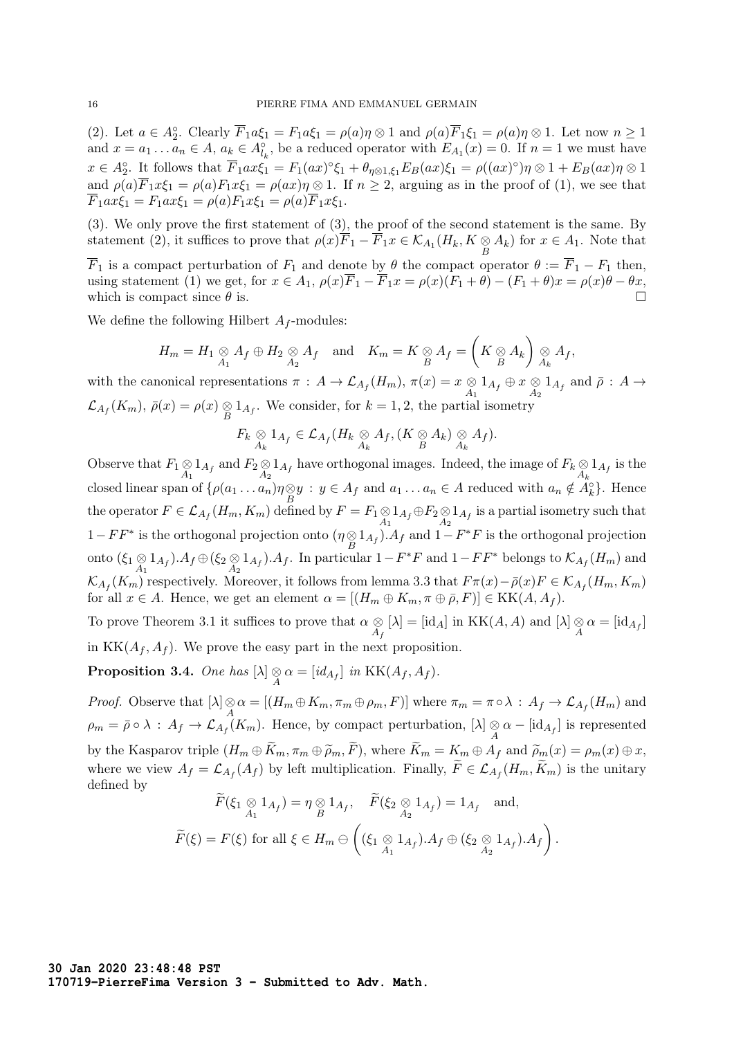(2). Let $a \in A_2^\circ$. Clearly $\overline{F}_1 a\xi_1 = F_1 a\xi_1 = \rho(a)\eta \otimes 1$ and $\rho(a)\overline{F}_1\xi_1 = \rho(a)\eta \otimes 1$. Let now $n \geq 1$ and $x = a_1 \dots a_n \in A$, $a_k \in A_{l_k}^\circ$, be a reduced operator with $E_{A_1}(x) = 0$. If $n = 1$ we must have $x \in A_2^\circ$. It follows that $\overline{F}_1 ax\xi_1 = F_1(ax)^\circ\xi_1 + \theta_{\eta\otimes 1,\xi_1}E_B(ax)\xi_1 = \rho((ax)^\circ)\eta \otimes 1 + E_B(ax)\eta \otimes 1$ and $\rho(a)\overline{F}_1 x\xi_1 = \rho(a)F_1 x\xi_1 = \rho(ax)\eta \otimes 1$. If $n \geq 2$, arguing as in the proof of (1), we see that $\overline{F}_1 ax\xi_1 = F_1 ax\xi_1 = \rho(a)F_1 x\xi_1 = \rho(a)\overline{F}_1 x\xi_1$.

(3). We only prove the first statement of (3), the proof of the second statement is the same. By statement (2), it suffices to prove that $\rho(x)\overline{F}_1 - \overline{F}_1 x \in \mathcal{K}_{A_1}(H_k, K \underset{B}{\otimes} A_k)$ for $x \in A_1$. Note that $\overline{F}_1$ is a compact perturbation of $F_1$ and denote by $\theta$ the compact operator $\theta := \overline{F}_1 - F_1$ then, using statement (1) we get, for $x \in A_1$, $\rho(x)\overline{F}_1 - \overline{F}_1 x = \rho(x)(F_1 + \theta) - (F_1 + \theta)x = \rho(x)\theta - \theta x$, which is compact since $\theta$ is. $\square$

We define the following Hilbert $A_f$-modules:

$$H_m = H_1 \underset{A_1}{\otimes} A_f \oplus H_2 \underset{A_2}{\otimes} A_f \quad \text{and} \quad K_m = K \underset{B}{\otimes} A_f = \left(K \underset{B}{\otimes} A_k\right) \underset{A_k}{\otimes} A_f,$$

with the canonical representations $\pi : A \to \mathcal{L}_{A_f}(H_m)$, $\pi(x) = x \underset{A_1}{\otimes} 1_{A_f} \oplus x \underset{A_2}{\otimes} 1_{A_f}$ and $\bar{\rho} : A \to \mathcal{L}_{A_f}(K_m)$, $\bar{\rho}(x) = \rho(x) \underset{B}{\otimes} 1_{A_f}$. We consider, for $k = 1, 2$, the partial isometry

$$F_k \underset{A_k}{\otimes} 1_{A_f} \in \mathcal{L}_{A_f}(H_k \underset{A_k}{\otimes} A_f, (K \underset{B}{\otimes} A_k) \underset{A_k}{\otimes} A_f).$$

Observe that $F_1 \underset{A_1}{\otimes} 1_{A_f}$ and $F_2 \underset{A_2}{\otimes} 1_{A_f}$ have orthogonal images. Indeed, the image of $F_k \underset{A_k}{\otimes} 1_{A_f}$ is the closed linear span of $\{\rho(a_1 \dots a_n)\eta \underset{B}{\otimes} y \,:\, y \in A_f \text{ and } a_1 \dots a_n \in A \text{ reduced with } a_n \notin A_k^\circ\}$. Hence the operator $F \in \mathcal{L}_{A_f}(H_m, K_m)$ defined by $F = F_1 \underset{A_1}{\otimes} 1_{A_f} \oplus F_2 \underset{A_2}{\otimes} 1_{A_f}$ is a partial isometry such that $1 - FF^*$ is the orthogonal projection onto $(\eta \underset{B}{\otimes} 1_{A_f}).A_f$ and $1 - F^*F$ is the orthogonal projection onto $(\xi_1 \underset{A_1}{\otimes} 1_{A_f}).A_f \oplus (\xi_2 \underset{A_2}{\otimes} 1_{A_f}).A_f$. In particular $1 - F^*F$ and $1 - FF^*$ belongs to $\mathcal{K}_{A_f}(H_m)$ and $\mathcal{K}_{A_f}(K_m)$ respectively. Moreover, it follows from lemma 3.3 that $F\pi(x) - \bar{\rho}(x)F \in \mathcal{K}_{A_f}(H_m, K_m)$ for all $x \in A$. Hence, we get an element $\alpha = [(H_m \oplus K_m, \pi \oplus \bar{\rho}, F)] \in \mathrm{KK}(A, A_f)$.

To prove Theorem 3.1 it suffices to prove that $\alpha \underset{A_f}{\otimes} [\lambda] = [\mathrm{id}_A]$ in $\mathrm{KK}(A, A)$ and $[\lambda] \underset{A}{\otimes} \alpha = [\mathrm{id}_{A_f}]$ in $\mathrm{KK}(A_f, A_f)$. We prove the easy part in the next proposition.

**Proposition 3.4.** *One has $[\lambda] \underset{A}{\otimes} \alpha = [id_{A_f}]$ in $\mathrm{KK}(A_f, A_f)$.*

*Proof.* Observe that $[\lambda] \underset{A}{\otimes} \alpha = [(H_m \oplus K_m, \pi_m \oplus \rho_m, F)]$ where $\pi_m = \pi \circ \lambda : A_f \to \mathcal{L}_{A_f}(H_m)$ and $\rho_m = \bar{\rho} \circ \lambda : A_f \to \mathcal{L}_{A_f}(K_m)$. Hence, by compact perturbation, $[\lambda] \underset{A}{\otimes} \alpha - [\mathrm{id}_{A_f}]$ is represented by the Kasparov triple $(H_m \oplus \widetilde{K}_m, \pi_m \oplus \widetilde{\rho}_m, \widetilde{F})$, where $\widetilde{K}_m = K_m \oplus A_f$ and $\widetilde{\rho}_m(x) = \rho_m(x) \oplus x$, where we view $A_f = \mathcal{L}_{A_f}(A_f)$ by left multiplication. Finally, $\widetilde{F} \in \mathcal{L}_{A_f}(H_m, \widetilde{K}_m)$ is the unitary defined by

$$\widetilde{F}(\xi_1 \underset{A_1}{\otimes} 1_{A_f}) = \eta \underset{B}{\otimes} 1_{A_f}, \quad \widetilde{F}(\xi_2 \underset{A_2}{\otimes} 1_{A_f}) = 1_{A_f} \quad \text{and,}$$

$$\widetilde{F}(\xi) = F(\xi) \text{ for all } \xi \in H_m \ominus \left((\xi_1 \underset{A_1}{\otimes} 1_{A_f}).A_f \oplus (\xi_2 \underset{A_2}{\otimes} 1_{A_f}).A_f\right).$$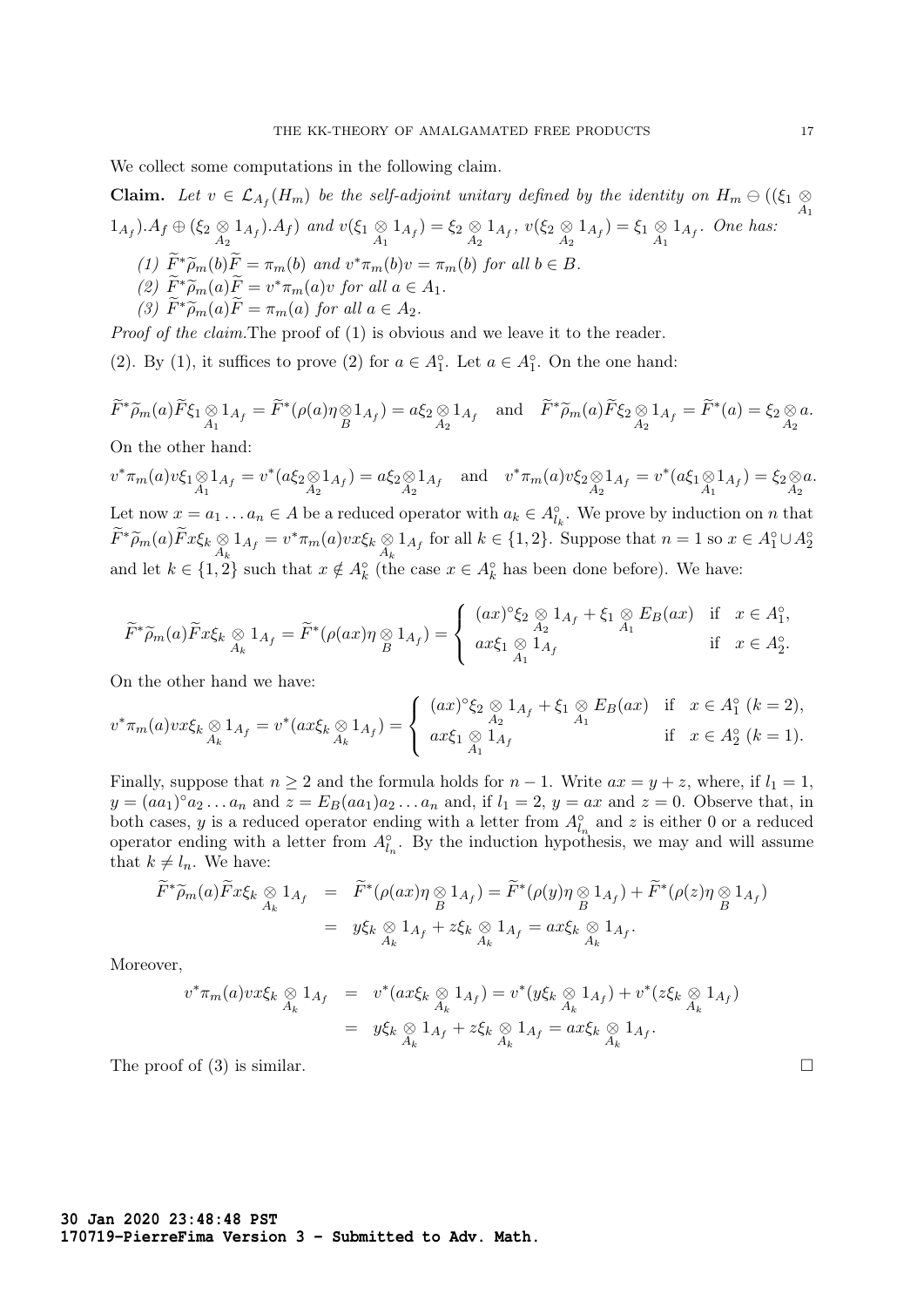We collect some computations in the following claim.

**Claim.** *Let $v \in \mathcal{L}_{A_f}(H_m)$ be the self-adjoint unitary defined by the identity on $H_m \ominus ((\xi_1 \underset{A_1}{\otimes} 1_{A_f}).A_f \oplus (\xi_2 \underset{A_2}{\otimes} 1_{A_f}).A_f)$ and $v(\xi_1 \underset{A_1}{\otimes} 1_{A_f}) = \xi_2 \underset{A_2}{\otimes} 1_{A_f}$, $v(\xi_2 \underset{A_2}{\otimes} 1_{A_f}) = \xi_1 \underset{A_1}{\otimes} 1_{A_f}$. One has:*

*(1) $\widetilde{F}^*\widetilde{\rho}_m(b)\widetilde{F} = \pi_m(b)$ and $v^*\pi_m(b)v = \pi_m(b)$ for all $b \in B$.*

*(2) $\widetilde{F}^*\widetilde{\rho}_m(a)\widetilde{F} = v^*\pi_m(a)v$ for all $a \in A_1$.*

*(3) $\widetilde{F}^*\widetilde{\rho}_m(a)\widetilde{F} = \pi_m(a)$ for all $a \in A_2$.*

*Proof of the claim.*The proof of (1) is obvious and we leave it to the reader.

(2). By (1), it suffices to prove (2) for $a \in A_1^\circ$. Let $a \in A_1^\circ$. On the one hand:

$$\widetilde{F}^*\widetilde{\rho}_m(a)\widetilde{F}\xi_1 \underset{A_1}{\otimes} 1_{A_f} = \widetilde{F}^*(\rho(a)\eta \underset{B}{\otimes} 1_{A_f}) = a\xi_2 \underset{A_2}{\otimes} 1_{A_f} \quad \text{and} \quad \widetilde{F}^*\widetilde{\rho}_m(a)\widetilde{F}\xi_2 \underset{A_2}{\otimes} 1_{A_f} = \widetilde{F}^*(a) = \xi_2 \underset{A_2}{\otimes} a.$$

On the other hand:

$$v^*\pi_m(a)v\xi_1 \underset{A_1}{\otimes} 1_{A_f} = v^*(a\xi_2 \underset{A_2}{\otimes} 1_{A_f}) = a\xi_2 \underset{A_2}{\otimes} 1_{A_f} \quad \text{and} \quad v^*\pi_m(a)v\xi_2 \underset{A_2}{\otimes} 1_{A_f} = v^*(a\xi_1 \underset{A_1}{\otimes} 1_{A_f}) = \xi_2 \underset{A_2}{\otimes} a.$$

Let now $x = a_1 \dots a_n \in A$ be a reduced operator with $a_k \in A_{l_k}^\circ$. We prove by induction on $n$ that $\widetilde{F}^*\widetilde{\rho}_m(a)\widetilde{F}x\xi_k \underset{A_k}{\otimes} 1_{A_f} = v^*\pi_m(a)vx\xi_k \underset{A_k}{\otimes} 1_{A_f}$ for all $k \in \{1, 2\}$. Suppose that $n = 1$ so $x \in A_1^\circ \cup A_2^\circ$ and let $k \in \{1, 2\}$ such that $x \notin A_k^\circ$ (the case $x \in A_k^\circ$ has been done before). We have:

$$\widetilde{F}^*\widetilde{\rho}_m(a)\widetilde{F}x\xi_k \underset{A_k}{\otimes} 1_{A_f} = \widetilde{F}^*(\rho(ax)\eta \underset{B}{\otimes} 1_{A_f}) = \begin{cases} (ax)^\circ\xi_2 \underset{A_2}{\otimes} 1_{A_f} + \xi_1 \underset{A_1}{\otimes} E_B(ax) & \text{if} \quad x \in A_1^\circ, \\ ax\xi_1 \underset{A_1}{\otimes} 1_{A_f} & \text{if} \quad x \in A_2^\circ. \end{cases}$$

On the other hand we have:

$$v^*\pi_m(a)vx\xi_k \underset{A_k}{\otimes} 1_{A_f} = v^*(ax\xi_k \underset{A_k}{\otimes} 1_{A_f}) = \begin{cases} (ax)^\circ\xi_2 \underset{A_2}{\otimes} 1_{A_f} + \xi_1 \underset{A_1}{\otimes} E_B(ax) & \text{if} \quad x \in A_1^\circ \ (k = 2), \\ ax\xi_1 \underset{A_1}{\otimes} 1_{A_f} & \text{if} \quad x \in A_2^\circ \ (k = 1). \end{cases}$$

Finally, suppose that $n \geq 2$ and the formula holds for $n - 1$. Write $ax = y + z$, where, if $l_1 = 1$, $y = (aa_1)^\circ a_2 \dots a_n$ and $z = E_B(aa_1)a_2 \dots a_n$ and, if $l_1 = 2$, $y = ax$ and $z = 0$. Observe that, in both cases, $y$ is a reduced operator ending with a letter from $A_{l_n}^\circ$ and $z$ is either 0 or a reduced operator ending with a letter from $A_{l_n}^\circ$. By the induction hypothesis, we may and will assume that $k \neq l_n$. We have:

$$\begin{aligned} \widetilde{F}^*\widetilde{\rho}_m(a)\widetilde{F}x\xi_k \underset{A_k}{\otimes} 1_{A_f} &= \widetilde{F}^*(\rho(ax)\eta \underset{B}{\otimes} 1_{A_f}) = \widetilde{F}^*(\rho(y)\eta \underset{B}{\otimes} 1_{A_f}) + \widetilde{F}^*(\rho(z)\eta \underset{B}{\otimes} 1_{A_f}) \\ &= y\xi_k \underset{A_k}{\otimes} 1_{A_f} + z\xi_k \underset{A_k}{\otimes} 1_{A_f} = ax\xi_k \underset{A_k}{\otimes} 1_{A_f}. \end{aligned}$$

Moreover,

$$\begin{aligned} v^*\pi_m(a)vx\xi_k \underset{A_k}{\otimes} 1_{A_f} &= v^*(ax\xi_k \underset{A_k}{\otimes} 1_{A_f}) = v^*(y\xi_k \underset{A_k}{\otimes} 1_{A_f}) + v^*(z\xi_k \underset{A_k}{\otimes} 1_{A_f}) \\ &= y\xi_k \underset{A_k}{\otimes} 1_{A_f} + z\xi_k \underset{A_k}{\otimes} 1_{A_f} = ax\xi_k \underset{A_k}{\otimes} 1_{A_f}. \end{aligned}$$

The proof of (3) is similar. $\square$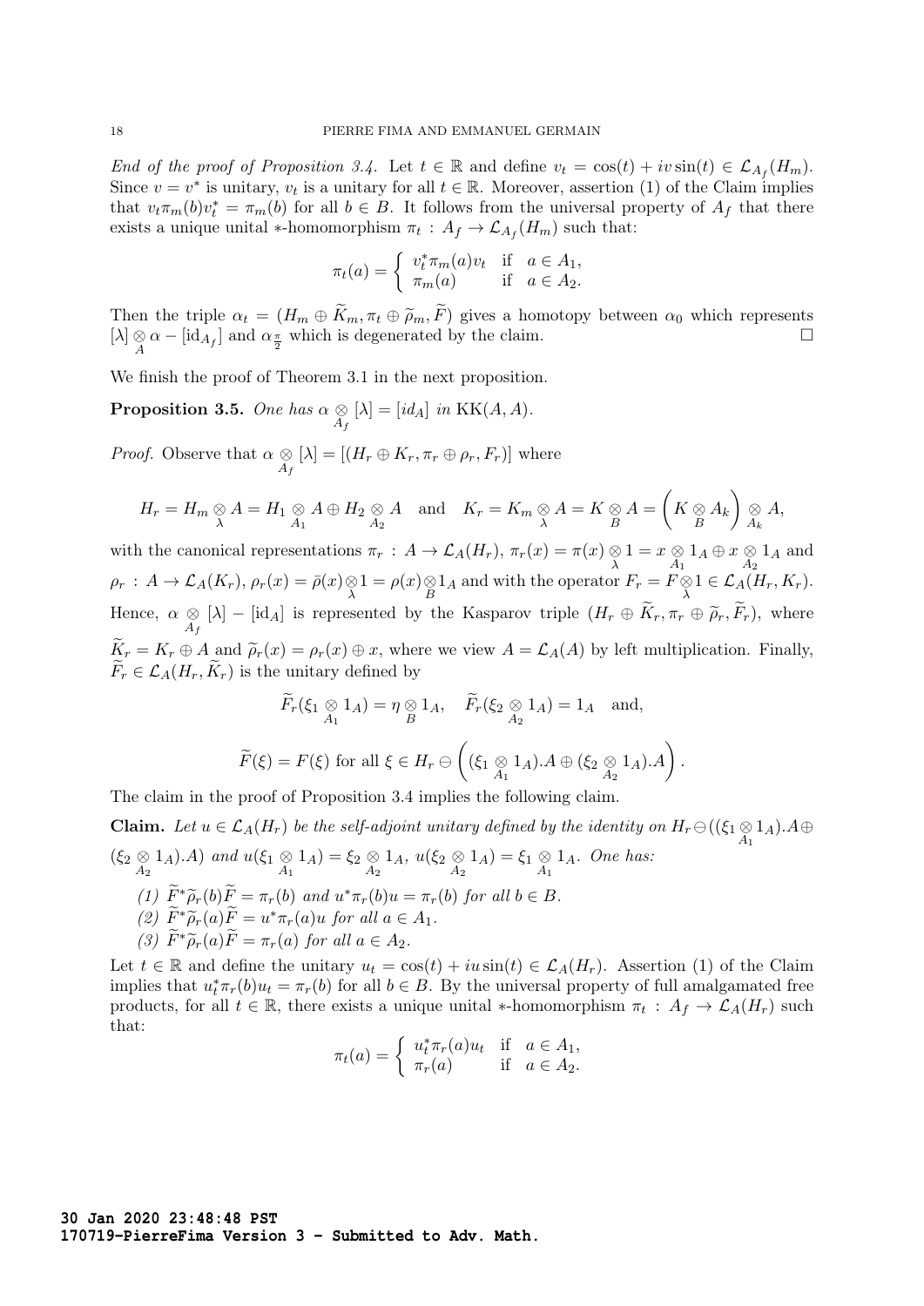*End of the proof of Proposition 3.4.* Let $t \in \mathbb{R}$ and define $v_t = \cos(t) + iv\sin(t) \in \mathcal{L}_{A_f}(H_m)$. Since $v = v^*$ is unitary, $v_t$ is a unitary for all $t \in \mathbb{R}$. Moreover, assertion (1) of the Claim implies that $v_t \pi_m(b) v_t^* = \pi_m(b)$ for all $b \in B$. It follows from the universal property of $A_f$ that there exists a unique unital $*$-homomorphism $\pi_t : A_f \to \mathcal{L}_{A_f}(H_m)$ such that:

$$\pi_t(a) = \begin{cases} v_t^* \pi_m(a) v_t & \text{if} \quad a \in A_1, \\ \pi_m(a) & \text{if} \quad a \in A_2. \end{cases}$$

Then the triple $\alpha_t = (H_m \oplus \widetilde{K}_m, \pi_t \oplus \widetilde{\rho}_m, \widetilde{F})$ gives a homotopy between $\alpha_0$ which represents $[\lambda] \underset{A}{\otimes} \alpha - [\mathrm{id}_{A_f}]$ and $\alpha_{\frac{\pi}{2}}$ which is degenerated by the claim. $\square$

We finish the proof of Theorem 3.1 in the next proposition.

**Proposition 3.5.** *One has $\alpha \underset{A_f}{\otimes} [\lambda] = [id_A]$ in $\mathrm{KK}(A, A)$.*

*Proof.* Observe that $\alpha \underset{A_f}{\otimes} [\lambda] = [(H_r \oplus K_r, \pi_r \oplus \rho_r, F_r)]$ where

$$H_r = H_m \underset{\lambda}{\otimes} A = H_1 \underset{A_1}{\otimes} A \oplus H_2 \underset{A_2}{\otimes} A \quad \text{and} \quad K_r = K_m \underset{\lambda}{\otimes} A = K \underset{B}{\otimes} A = \left( K \underset{B}{\otimes} A_k \right) \underset{A_k}{\otimes} A,$$

with the canonical representations $\pi_r : A \to \mathcal{L}_A(H_r)$, $\pi_r(x) = \pi(x) \underset{\lambda}{\otimes} 1 = x \underset{A_1}{\otimes} 1_A \oplus x \underset{A_2}{\otimes} 1_A$ and $\rho_r : A \to \mathcal{L}_A(K_r)$, $\rho_r(x) = \widetilde{\rho}(x) \underset{\lambda}{\otimes} 1 = \rho(x) \underset{B}{\otimes} 1_A$ and with the operator $F_r = F \underset{\lambda}{\otimes} 1 \in \mathcal{L}_A(H_r, K_r)$. Hence, $\alpha \underset{A_f}{\otimes} [\lambda] - [\mathrm{id}_A]$ is represented by the Kasparov triple $(H_r \oplus \widetilde{K}_r, \pi_r \oplus \widetilde{\rho}_r, \widetilde{F}_r)$, where $\widetilde{K}_r = K_r \oplus A$ and $\widetilde{\rho}_r(x) = \rho_r(x) \oplus x$, where we view $A = \mathcal{L}_A(A)$ by left multiplication. Finally, $\widetilde{F}_r \in \mathcal{L}_A(H_r, \widetilde{K}_r)$ is the unitary defined by

$$\widetilde{F}_r(\xi_1 \underset{A_1}{\otimes} 1_A) = \eta \underset{B}{\otimes} 1_A, \quad \widetilde{F}_r(\xi_2 \underset{A_2}{\otimes} 1_A) = 1_A \quad \text{and,}$$

$$\widetilde{F}(\xi) = F(\xi) \text{ for all } \xi \in H_r \ominus \left( (\xi_1 \underset{A_1}{\otimes} 1_A).A \oplus (\xi_2 \underset{A_2}{\otimes} 1_A).A \right).$$

The claim in the proof of Proposition 3.4 implies the following claim.

**Claim.** *Let $u \in \mathcal{L}_A(H_r)$ be the self-adjoint unitary defined by the identity on $H_r \ominus ((\xi_1 \underset{A_1}{\otimes} 1_A).A \oplus (\xi_2 \underset{A_2}{\otimes} 1_A).A)$ and $u(\xi_1 \underset{A_1}{\otimes} 1_A) = \xi_2 \underset{A_2}{\otimes} 1_A$, $u(\xi_2 \underset{A_2}{\otimes} 1_A) = \xi_1 \underset{A_1}{\otimes} 1_A$. One has:*

1. *$\widetilde{F}^* \widetilde{\rho}_r(b) \widetilde{F} = \pi_r(b)$ and $u^* \pi_r(b) u = \pi_r(b)$ for all $b \in B$.*
2. *$\widetilde{F}^* \widetilde{\rho}_r(a) \widetilde{F} = u^* \pi_r(a) u$ for all $a \in A_1$.*
3. *$\widetilde{F}^* \widetilde{\rho}_r(a) \widetilde{F} = \pi_r(a)$ for all $a \in A_2$.*

Let $t \in \mathbb{R}$ and define the unitary $u_t = \cos(t) + iu\sin(t) \in \mathcal{L}_A(H_r)$. Assertion (1) of the Claim implies that $u_t^* \pi_r(b) u_t = \pi_r(b)$ for all $b \in B$. By the universal property of full amalgamated free products, for all $t \in \mathbb{R}$, there exists a unique unital $*$-homomorphism $\pi_t : A_f \to \mathcal{L}_A(H_r)$ such that:

$$\pi_t(a) = \begin{cases} u_t^* \pi_r(a) u_t & \text{if} \quad a \in A_1, \\ \pi_r(a) & \text{if} \quad a \in A_2. \end{cases}$$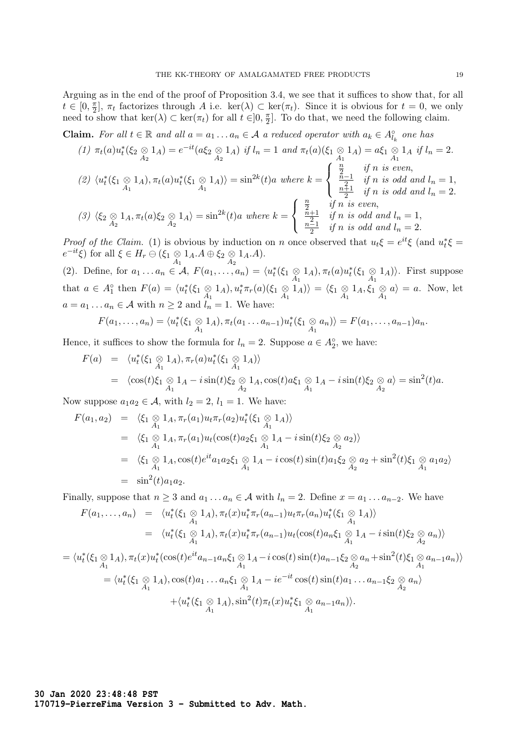Arguing as in the end of the proof of Proposition 3.4, we see that it suffices to show that, for all $t \in [0, \frac{\pi}{2}]$, $\pi_t$ factorizes through $A$ i.e. $\ker(\lambda) \subset \ker(\pi_t)$. Since it is obvious for $t = 0$, we only need to show that $\ker(\lambda) \subset \ker(\pi_t)$ for all $t \in ]0, \frac{\pi}{2}]$. To do that, we need the following claim.

**Claim.** *For all $t \in \mathbb{R}$ and all $a = a_1 \dots a_n \in \mathcal{A}$ a reduced operator with $a_k \in A_{l_k}^\circ$ one has*

*(1)* $\pi_t(a)u_t^*(\xi_2 \underset{A_2}{\otimes} 1_A) = e^{-it}(a\xi_2 \underset{A_2}{\otimes} 1_A)$ *if* $l_n = 1$ *and* $\pi_t(a)(\xi_1 \underset{A_1}{\otimes} 1_A) = a\xi_1 \underset{A_1}{\otimes} 1_A$ *if* $l_n = 2$.

*(2)* $\langle u_t^*(\xi_1 \underset{A_1}{\otimes} 1_A), \pi_t(a)u_t^*(\xi_1 \underset{A_1}{\otimes} 1_A)\rangle = \sin^{2k}(t)a$ *where* $k = \begin{cases} \frac{n}{2} & \text{if } n \text{ is even,} \\ \frac{n-1}{2} & \text{if } n \text{ is odd and } l_n = 1, \\ \frac{n+1}{2} & \text{if } n \text{ is odd and } l_n = 2. \end{cases}$

*(3)* $\langle \xi_2 \underset{A_2}{\otimes} 1_A, \pi_t(a)\xi_2 \underset{A_2}{\otimes} 1_A\rangle = \sin^{2k}(t)a$ *where* $k = \begin{cases} \frac{n}{2} & \text{if } n \text{ is even,} \\ \frac{n+1}{2} & \text{if } n \text{ is odd and } l_n = 1, \\ \frac{n-1}{2} & \text{if } n \text{ is odd and } l_n = 2. \end{cases}$

*Proof of the Claim.* (1) is obvious by induction on $n$ once observed that $u_t\xi = e^{it}\xi$ (and $u_t^*\xi = e^{-it}\xi$) for all $\xi \in H_r \ominus (\xi_1 \underset{A_1}{\otimes} 1_A.A \oplus \xi_2 \underset{A_2}{\otimes} 1_A.A)$.

(2). Define, for $a_1 \dots a_n \in \mathcal{A}$, $F(a_1, \dots, a_n) = \langle u_t^*(\xi_1 \underset{A_1}{\otimes} 1_A), \pi_t(a)u_t^*(\xi_1 \underset{A_1}{\otimes} 1_A)\rangle$. First suppose that $a \in A_1^\circ$ then $F(a) = \langle u_t^*(\xi_1 \underset{A_1}{\otimes} 1_A), u_t^*\pi_r(a)(\xi_1 \underset{A_1}{\otimes} 1_A)\rangle = \langle \xi_1 \underset{A_1}{\otimes} 1_A, \xi_1 \underset{A_1}{\otimes} a\rangle = a$. Now, let $a = a_1 \dots a_n \in \mathcal{A}$ with $n \geq 2$ and $l_n = 1$. We have:

$$F(a_1, \dots, a_n) = \langle u_t^*(\xi_1 \underset{A_1}{\otimes} 1_A), \pi_t(a_1 \dots a_{n-1})u_t^*(\xi_1 \underset{A_1}{\otimes} a_n)\rangle = F(a_1, \dots, a_{n-1})a_n.$$

Hence, it suffices to show the formula for $l_n = 2$. Suppose $a \in A_2^\circ$, we have:

$$\begin{aligned} F(a) &= \langle u_t^*(\xi_1 \underset{A_1}{\otimes} 1_A), \pi_t(a)u_t^*(\xi_1 \underset{A_1}{\otimes} 1_A)\rangle \\ &= \langle \cos(t)\xi_1 \underset{A_1}{\otimes} 1_A - i\sin(t)\xi_2 \underset{A_2}{\otimes} 1_A, \cos(t)a\xi_1 \underset{A_1}{\otimes} 1_A - i\sin(t)\xi_2 \underset{A_2}{\otimes} a\rangle = \sin^2(t)a. \end{aligned}$$

Now suppose $a_1a_2 \in \mathcal{A}$, with $l_2 = 2$, $l_1 = 1$. We have:

$$\begin{aligned} F(a_1, a_2) &= \langle \xi_1 \underset{A_1}{\otimes} 1_A, \pi_r(a_1)u_t\pi_r(a_2)u_t^*(\xi_1 \underset{A_1}{\otimes} 1_A)\rangle \\ &= \langle \xi_1 \underset{A_1}{\otimes} 1_A, \pi_r(a_1)u_t(\cos(t)a_2\xi_1 \underset{A_1}{\otimes} 1_A - i\sin(t)\xi_2 \underset{A_2}{\otimes} a_2)\rangle \\ &= \langle \xi_1 \underset{A_1}{\otimes} 1_A, \cos(t)e^{it}a_1a_2\xi_1 \underset{A_1}{\otimes} 1_A - i\cos(t)\sin(t)a_1\xi_2 \underset{A_2}{\otimes} a_2 + \sin^2(t)\xi_1 \underset{A_1}{\otimes} a_1a_2\rangle \\ &= \sin^2(t)a_1a_2. \end{aligned}$$

Finally, suppose that $n \geq 3$ and $a_1 \dots a_n \in \mathcal{A}$ with $l_n = 2$. Define $x = a_1 \dots a_{n-2}$. We have

$$\begin{aligned} F(a_1, \dots, a_n) &= \langle u_t^*(\xi_1 \underset{A_1}{\otimes} 1_A), \pi_t(x)u_t^*\pi_r(a_{n-1})u_t\pi_r(a_n)u_t^*(\xi_1 \underset{A_1}{\otimes} 1_A)\rangle \\ &= \langle u_t^*(\xi_1 \underset{A_1}{\otimes} 1_A), \pi_t(x)u_t^*\pi_r(a_{n-1})u_t(\cos(t)a_n\xi_1 \underset{A_1}{\otimes} 1_A - i\sin(t)\xi_2 \underset{A_2}{\otimes} a_n)\rangle \end{aligned}$$

$$= \langle u_t^*(\xi_1 \underset{A_1}{\otimes} 1_A), \pi_t(x)u_t^*(\cos(t)e^{it}a_{n-1}a_n\xi_1 \underset{A_1}{\otimes} 1_A - i\cos(t)\sin(t)a_{n-1}\xi_2 \underset{A_2}{\otimes} a_n + \sin^2(t)\xi_1 \underset{A_1}{\otimes} a_{n-1}a_n)\rangle$$

$$= \langle u_t^*(\xi_1 \underset{A_1}{\otimes} 1_A), \cos(t)a_1 \dots a_n\xi_1 \underset{A_1}{\otimes} 1_A - ie^{-it}\cos(t)\sin(t)a_1 \dots a_{n-1}\xi_2 \underset{A_2}{\otimes} a_n\rangle$$

$$+ \langle u_t^*(\xi_1 \underset{A_1}{\otimes} 1_A), \sin^2(t)\pi_t(x)u_t^*\xi_1 \underset{A_1}{\otimes} a_{n-1}a_n)\rangle.$$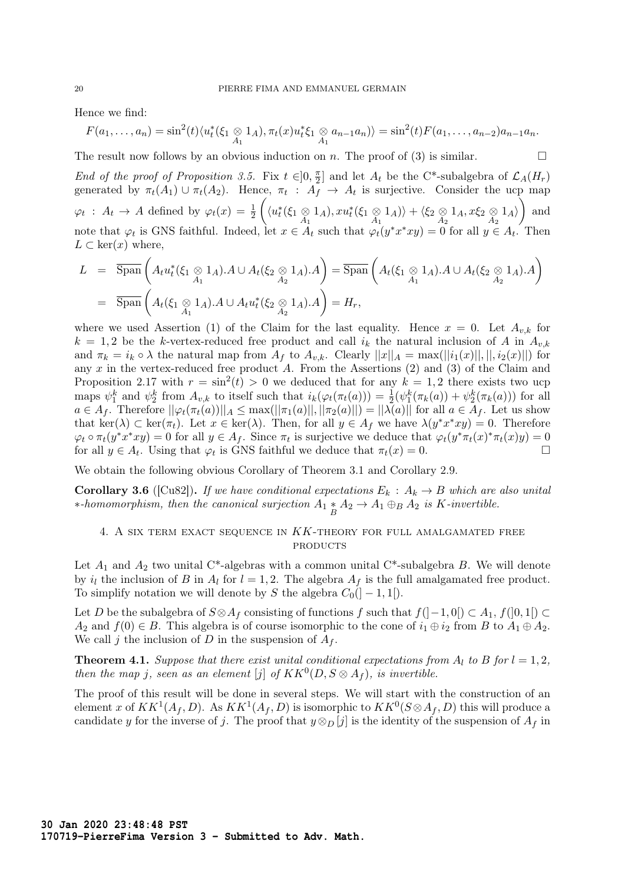Hence we find:

$$F(a_1,\dots,a_n) = \sin^2(t)\langle u_t^*(\xi_1 \underset{A_1}{\otimes} 1_A), \pi_t(x)u_t^*\xi_1 \underset{A_1}{\otimes} a_{n-1}a_n\rangle\rangle = \sin^2(t)F(a_1,\dots,a_{n-2})a_{n-1}a_n.$$

The result now follows by an obvious induction on $n$. The proof of (3) is similar. $\square$

*End of the proof of Proposition 3.5.* Fix $t \in ]0, \frac{\pi}{2}]$ and let $A_t$ be the C*-subalgebra of $\mathcal{L}_A(H_r)$ generated by $\pi_t(A_1) \cup \pi_t(A_2)$. Hence, $\pi_t : A_f \to A_t$ is surjective. Consider the ucp map $\varphi_t : A_t \to A$ defined by $\varphi_t(x) = \frac{1}{2}\left(\langle u_t^*(\xi_1 \underset{A_1}{\otimes} 1_A), xu_t^*(\xi_1 \underset{A_1}{\otimes} 1_A)\rangle + \langle \xi_2 \underset{A_2}{\otimes} 1_A, x\xi_2 \underset{A_2}{\otimes} 1_A\rangle\right)$ and note that $\varphi_t$ is GNS faithful. Indeed, let $x \in A_t$ such that $\varphi_t(y^*x^*xy) = 0$ for all $y \in A_t$. Then $L \subset \ker(x)$ where,

$$\begin{aligned} L &= \overline{\text{Span}}\left(A_t u_t^*(\xi_1 \underset{A_1}{\otimes} 1_A).A \cup A_t(\xi_2 \underset{A_2}{\otimes} 1_A).A\right) = \overline{\text{Span}}\left(A_t(\xi_1 \underset{A_1}{\otimes} 1_A).A \cup A_t(\xi_2 \underset{A_2}{\otimes} 1_A).A\right) \\ &= \overline{\text{Span}}\left(A_t(\xi_1 \underset{A_1}{\otimes} 1_A).A \cup A_t u_t^*(\xi_2 \underset{A_2}{\otimes} 1_A).A\right) = H_r, \end{aligned}$$

where we used Assertion (1) of the Claim for the last equality. Hence $x = 0$. Let $A_{v,k}$ for $k = 1, 2$ be the $k$-vertex-reduced free product and call $i_k$ the natural inclusion of $A$ in $A_{v,k}$ and $\pi_k = i_k \circ \lambda$ the natural map from $A_f$ to $A_{v,k}$. Clearly $||x||_A = \max(||i_1(x)||, ||, i_2(x)||)$ for any $x$ in the vertex-reduced free product $A$. From the Assertions (2) and (3) of the Claim and Proposition 2.17 with $r = \sin^2(t) > 0$ we deduced that for any $k = 1, 2$ there exists two ucp maps $\psi_1^k$ and $\psi_2^k$ from $A_{v,k}$ to itself such that $i_k(\varphi_t(\pi_t(a))) = \frac{1}{2}(\psi_1^k(\pi_k(a)) + \psi_2^k(\pi_k(a)))$ for all $a \in A_f$. Therefore $||\varphi_t(\pi_t(a))||_A \leq \max(||\pi_1(a)||, ||\pi_2(a)||) = ||\lambda(a)||$ for all $a \in A_f$. Let us show that $\ker(\lambda) \subset \ker(\pi_t)$. Let $x \in \ker(\lambda)$. Then, for all $y \in A_f$ we have $\lambda(y^*x^*xy) = 0$. Therefore $\varphi_t \circ \pi_t(y^*x^*xy) = 0$ for all $y \in A_f$. Since $\pi_t$ is surjective we deduce that $\varphi_t(y^*\pi_t(x)^*\pi_t(x)y) = 0$ for all $y \in A_t$. Using that $\varphi_t$ is GNS faithful we deduce that $\pi_t(x) = 0$. $\square$

We obtain the following obvious Corollary of Theorem 3.1 and Corollary 2.9.

**Corollary 3.6** ([Cu82]). *If we have conditional expectations $E_k : A_k \to B$ which are also unital $*$-homomorphism, then the canonical surjection $A_1 \underset{B}{*} A_2 \to A_1 \oplus_B A_2$ is $K$-invertible.*

## 4. A six term exact sequence in $KK$-theory for full amalgamated free products

Let $A_1$ and $A_2$ two unital C*-algebras with a common unital C*-subalgebra $B$. We will denote by $i_l$ the inclusion of $B$ in $A_l$ for $l = 1, 2$. The algebra $A_f$ is the full amalgamated free product. To simplify notation we will denote by $S$ the algebra $C_0(]-1, 1[)$.

Let $D$ be the subalgebra of $S \otimes A_f$ consisting of functions $f$ such that $f(]-1, 0[) \subset A_1$, $f(]0, 1[) \subset A_2$ and $f(0) \in B$. This algebra is of course isomorphic to the cone of $i_1 \oplus i_2$ from $B$ to $A_1 \oplus A_2$. We call $j$ the inclusion of $D$ in the suspension of $A_f$.

**Theorem 4.1.** *Suppose that there exist unital conditional expectations from $A_l$ to $B$ for $l = 1, 2$, then the map $j$, seen as an element $[j]$ of $KK^0(D, S \otimes A_f)$, is invertible.*

The proof of this result will be done in several steps. We will start with the construction of an element $x$ of $KK^1(A_f, D)$. As $KK^1(A_f, D)$ is isomorphic to $KK^0(S \otimes A_f, D)$ this will produce a candidate $y$ for the inverse of $j$. The proof that $y \otimes_D [j]$ is the identity of the suspension of $A_f$ in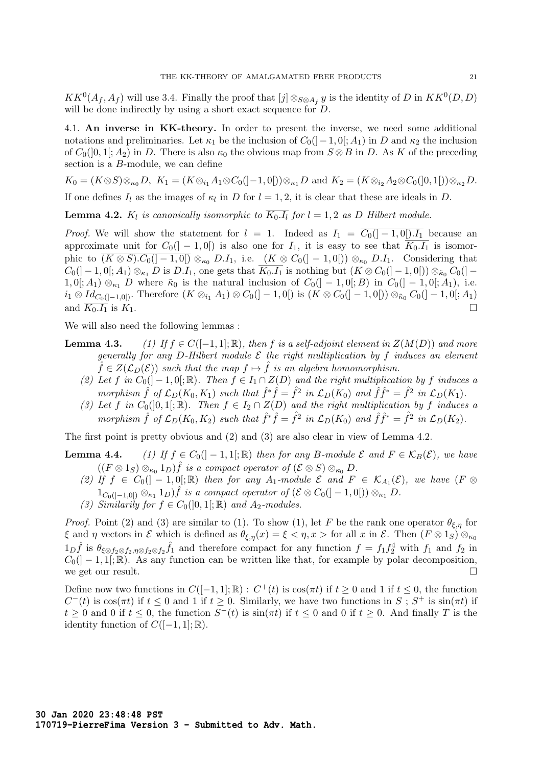$KK^0(A_f, A_f)$ will use 3.4. Finally the proof that $[j] \otimes_{S\otimes A_f} y$ is the identity of $D$ in $KK^0(D, D)$ will be done indirectly by using a short exact sequence for $D$.

4.1. **An inverse in KK-theory.** In order to present the inverse, we need some additional notations and preliminaries. Let $\kappa_1$ be the inclusion of $C_0(]-1,0[;A_1)$ in $D$ and $\kappa_2$ the inclusion of $C_0(]0,1[;A_2)$ in $D$. There is also $\kappa_0$ the obvious map from $S\otimes B$ in $D$. As $K$ of the preceding section is a $B$-module, we can define

$$K_0 = (K\otimes S)\otimes_{\kappa_0} D,\ K_1 = (K\otimes_{i_1} A_1 \otimes C_0(]-1,0[))\otimes_{\kappa_1} D \text{ and } K_2 = (K\otimes_{i_2} A_2 \otimes C_0(]0,1[))\otimes_{\kappa_2} D.$$

If one defines $I_l$ as the images of $\kappa_l$ in $D$ for $l = 1, 2$, it is clear that these are ideals in $D$.

**Lemma 4.2.** *$K_l$ is canonically isomorphic to $\overline{K_0.I_l}$ for $l = 1, 2$ as $D$ Hilbert module.*

*Proof.* We will show the statement for $l = 1$. Indeed as $I_1 = \overline{C_0(]-1,0[).I_1}$ because an approximate unit for $C_0(]-1,0[)$ is also one for $I_1$, it is easy to see that $\overline{K_0.I_1}$ is isomorphic to $\overline{(K\otimes S).C_0(]-1,0[)} \otimes_{\kappa_0} D.I_1$, i.e. $(K\otimes C_0(]-1,0[)) \otimes_{\kappa_0} D.I_1$. Considering that $C_0(]-1,0[;A_1)\otimes_{\kappa_1} D$ is $D.I_1$, one gets that $\overline{K_0.I_1}$ is nothing but $(K\otimes C_0(]-1,0[))\otimes_{\tilde{\kappa}_0} C_0(]-1,0[;A_1)\otimes_{\kappa_1} D$ where $\tilde{\kappa}_0$ is the natural inclusion of $C_0(]-1,0[;B)$ in $C_0(]-1,0[;A_1)$, i.e. $i_1 \otimes Id_{C_0(]-1,0[)}$. Therefore $(K\otimes_{i_1} A_1)\otimes C_0(]-1,0[)$ is $(K\otimes C_0(]-1,0[))\otimes_{\tilde{\kappa}_0} C_0(]-1,0[;A_1)$ and $\overline{K_0.I_1}$ is $K_1$. $\square$

We will also need the following lemmas :

**Lemma 4.3.**

*(1) If $f\in C([-1,1];\mathbb{R})$, then $f$ is a self-adjoint element in $Z(M(D))$ and more generally for any $D$-Hilbert module $\mathcal{E}$ the right multiplication by $f$ induces an element $\hat{f}\in Z(\mathcal{L}_D(\mathcal{E}))$ such that the map $f\mapsto \hat{f}$ is an algebra homomorphism.*

*(2) Let $f$ in $C_0(]-1,0[;\mathbb{R})$. Then $f\in I_1\cap Z(D)$ and the right multiplication by $f$ induces a morphism $\hat{f}$ of $\mathcal{L}_D(K_0,K_1)$ such that $\hat{f}^*\hat{f} = \hat{f}^2$ in $\mathcal{L}_D(K_0)$ and $\hat{f}\hat{f}^* = \hat{f}^2$ in $\mathcal{L}_D(K_1)$.*

*(3) Let $f$ in $C_0(]0,1[;\mathbb{R})$. Then $f\in I_2\cap Z(D)$ and the right multiplication by $f$ induces a morphism $\hat{f}$ of $\mathcal{L}_D(K_0,K_2)$ such that $\hat{f}^*\hat{f} = \hat{f}^2$ in $\mathcal{L}_D(K_0)$ and $\hat{f}\hat{f}^* = \hat{f}^2$ in $\mathcal{L}_D(K_2)$.*

The first point is pretty obvious and (2) and (3) are also clear in view of Lemma 4.2.

**Lemma 4.4.**

*(1) If $f\in C_0(]-1,1[;\mathbb{R})$ then for any $B$-module $\mathcal{E}$ and $F\in \mathcal{K}_B(\mathcal{E})$, we have $((F\otimes 1_S)\otimes_{\kappa_0} 1_D)\hat{f}$ is a compact operator of $(\mathcal{E}\otimes S)\otimes_{\kappa_0} D$.*

*(2) If $f\in C_0(]-1,0[;\mathbb{R})$ then for any $A_1$-module $\mathcal{E}$ and $F\in \mathcal{K}_{A_1}(\mathcal{E})$, we have $(F\otimes 1_{C_0(]-1,0[)}\otimes_{\kappa_1} 1_D)\hat{f}$ is a compact operator of $(\mathcal{E}\otimes C_0(]-1,0[))\otimes_{\kappa_1} D$.*

*(3) Similarly for $f\in C_0(]0,1[;\mathbb{R})$ and $A_2$-modules.*

*Proof.* Point (2) and (3) are similar to (1). To show (1), let $F$ be the rank one operator $\theta_{\xi,\eta}$ for $\xi$ and $\eta$ vectors in $\mathcal{E}$ which is defined as $\theta_{\xi,\eta}(x) = \xi <\eta, x>$ for all $x$ in $\mathcal{E}$. Then $(F\otimes 1_S)\otimes_{\kappa_0} 1_D\hat{f}$ is $\theta_{\xi\otimes f_2\otimes f_2, \eta\otimes f_2\otimes f_2}\hat{f}_1$ and therefore compact for any function $f = f_1 f_2^4$ with $f_1$ and $f_2$ in $C_0(]-1,1[;\mathbb{R})$. As any function can be written like that, for example by polar decomposition, we get our result. $\square$

Define now two functions in $C([-1,1];\mathbb{R})$ : $C^+(t)$ is $\cos(\pi t)$ if $t\geq 0$ and $1$ if $t\leq 0$, the function $C^-(t)$ is $\cos(\pi t)$ if $t\leq 0$ and $1$ if $t\geq 0$. Similarly, we have two functions in $S$ ; $S^+$ is $\sin(\pi t)$ if $t\geq 0$ and $0$ if $t\leq 0$, the function $S^-(t)$ is $\sin(\pi t)$ if $t\leq 0$ and $0$ if $t\geq 0$. And finally $T$ is the identity function of $C([-1,1];\mathbb{R})$.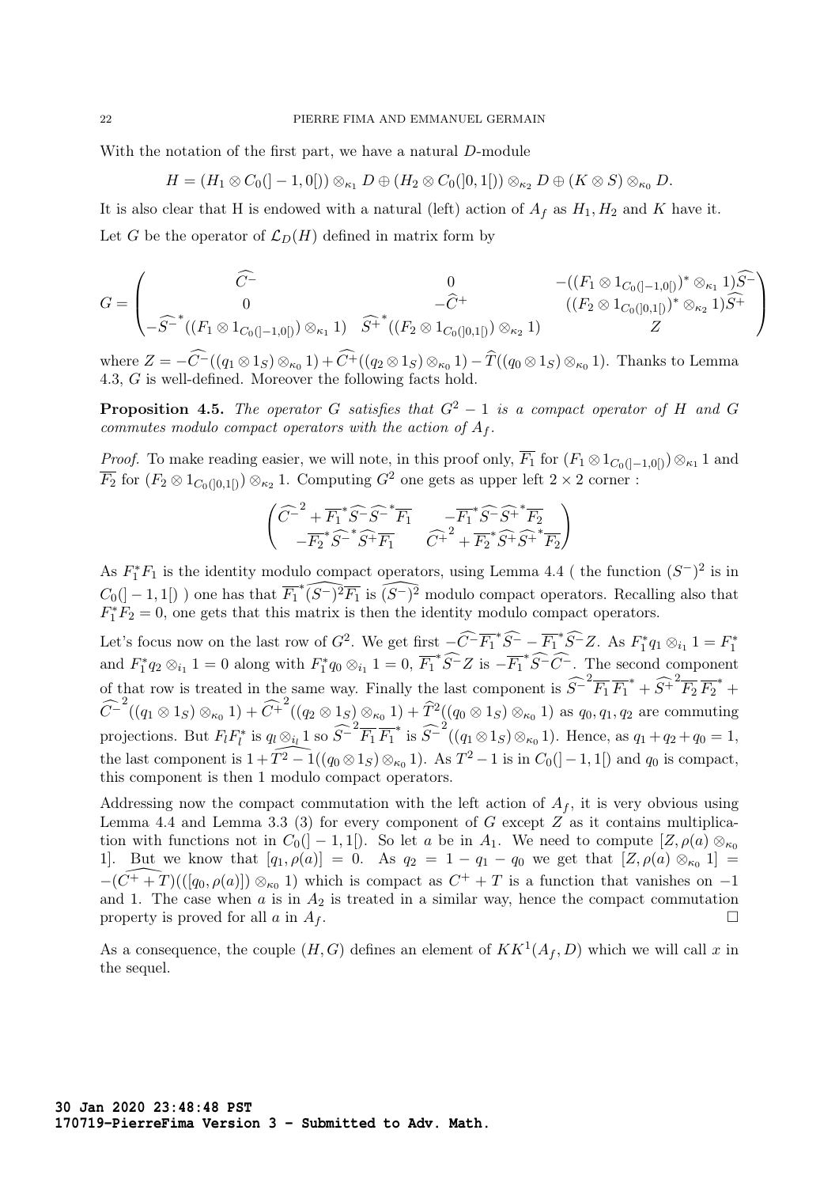With the notation of the first part, we have a natural $D$-module

$$H = (H_1 \otimes C_0(]-1,0[)) \otimes_{\kappa_1} D \oplus (H_2 \otimes C_0(]0,1[)) \otimes_{\kappa_2} D \oplus (K \otimes S) \otimes_{\kappa_0} D.$$

It is also clear that H is endowed with a natural (left) action of $A_f$ as $H_1, H_2$ and $K$ have it.

Let $G$ be the operator of $\mathcal{L}_D(H)$ defined in matrix form by

$$G = \begin{pmatrix} \widehat{C^-} & 0 & -((F_1 \otimes 1_{C_0(]-1,0[)})^* \otimes_{\kappa_1} 1)\widehat{S^-} \\ 0 & -\widehat{C}^+ & ((F_2 \otimes 1_{C_0(]0,1[)})^* \otimes_{\kappa_2} 1)\widehat{S^+} \\ -\widehat{S^-}^*((F_1 \otimes 1_{C_0(]-1,0[)}) \otimes_{\kappa_1} 1) & \widehat{S^+}^*((F_2 \otimes 1_{C_0(]0,1[)}) \otimes_{\kappa_2} 1) & Z \end{pmatrix}$$

where $Z = -\widehat{C^-}((q_1 \otimes 1_S) \otimes_{\kappa_0} 1) + \widehat{C^+}((q_2 \otimes 1_S) \otimes_{\kappa_0} 1) - \widehat{T}((q_0 \otimes 1_S) \otimes_{\kappa_0} 1)$. Thanks to Lemma 4.3, $G$ is well-defined. Moreover the following facts hold.

**Proposition 4.5.** *The operator $G$ satisfies that $G^2 - 1$ is a compact operator of $H$ and $G$ commutes modulo compact operators with the action of $A_f$.*

*Proof.* To make reading easier, we will note, in this proof only, $\overline{F_1}$ for $(F_1 \otimes 1_{C_0(]-1,0[)}) \otimes_{\kappa_1} 1$ and $\overline{F_2}$ for $(F_2 \otimes 1_{C_0(]0,1[)}) \otimes_{\kappa_2} 1$. Computing $G^2$ one gets as upper left $2 \times 2$ corner :

$$\begin{pmatrix} \widehat{C^-}^2 + \overline{F_1}^*\widehat{S^-}\widehat{S^-}^*\overline{F_1} & -\overline{F_1}^*\widehat{S^-}\widehat{S^+}^*\overline{F_2} \\ -\overline{F_2}^*\widehat{S^-}^*\widehat{S^+}\overline{F_1} & \widehat{C^+}^2 + \overline{F_2}^*\widehat{S^+}\widehat{S^+}^*\overline{F_2} \end{pmatrix}$$

As $F_1^*F_1$ is the identity modulo compact operators, using Lemma 4.4 ( the function $(S^-)^2$ is in $C_0(]-1,1[)$ ) one has that $\overline{F_1}^*\widehat{(S^-)^2}\overline{F_1}$ is $\widehat{(S^-)^2}$ modulo compact operators. Recalling also that $F_1^*F_2 = 0$, one gets that this matrix is then the identity modulo compact operators.

Let's focus now on the last row of $G^2$. We get first $-\widehat{C^-}\overline{F_1}^*\widehat{S^-} - \overline{F_1}^*\widehat{S^-}Z$. As $F_1^*q_1 \otimes_{i_1} 1 = F_1^*$ and $F_1^*q_2 \otimes_{i_1} 1 = 0$ along with $F_1^*q_0 \otimes_{i_1} 1 = 0$, $\overline{F_1}^*\widehat{S^-}Z$ is $-\overline{F_1}^*\widehat{S^-}\widehat{C^-}$. The second component of that row is treated in the same way. Finally the last component is $\widehat{S^-}^2\overline{F_1}\,\overline{F_1}^* + \widehat{S^+}^2\overline{F_2}\,\overline{F_2}^* + \widehat{C^-}^2((q_1 \otimes 1_S) \otimes_{\kappa_0} 1) + \widehat{C^+}^2((q_2 \otimes 1_S) \otimes_{\kappa_0} 1) + \widehat{T}^2((q_0 \otimes 1_S) \otimes_{\kappa_0} 1)$ as $q_0, q_1, q_2$ are commuting projections. But $F_lF_l^*$ is $q_l \otimes_{i_l} 1$ so $\widehat{S^-}^2\overline{F_1}\,\overline{F_1}^*$ is $\widehat{S^-}^2((q_1 \otimes 1_S) \otimes_{\kappa_0} 1)$. Hence, as $q_1 + q_2 + q_0 = 1$, the last component is $1 + \widehat{T^2 - 1}((q_0 \otimes 1_S) \otimes_{\kappa_0} 1)$. As $T^2 - 1$ is in $C_0(]-1,1[)$ and $q_0$ is compact, this component is then 1 modulo compact operators.

Addressing now the compact commutation with the left action of $A_f$, it is very obvious using Lemma 4.4 and Lemma 3.3 (3) for every component of $G$ except $Z$ as it contains multiplication with functions not in $C_0(]-1,1[)$. So let $a$ be in $A_1$. We need to compute $[Z, \rho(a) \otimes_{\kappa_0} 1]$. But we know that $[q_1, \rho(a)] = 0$. As $q_2 = 1 - q_1 - q_0$ we get that $[Z, \rho(a) \otimes_{\kappa_0} 1] = -(\widehat{C^+ + T})(([q_0, \rho(a)]) \otimes_{\kappa_0} 1)$ which is compact as $C^+ + T$ is a function that vanishes on $-1$ and 1. The case when $a$ is in $A_2$ is treated in a similar way, hence the compact commutation property is proved for all $a$ in $A_f$. $\square$

As a consequence, the couple $(H, G)$ defines an element of $KK^1(A_f, D)$ which we will call $x$ in the sequel.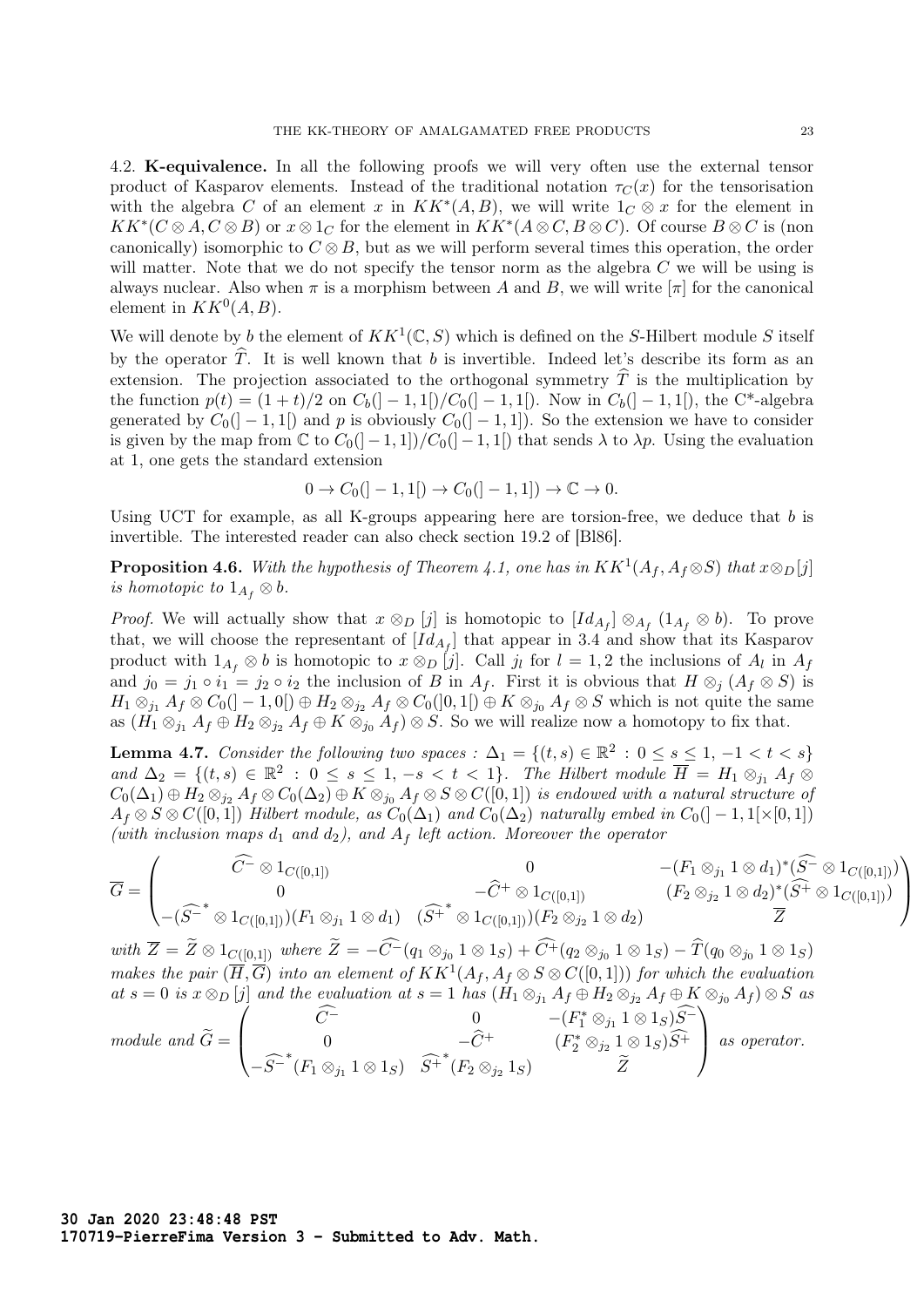4.2. **K-equivalence.** In all the following proofs we will very often use the external tensor product of Kasparov elements. Instead of the traditional notation $\tau_C(x)$ for the tensorisation with the algebra $C$ of an element $x$ in $KK^*(A,B)$, we will write $1_C \otimes x$ for the element in $KK^*(C \otimes A, C \otimes B)$ or $x \otimes 1_C$ for the element in $KK^*(A \otimes C, B \otimes C)$. Of course $B \otimes C$ is (non canonically) isomorphic to $C \otimes B$, but as we will perform several times this operation, the order will matter. Note that we do not specify the tensor norm as the algebra $C$ we will be using is always nuclear. Also when $\pi$ is a morphism between $A$ and $B$, we will write $[\pi]$ for the canonical element in $KK^0(A,B)$.

We will denote by $b$ the element of $KK^1(\mathbb{C}, S)$ which is defined on the $S$-Hilbert module $S$ itself by the operator $\widehat{T}$. It is well known that $b$ is invertible. Indeed let's describe its form as an extension. The projection associated to the orthogonal symmetry $\widehat{T}$ is the multiplication by the function $p(t) = (1+t)/2$ on $C_b(]-1,1[)/C_0(]-1,1[)$. Now in $C_b(]-1,1[)$, the C*-algebra generated by $C_0(]-1,1[)$ and $p$ is obviously $C_0(]-1,1])$. So the extension we have to consider is given by the map from $\mathbb{C}$ to $C_0(]-1,1])/C_0(]-1,1[)$ that sends $\lambda$ to $\lambda p$. Using the evaluation at 1, one gets the standard extension

$$0 \to C_0(]-1,1[) \to C_0(]-1,1]) \to \mathbb{C} \to 0.$$

Using UCT for example, as all K-groups appearing here are torsion-free, we deduce that $b$ is invertible. The interested reader can also check section 19.2 of [Bl86].

**Proposition 4.6.** *With the hypothesis of Theorem 4.1, one has in $KK^1(A_f, A_f \otimes S)$ that $x \otimes_D [j]$ is homotopic to $1_{A_f} \otimes b$.*

*Proof.* We will actually show that $x \otimes_D [j]$ is homotopic to $[Id_{A_f}] \otimes_{A_f} (1_{A_f} \otimes b)$. To prove that, we will choose the representant of $[Id_{A_f}]$ that appear in 3.4 and show that its Kasparov product with $1_{A_f} \otimes b$ is homotopic to $x \otimes_D [j]$. Call $j_l$ for $l = 1,2$ the inclusions of $A_l$ in $A_f$ and $j_0 = j_1 \circ i_1 = j_2 \circ i_2$ the inclusion of $B$ in $A_f$. First it is obvious that $H \otimes_j (A_f \otimes S)$ is $H_1 \otimes_{j_1} A_f \otimes C_0(]-1,0[) \oplus H_2 \otimes_{j_2} A_f \otimes C_0(]0,1[) \oplus K \otimes_{j_0} A_f \otimes S$ which is not quite the same as $(H_1 \otimes_{j_1} A_f \oplus H_2 \otimes_{j_2} A_f \oplus K \otimes_{j_0} A_f) \otimes S$. So we will realize now a homotopy to fix that.

**Lemma 4.7.** *Consider the following two spaces : $\Delta_1 = \{(t,s) \in \mathbb{R}^2 \,:\, 0 \leq s \leq 1, -1 < t < s\}$ and $\Delta_2 = \{(t,s) \in \mathbb{R}^2 \,:\, 0 \leq s \leq 1, -s < t < 1\}$. The Hilbert module $\overline{H} = H_1 \otimes_{j_1} A_f \otimes C_0(\Delta_1) \oplus H_2 \otimes_{j_2} A_f \otimes C_0(\Delta_2) \oplus K \otimes_{j_0} A_f \otimes S \otimes C([0,1])$ is endowed with a natural structure of $A_f \otimes S \otimes C([0,1])$ Hilbert module, as $C_0(\Delta_1)$ and $C_0(\Delta_2)$ naturally embed in $C_0(]-1,1[\times[0,1])$ (with inclusion maps $d_1$ and $d_2$), and $A_f$ left action. Moreover the operator*

$$\overline{G} = \begin{pmatrix} \widehat{C^-} \otimes 1_{C([0,1])} & 0 & -(F_1 \otimes_{j_1} 1 \otimes d_1)^*(\widehat{S^-} \otimes 1_{C([0,1])}) \\ 0 & -\widehat{C}^+ \otimes 1_{C([0,1])} & (F_2 \otimes_{j_2} 1 \otimes d_2)^*(\widehat{S^+} \otimes 1_{C([0,1])}) \\ -(\widehat{S^-}^* \otimes 1_{C([0,1])})(F_1 \otimes_{j_1} 1 \otimes d_1) & (\widehat{S^+}^* \otimes 1_{C([0,1])})(F_2 \otimes_{j_2} 1 \otimes d_2) & \overline{Z} \end{pmatrix}$$

*with $\overline{Z} = \widetilde{Z} \otimes 1_{C([0,1])}$ where $\widetilde{Z} = -\widehat{C^-}(q_1 \otimes_{j_0} 1 \otimes 1_S) + \widehat{C^+}(q_2 \otimes_{j_0} 1 \otimes 1_S) - \widehat{T}(q_0 \otimes_{j_0} 1 \otimes 1_S)$ makes the pair $(\overline{H}, \overline{G})$ into an element of $KK^1(A_f, A_f \otimes S \otimes C([0,1]))$ for which the evaluation at $s = 0$ is $x \otimes_D [j]$ and the evaluation at $s = 1$ has $(H_1 \otimes_{j_1} A_f \oplus H_2 \otimes_{j_2} A_f \oplus K \otimes_{j_0} A_f) \otimes S$ as module and*

$$\widetilde{G} = \begin{pmatrix} \widehat{C^-} & 0 & -(F_1^* \otimes_{j_1} 1 \otimes 1_S)\widehat{S^-} \\ 0 & -\widehat{C}^+ & (F_2^* \otimes_{j_2} 1 \otimes 1_S)\widehat{S^+} \\ -\widehat{S^-}^*(F_1 \otimes_{j_1} 1 \otimes 1_S) & \widehat{S^+}^*(F_2 \otimes_{j_2} 1_S) & \widetilde{Z} \end{pmatrix}$$

*as operator.*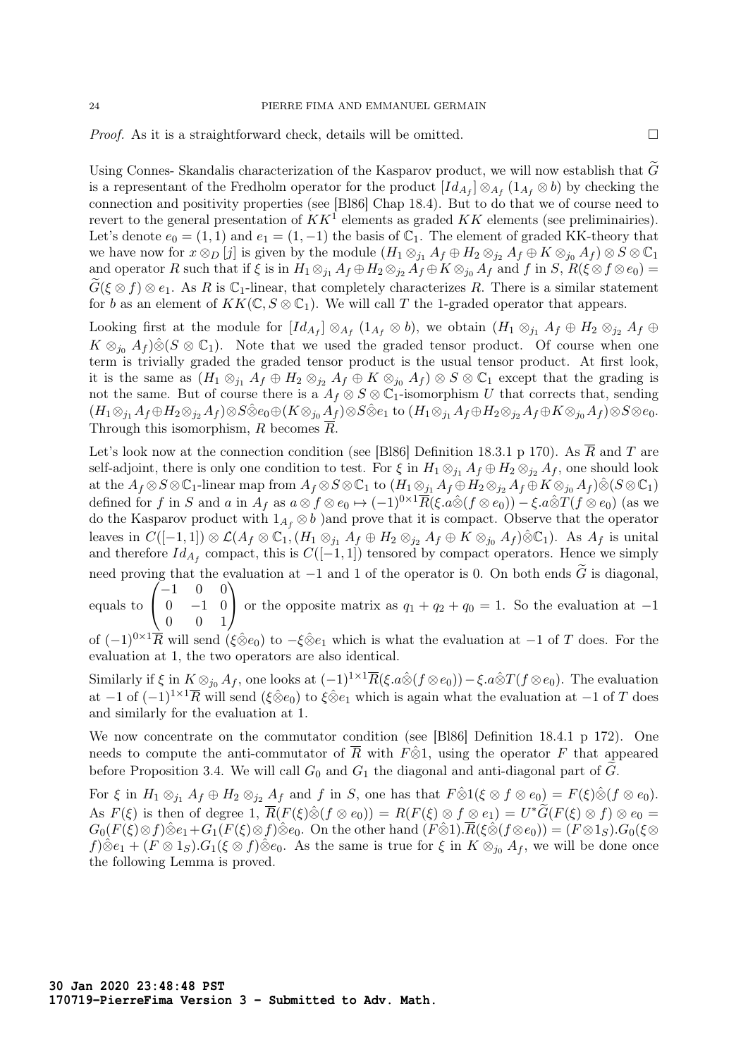*Proof.* As it is a straightforward check, details will be omitted. □

Using Connes- Skandalis characterization of the Kasparov product, we will now establish that $\widetilde{G}$ is a representant of the Fredholm operator for the product $[Id_{A_f}] \otimes_{A_f} (1_{A_f} \otimes b)$ by checking the connection and positivity properties (see [Bl86] Chap 18.4). But to do that we of course need to revert to the general presentation of $KK^1$ elements as graded $KK$ elements (see preliminairies). Let's denote $e_0 = (1,1)$ and $e_1 = (1,-1)$ the basis of $\mathbb{C}_1$. The element of graded KK-theory that we have now for $x \otimes_D [j]$ is given by the module $(H_1 \otimes_{j_1} A_f \oplus H_2 \otimes_{j_2} A_f \oplus K \otimes_{j_0} A_f) \otimes S \otimes \mathbb{C}_1$ and operator $R$ such that if $\xi$ is in $H_1 \otimes_{j_1} A_f \oplus H_2 \otimes_{j_2} A_f \oplus K \otimes_{j_0} A_f$ and $f$ in $S$, $R(\xi \otimes f \otimes e_0) = \widetilde{G}(\xi \otimes f) \otimes e_1$. As $R$ is $\mathbb{C}_1$-linear, that completely characterizes $R$. There is a similar statement for $b$ as an element of $KK(\mathbb{C}, S \otimes \mathbb{C}_1)$. We will call $T$ the 1-graded operator that appears.

Looking first at the module for $[Id_{A_f}] \otimes_{A_f} (1_{A_f} \otimes b)$, we obtain $(H_1 \otimes_{j_1} A_f \oplus H_2 \otimes_{j_2} A_f \oplus K \otimes_{j_0} A_f) \hat{\otimes} (S \otimes \mathbb{C}_1)$. Note that we used the graded tensor product. Of course when one term is trivially graded the graded tensor product is the usual tensor product. At first look, it is the same as $(H_1 \otimes_{j_1} A_f \oplus H_2 \otimes_{j_2} A_f \oplus K \otimes_{j_0} A_f) \otimes S \otimes \mathbb{C}_1$ except that the grading is not the same. But of course there is a $A_f \otimes S \otimes \mathbb{C}_1$-isomorphism $U$ that corrects that, sending $(H_1 \otimes_{j_1} A_f \oplus H_2 \otimes_{j_2} A_f) \otimes S \hat{\otimes} e_0 \oplus (K \otimes_{j_0} A_f) \otimes S \hat{\otimes} e_1$ to $(H_1 \otimes_{j_1} A_f \oplus H_2 \otimes_{j_2} A_f \oplus K \otimes_{j_0} A_f) \otimes S \otimes e_0$. Through this isomorphism, $R$ becomes $\overline{R}$.

Let's look now at the connection condition (see [Bl86] Definition 18.3.1 p 170). As $\overline{R}$ and $T$ are self-adjoint, there is only one condition to test. For $\xi$ in $H_1 \otimes_{j_1} A_f \oplus H_2 \otimes_{j_2} A_f$, one should look at the $A_f \otimes S \otimes \mathbb{C}_1$-linear map from $A_f \otimes S \otimes \mathbb{C}_1$ to $(H_1 \otimes_{j_1} A_f \oplus H_2 \otimes_{j_2} A_f \oplus K \otimes_{j_0} A_f) \hat{\otimes} (S \otimes \mathbb{C}_1)$ defined for $f$ in $S$ and $a$ in $A_f$ as $a \otimes f \otimes e_0 \mapsto (-1)^{0 \times 1} \overline{R}(\xi . a \hat{\otimes} (f \otimes e_0)) - \xi . a \hat{\otimes} T(f \otimes e_0)$ (as we do the Kasparov product with $1_{A_f} \otimes b$ )and prove that it is compact. Observe that the operator leaves in $C([-1,1]) \otimes \mathcal{L}(A_f \otimes \mathbb{C}_1, (H_1 \otimes_{j_1} A_f \oplus H_2 \otimes_{j_2} A_f \oplus K \otimes_{j_0} A_f) \hat{\otimes} \mathbb{C}_1)$. As $A_f$ is unital and therefore $Id_{A_f}$ compact, this is $C([-1,1])$ tensored by compact operators. Hence we simply need proving that the evaluation at $-1$ and 1 of the operator is 0. On both ends $\widetilde{G}$ is diagonal, equals to $\begin{pmatrix} -1 & 0 & 0 \\ 0 & -1 & 0 \\ 0 & 0 & 1 \end{pmatrix}$ or the opposite matrix as $q_1 + q_2 + q_0 = 1$. So the evaluation at $-1$ of $(-1)^{0 \times 1} \overline{R}$ will send $(\xi \hat{\otimes} e_0)$ to $-\xi \hat{\otimes} e_1$ which is what the evaluation at $-1$ of $T$ does. For the evaluation at 1, the two operators are also identical.

Similarly if $\xi$ in $K \otimes_{j_0} A_f$, one looks at $(-1)^{1 \times 1} \overline{R}(\xi . a \hat{\otimes} (f \otimes e_0)) - \xi . a \hat{\otimes} T(f \otimes e_0)$. The evaluation at $-1$ of $(-1)^{1 \times 1} \overline{R}$ will send $(\xi \hat{\otimes} e_0)$ to $\xi \hat{\otimes} e_1$ which is again what the evaluation at $-1$ of $T$ does and similarly for the evaluation at 1.

We now concentrate on the commutator condition (see [Bl86] Definition 18.4.1 p 172). One needs to compute the anti-commutator of $\overline{R}$ with $F \hat{\otimes} 1$, using the operator $F$ that appeared before Proposition 3.4. We will call $G_0$ and $G_1$ the diagonal and anti-diagonal part of $\widetilde{G}$.

For $\xi$ in $H_1 \otimes_{j_1} A_f \oplus H_2 \otimes_{j_2} A_f$ and $f$ in $S$, one has that $F \hat{\otimes} 1(\xi \otimes f \otimes e_0) = F(\xi) \hat{\otimes} (f \otimes e_0)$. As $F(\xi)$ is then of degree 1, $\overline{R}(F(\xi) \hat{\otimes} (f \otimes e_0)) = R(F(\xi) \otimes f \otimes e_1) = U^* \widetilde{G}(F(\xi) \otimes f) \otimes e_0 = G_0(F(\xi) \otimes f) \hat{\otimes} e_1 + G_1(F(\xi) \otimes f) \hat{\otimes} e_0$. On the other hand $(F \hat{\otimes} 1).\overline{R}(\xi \hat{\otimes} (f \otimes e_0)) = (F \otimes 1_S).G_0(\xi \otimes f) \hat{\otimes} e_1 + (F \otimes 1_S).G_1(\xi \otimes f) \hat{\otimes} e_0$. As the same is true for $\xi$ in $K \otimes_{j_0} A_f$, we will be done once the following Lemma is proved.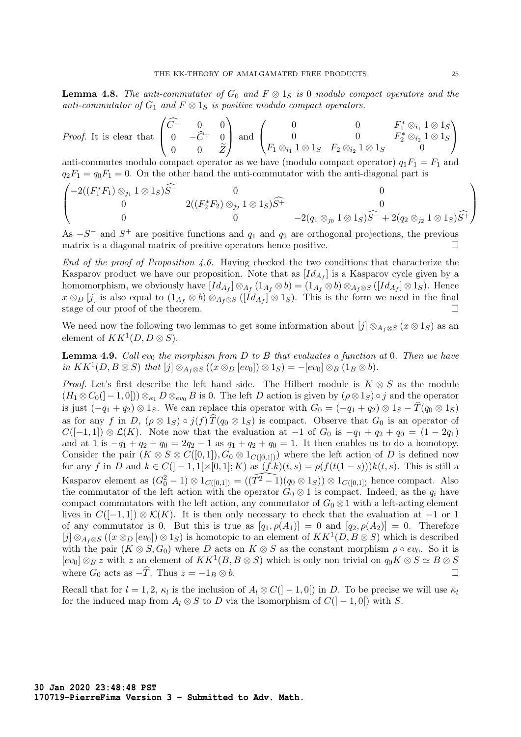**Lemma 4.8.** *The anti-commutator of $G_0$ and $F \otimes 1_S$ is 0 modulo compact operators and the anti-commutator of $G_1$ and $F \otimes 1_S$ is positive modulo compact operators.*

*Proof.* It is clear that $\begin{pmatrix} \widehat{C^-} & 0 & 0 \\ 0 & -\widehat{C}^+ & 0 \\ 0 & 0 & \widetilde{Z} \end{pmatrix}$ and $\begin{pmatrix} 0 & 0 & F_1^* \otimes_{i_1} 1 \otimes 1_S \\ 0 & 0 & F_2^* \otimes_{i_2} 1 \otimes 1_S \\ F_1 \otimes_{i_1} 1 \otimes 1_S & F_2 \otimes_{i_2} 1 \otimes 1_S & 0 \end{pmatrix}$ anti-commutes modulo compact operator as we have (modulo compact operator) $q_1 F_1 = F_1$ and $q_2 F_1 = q_0 F_1 = 0$. On the other hand the anti-commutator with the anti-diagonal part is

$$\begin{pmatrix} -2((F_1^* F_1) \otimes_{j_1} 1 \otimes 1_S)\widehat{S^-} & 0 & 0 \\ 0 & 2((F_2^* F_2) \otimes_{j_2} 1 \otimes 1_S)\widehat{S^+} & 0 \\ 0 & 0 & -2(q_1 \otimes_{j_0} 1 \otimes 1_S)\widehat{S^-} + 2(q_2 \otimes_{j_2} 1 \otimes 1_S)\widehat{S^+} \end{pmatrix}$$

As $-S^-$ and $S^+$ are positive functions and $q_1$ and $q_2$ are orthogonal projections, the previous matrix is a diagonal matrix of positive operators hence positive. $\square$

*End of the proof of Proposition 4.6.* Having checked the two conditions that characterize the Kasparov product we have our proposition. Note that as $[Id_{A_f}]$ is a Kasparov cycle given by a homomorphism, we obviously have $[Id_{A_f}] \otimes_{A_f} (1_{A_f} \otimes b) = (1_{A_f} \otimes b) \otimes_{A_f \otimes S} ([Id_{A_f}] \otimes 1_S)$. Hence $x \otimes_D [j]$ is also equal to $(1_{A_f} \otimes b) \otimes_{A_f \otimes S} ([Id_{A_f}] \otimes 1_S)$. This is the form we need in the final stage of our proof of the theorem. $\square$

We need now the following two lemmas to get some information about $[j] \otimes_{A_f \otimes S} (x \otimes 1_S)$ as an element of $KK^1(D, D \otimes S)$.

**Lemma 4.9.** *Call $ev_0$ the morphism from $D$ to $B$ that evaluates a function at 0. Then we have in $KK^1(D, B \otimes S)$ that $[j] \otimes_{A_f \otimes S} ((x \otimes_D [ev_0]) \otimes 1_S) = -[ev_0] \otimes_B (1_B \otimes b)$.*

*Proof.* Let's first describe the left hand side. The Hilbert module is $K \otimes S$ as the module $(H_1 \otimes C_0(]-1,0[)) \otimes_{\kappa_1} D \otimes_{ev_0} B$ is 0. The left $D$ action is given by $(\rho \otimes 1_S) \circ j$ and the operator is just $(-q_1 + q_2) \otimes 1_S$. We can replace this operator with $G_0 = (-q_1 + q_2) \otimes 1_S - \widehat{T}(q_0 \otimes 1_S)$ as for any $f$ in $D$, $(\rho \otimes 1_S) \circ j(f) \widehat{T}(q_0 \otimes 1_S)$ is compact. Observe that $G_0$ is an operator of $C([-1,1]) \otimes \mathcal{L}(K)$. Note now that the evaluation at $-1$ of $G_0$ is $-q_1 + q_2 + q_0 = (1 - 2q_1)$ and at 1 is $-q_1 + q_2 - q_0 = 2q_2 - 1$ as $q_1 + q_2 + q_0 = 1$. It then enables us to do a homotopy. Consider the pair $(K \otimes S \otimes C([0,1]), G_0 \otimes 1_{C([0,1])})$ where the left action of $D$ is defined now for any $f$ in $D$ and $k \in C(]-1,1[\times[0,1]; K)$ as $(\widehat{f.k})(t,s) = \rho(f(t(1-s)))k(t,s)$. This is still a Kasparov element as $(G_0^2 - 1) \otimes 1_{C([0,1])} = ((\widehat{T^2 - 1})(q_0 \otimes 1_S)) \otimes 1_{C([0,1])}$ hence compact. Also the commutator of the left action with the operator $G_0 \otimes 1$ is compact. Indeed, as the $q_i$ have compact commutators with the left action, any commutator of $G_0 \otimes 1$ with a left-acting element lives in $C([-1,1]) \otimes \mathcal{K}(K)$. It is then only necessary to check that the evaluation at $-1$ or 1 of any commutator is 0. But this is true as $[q_1, \rho(A_1)] = 0$ and $[q_2, \rho(A_2)] = 0$. Therefore $[j] \otimes_{A_f \otimes S} ((x \otimes_D [ev_0]) \otimes 1_S)$ is homotopic to an element of $KK^1(D, B \otimes S)$ which is described with the pair $(K \otimes S, G_0)$ where $D$ acts on $K \otimes S$ as the constant morphism $\rho \circ ev_0$. So it is $[ev_0] \otimes_B z$ with $z$ an element of $KK^1(B, B \otimes S)$ which is only non trivial on $q_0 K \otimes S \simeq B \otimes S$ where $G_0$ acts as $-\widehat{T}$. Thus $z = -1_B \otimes b$. $\square$

Recall that for $l = 1, 2$, $\kappa_l$ is the inclusion of $A_l \otimes C(]-1,0[)$ in $D$. To be precise we will use $\bar{\kappa}_l$ for the induced map from $A_l \otimes S$ to $D$ via the isomorphism of $C(]-1,0[)$ with $S$.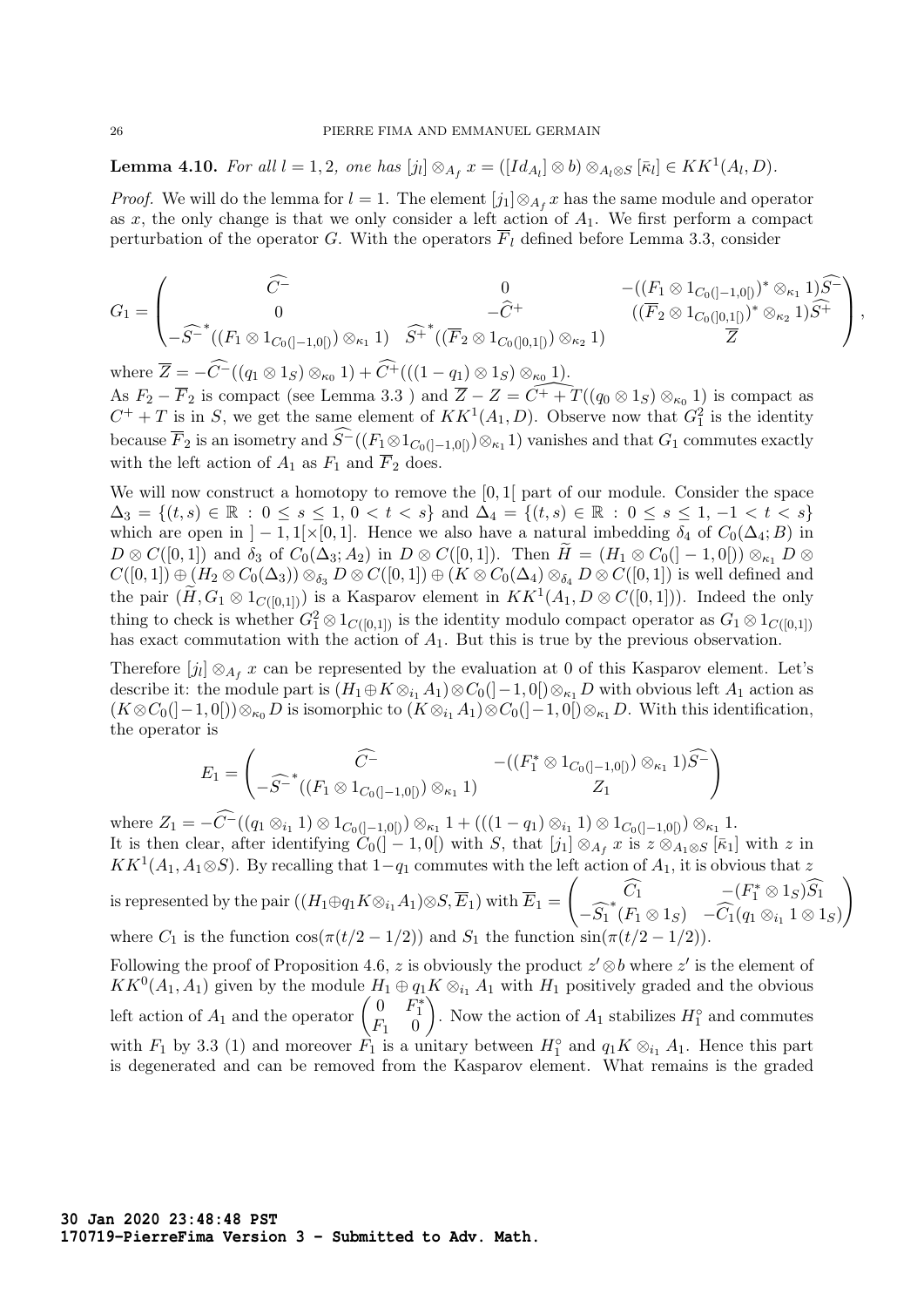**Lemma 4.10.** *For all $l = 1, 2$, one has $[j_l] \otimes_{A_f} x = ([Id_{A_l}] \otimes b) \otimes_{A_l \otimes S} [\bar{\kappa}_l] \in KK^1(A_l, D)$.*

*Proof.* We will do the lemma for $l = 1$. The element $[j_1] \otimes_{A_f} x$ has the same module and operator as $x$, the only change is that we only consider a left action of $A_1$. We first perform a compact perturbation of the operator $G$. With the operators $\overline{F}_l$ defined before Lemma 3.3, consider

$$G_1 = \begin{pmatrix} \widehat{C^-} & 0 & -((F_1 \otimes 1_{C_0(]-1,0[)})^* \otimes_{\kappa_1} 1)\widehat{S^-} \\ 0 & -\widehat{C}^+ & ((\overline{F}_2 \otimes 1_{C_0(]0,1[)})^* \otimes_{\kappa_2} 1)\widehat{S^+} \\ -\widehat{S^-}^*((F_1 \otimes 1_{C_0(]-1,0[)}) \otimes_{\kappa_1} 1) & \widehat{S^+}^*((\overline{F}_2 \otimes 1_{C_0(]0,1[)}) \otimes_{\kappa_2} 1) & \overline{Z} \end{pmatrix},$$

where $\overline{Z} = -\widehat{C^-}((q_1 \otimes 1_S) \otimes_{\kappa_0} 1) + \widehat{C^+}(((1 - q_1) \otimes 1_S) \otimes_{\kappa_0} 1)$.

As $F_2 - \overline{F}_2$ is compact (see Lemma 3.3 ) and $\overline{Z} - Z = \widehat{C^+ + T}((q_0 \otimes 1_S) \otimes_{\kappa_0} 1)$ is compact as $C^+ + T$ is in $S$, we get the same element of $KK^1(A_1, D)$. Observe now that $G_1^2$ is the identity because $\overline{F}_2$ is an isometry and $\widehat{S^-}((F_1 \otimes 1_{C_0(]-1,0[)}) \otimes_{\kappa_1} 1)$ vanishes and that $G_1$ commutes exactly with the left action of $A_1$ as $F_1$ and $\overline{F}_2$ does.

We will now construct a homotopy to remove the $[0, 1[$ part of our module. Consider the space $\Delta_3 = \{(t, s) \in \mathbb{R} : 0 \leq s \leq 1, 0 < t < s\}$ and $\Delta_4 = \{(t, s) \in \mathbb{R} : 0 \leq s \leq 1, -1 < t < s\}$ which are open in $]-1, 1[\times[0, 1]$. Hence we also have a natural imbedding $\delta_4$ of $C_0(\Delta_4; B)$ in $D \otimes C([0, 1])$ and $\delta_3$ of $C_0(\Delta_3; A_2)$ in $D \otimes C([0, 1])$. Then $\widetilde{H} = (H_1 \otimes C_0(]-1, 0[)) \otimes_{\kappa_1} D \otimes C([0, 1]) \oplus (H_2 \otimes C_0(\Delta_3)) \otimes_{\delta_3} D \otimes C([0, 1]) \oplus (K \otimes C_0(\Delta_4) \otimes_{\delta_4} D \otimes C([0, 1])$ is well defined and the pair $(\widetilde{H}, G_1 \otimes 1_{C([0,1])})$ is a Kasparov element in $KK^1(A_1, D \otimes C([0, 1]))$. Indeed the only thing to check is whether $G_1^2 \otimes 1_{C([0,1])}$ is the identity modulo compact operator as $G_1 \otimes 1_{C([0,1])}$ has exact commutation with the action of $A_1$. But this is true by the previous observation.

Therefore $[j_l] \otimes_{A_f} x$ can be represented by the evaluation at 0 of this Kasparov element. Let's describe it: the module part is $(H_1 \oplus K \otimes_{i_1} A_1) \otimes C_0(]-1, 0[) \otimes_{\kappa_1} D$ with obvious left $A_1$ action as $(K \otimes C_0(]-1, 0[)) \otimes_{\kappa_0} D$ is isomorphic to $(K \otimes_{i_1} A_1) \otimes C_0(]-1, 0[) \otimes_{\kappa_1} D$. With this identification, the operator is

$$E_1 = \begin{pmatrix} \widehat{C^-} & -((F_1^* \otimes 1_{C_0(]-1,0[)}) \otimes_{\kappa_1} 1)\widehat{S^-} \\ -\widehat{S^-}^*((F_1 \otimes 1_{C_0(]-1,0[)}) \otimes_{\kappa_1} 1) & Z_1 \end{pmatrix}$$

where $Z_1 = -\widehat{C^-}((q_1 \otimes_{i_1} 1) \otimes 1_{C_0(]-1,0[)}) \otimes_{\kappa_1} 1 + (((1 - q_1) \otimes_{i_1} 1) \otimes 1_{C_0(]-1,0[)}) \otimes_{\kappa_1} 1$.

It is then clear, after identifying $C_0(]-1, 0[)$ with $S$, that $[j_1] \otimes_{A_f} x$ is $z \otimes_{A_1 \otimes S} [\bar{\kappa}_1]$ with $z$ in $KK^1(A_1, A_1 \otimes S)$. By recalling that $1 - q_1$ commutes with the left action of $A_1$, it is obvious that $z$ is represented by the pair $((H_1 \oplus q_1 K \otimes_{i_1} A_1) \otimes S, \overline{E}_1)$ with $\overline{E}_1 = \begin{pmatrix} \widehat{C_1} & -(F_1^* \otimes 1_S)\widehat{S_1} \\ -\widehat{S_1}^*(F_1 \otimes 1_S) & -\widehat{C_1}(q_1 \otimes_{i_1} 1 \otimes 1_S) \end{pmatrix}$ where $C_1$ is the function $\cos(\pi(t/2 - 1/2))$ and $S_1$ the function $\sin(\pi(t/2 - 1/2))$.

Following the proof of Proposition 4.6, $z$ is obviously the product $z' \otimes b$ where $z'$ is the element of $KK^0(A_1, A_1)$ given by the module $H_1 \oplus q_1 K \otimes_{i_1} A_1$ with $H_1$ positively graded and the obvious left action of $A_1$ and the operator $\begin{pmatrix} 0 & F_1^* \\ F_1 & 0 \end{pmatrix}$. Now the action of $A_1$ stabilizes $H_1^\circ$ and commutes with $F_1$ by 3.3 (1) and moreover $F_1$ is a unitary between $H_1^\circ$ and $q_1 K \otimes_{i_1} A_1$. Hence this part is degenerated and can be removed from the Kasparov element. What remains is the graded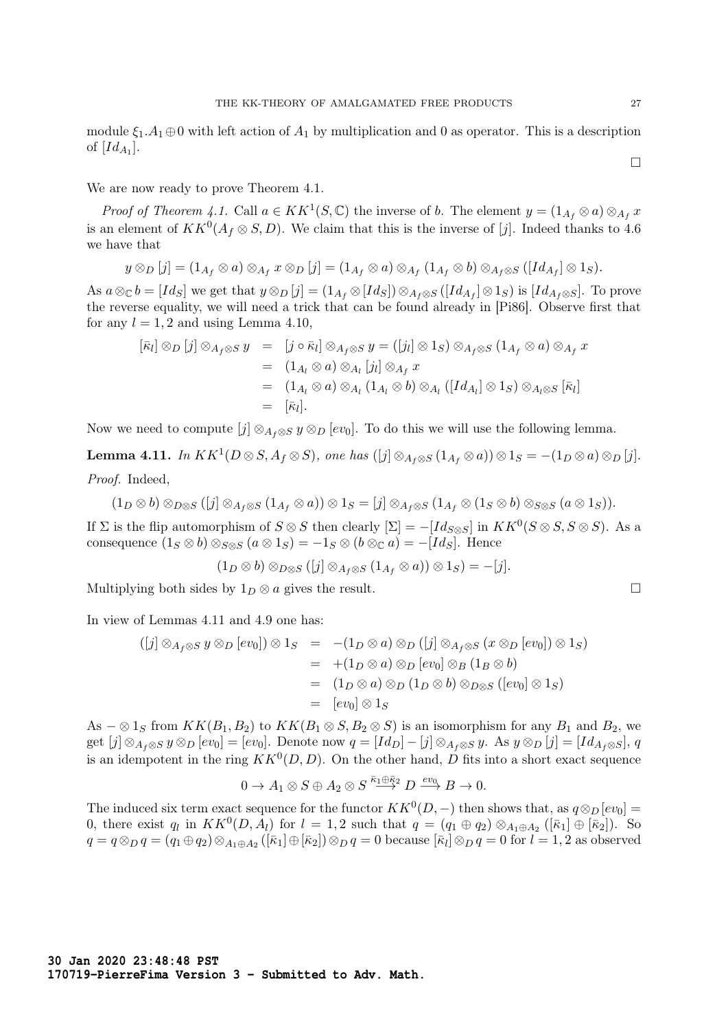module $\xi_1.A_1 \oplus 0$ with left action of $A_1$ by multiplication and 0 as operator. This is a description of $[Id_{A_1}]$.

□

We are now ready to prove Theorem 4.1.

*Proof of Theorem 4.1.* Call $a \in KK^1(S,\mathbb{C})$ the inverse of $b$. The element $y = (1_{A_f} \otimes a) \otimes_{A_f} x$ is an element of $KK^0(A_f \otimes S, D)$. We claim that this is the inverse of $[j]$. Indeed thanks to 4.6 we have that

$$y \otimes_D [j] = (1_{A_f} \otimes a) \otimes_{A_f} x \otimes_D [j] = (1_{A_f} \otimes a) \otimes_{A_f} (1_{A_f} \otimes b) \otimes_{A_f \otimes S} ([Id_{A_f}] \otimes 1_S).$$

As $a \otimes_{\mathbb{C}} b = [Id_S]$ we get that $y \otimes_D [j] = (1_{A_f} \otimes [Id_S]) \otimes_{A_f \otimes S} ([Id_{A_f}] \otimes 1_S)$ is $[Id_{A_f \otimes S}]$. To prove the reverse equality, we will need a trick that can be found already in [Pi86]. Observe first that for any $l = 1, 2$ and using Lemma 4.10,

$$\begin{aligned}
[\bar{\kappa}_l] \otimes_D [j] \otimes_{A_f \otimes S} y &= [j \circ \bar{\kappa}_l] \otimes_{A_f \otimes S} y = ([j_l] \otimes 1_S) \otimes_{A_f \otimes S} (1_{A_f} \otimes a) \otimes_{A_f} x \\
&= (1_{A_l} \otimes a) \otimes_{A_l} [j_l] \otimes_{A_f} x \\
&= (1_{A_l} \otimes a) \otimes_{A_l} (1_{A_l} \otimes b) \otimes_{A_l} ([Id_{A_l}] \otimes 1_S) \otimes_{A_l \otimes S} [\bar{\kappa}_l] \\
&= [\bar{\kappa}_l].
\end{aligned}$$

Now we need to compute $[j] \otimes_{A_f \otimes S} y \otimes_D [ev_0]$. To do this we will use the following lemma.

**Lemma 4.11.** *In $KK^1(D \otimes S, A_f \otimes S)$, one has $([j] \otimes_{A_f \otimes S} (1_{A_f} \otimes a)) \otimes 1_S = -(1_D \otimes a) \otimes_D [j]$.*

*Proof.* Indeed,

$$(1_D \otimes b) \otimes_{D \otimes S} ([j] \otimes_{A_f \otimes S} (1_{A_f} \otimes a)) \otimes 1_S = [j] \otimes_{A_f \otimes S} (1_{A_f} \otimes (1_S \otimes b) \otimes_{S \otimes S} (a \otimes 1_S)).$$

If $\Sigma$ is the flip automorphism of $S \otimes S$ then clearly $[\Sigma] = -[Id_{S \otimes S}]$ in $KK^0(S \otimes S, S \otimes S)$. As a consequence $(1_S \otimes b) \otimes_{S \otimes S} (a \otimes 1_S) = -1_S \otimes (b \otimes_{\mathbb{C}} a) = -[Id_S]$. Hence

$$(1_D \otimes b) \otimes_{D \otimes S} ([j] \otimes_{A_f \otimes S} (1_{A_f} \otimes a)) \otimes 1_S) = -[j].$$

Multiplying both sides by $1_D \otimes a$ gives the result. □

In view of Lemmas 4.11 and 4.9 one has:

$$\begin{aligned}
([j] \otimes_{A_f \otimes S} y \otimes_D [ev_0]) \otimes 1_S &= -(1_D \otimes a) \otimes_D ([j] \otimes_{A_f \otimes S} (x \otimes_D [ev_0]) \otimes 1_S) \\
&= +(1_D \otimes a) \otimes_D [ev_0] \otimes_B (1_B \otimes b) \\
&= (1_D \otimes a) \otimes_D (1_D \otimes b) \otimes_{D \otimes S} ([ev_0] \otimes 1_S) \\
&= [ev_0] \otimes 1_S
\end{aligned}$$

As $- \otimes 1_S$ from $KK(B_1, B_2)$ to $KK(B_1 \otimes S, B_2 \otimes S)$ is an isomorphism for any $B_1$ and $B_2$, we get $[j] \otimes_{A_f \otimes S} y \otimes_D [ev_0] = [ev_0]$. Denote now $q = [Id_D] - [j] \otimes_{A_f \otimes S} y$. As $y \otimes_D [j] = [Id_{A_f \otimes S}]$, $q$ is an idempotent in the ring $KK^0(D, D)$. On the other hand, $D$ fits into a short exact sequence

$$0 \to A_1 \otimes S \oplus A_2 \otimes S \xrightarrow{\bar{\kappa}_1 \oplus \bar{\kappa}_2} D \xrightarrow{ev_0} B \to 0.$$

The induced six term exact sequence for the functor $KK^0(D, -)$ then shows that, as $q \otimes_D [ev_0] = 0$, there exist $q_l$ in $KK^0(D, A_l)$ for $l = 1, 2$ such that $q = (q_1 \oplus q_2) \otimes_{A_1 \oplus A_2} ([\bar{\kappa}_1] \oplus [\bar{\kappa}_2])$. So $q = q \otimes_D q = (q_1 \oplus q_2) \otimes_{A_1 \oplus A_2} ([\bar{\kappa}_1] \oplus [\bar{\kappa}_2]) \otimes_D q = 0$ because $[\bar{\kappa}_l] \otimes_D q = 0$ for $l = 1, 2$ as observed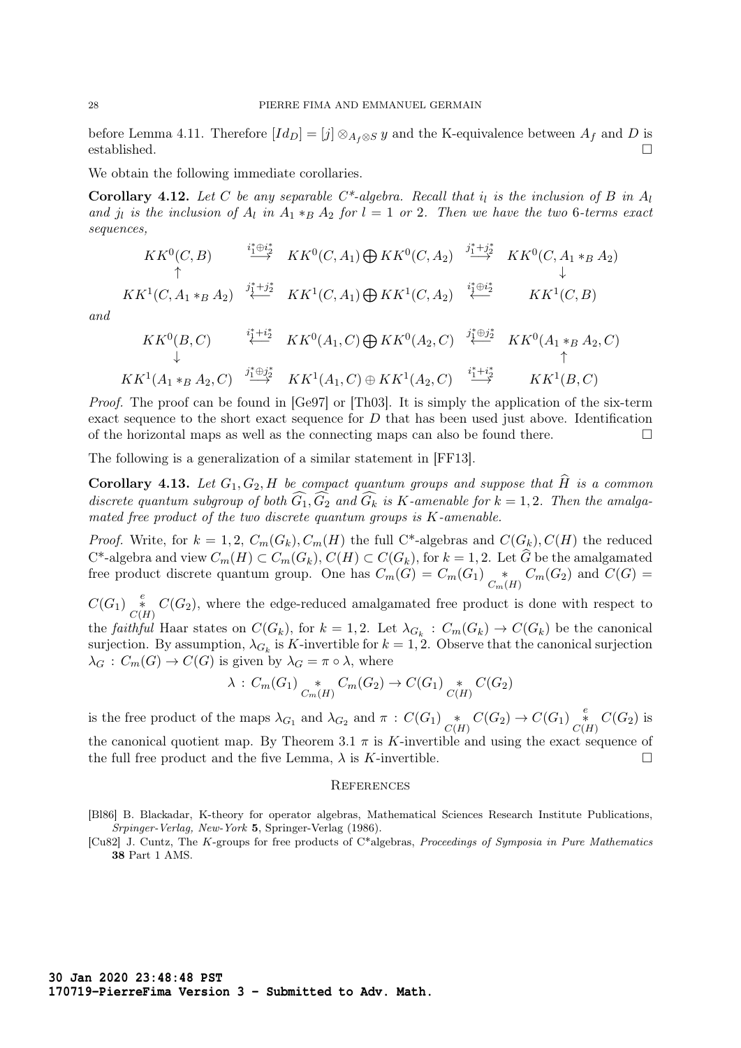before Lemma 4.11. Therefore $[Id_D] = [j] \otimes_{A_f \otimes S} y$ and the K-equivalence between $A_f$ and $D$ is established. $\square$

We obtain the following immediate corollaries.

**Corollary 4.12.** *Let $C$ be any separable C\*-algebra. Recall that $i_l$ is the inclusion of $B$ in $A_l$ and $j_l$ is the inclusion of $A_l$ in $A_1 *_B A_2$ for $l = 1$ or $2$. Then we have the two 6-terms exact sequences,*

$$\begin{array}{ccccc}
KK^0(C,B) & \xrightarrow{i_1^* \oplus i_2^*} & KK^0(C,A_1) \bigoplus KK^0(C,A_2) & \xrightarrow{j_1^* + j_2^*} & KK^0(C, A_1 *_B A_2) \\
\uparrow & & & & \downarrow \\
KK^1(C, A_1 *_B A_2) & \xleftarrow{j_1^* + j_2^*} & KK^1(C,A_1) \bigoplus KK^1(C,A_2) & \xleftarrow{i_1^* \oplus i_2^*} & KK^1(C,B)
\end{array}$$

*and*

$$\begin{array}{ccccc}
KK^0(B,C) & \xleftarrow{i_1^* + i_2^*} & KK^0(A_1,C) \bigoplus KK^0(A_2,C) & \xleftarrow{j_1^* \oplus j_2^*} & KK^0(A_1 *_B A_2, C) \\
\downarrow & & & & \uparrow \\
KK^1(A_1 *_B A_2, C) & \xrightarrow{j_1^* \oplus j_2^*} & KK^1(A_1,C) \oplus KK^1(A_2,C) & \xrightarrow{i_1^* + i_2^*} & KK^1(B,C)
\end{array}$$

*Proof.* The proof can be found in [Ge97] or [Th03]. It is simply the application of the six-term exact sequence to the short exact sequence for $D$ that has been used just above. Identification of the horizontal maps as well as the connecting maps can also be found there. $\square$

The following is a generalization of a similar statement in [FF13].

**Corollary 4.13.** *Let $G_1, G_2, H$ be compact quantum groups and suppose that $\widehat{H}$ is a common discrete quantum subgroup of both $\widehat{G_1}, \widehat{G_2}$ and $\widehat{G_k}$ is K-amenable for $k = 1, 2$. Then the amalgamated free product of the two discrete quantum groups is K-amenable.*

*Proof.* Write, for $k = 1, 2$, $C_m(G_k), C_m(H)$ the full C\*-algebras and $C(G_k), C(H)$ the reduced C\*-algebra and view $C_m(H) \subset C_m(G_k)$, $C(H) \subset C(G_k)$, for $k = 1, 2$. Let $\widehat{G}$ be the amalgamated free product discrete quantum group. One has $C_m(G) = C_m(G_1) \underset{C_m(H)}{*} C_m(G_2)$ and $C(G) = C(G_1) \overset{e}{\underset{C(H)}{*}} C(G_2)$, where the edge-reduced amalgamated free product is done with respect to the *faithful* Haar states on $C(G_k)$, for $k = 1, 2$. Let $\lambda_{G_k} : C_m(G_k) \to C(G_k)$ be the canonical surjection. By assumption, $\lambda_{G_k}$ is K-invertible for $k = 1, 2$. Observe that the canonical surjection $\lambda_G : C_m(G) \to C(G)$ is given by $\lambda_G = \pi \circ \lambda$, where

$$\lambda : C_m(G_1) \underset{C_m(H)}{*} C_m(G_2) \to C(G_1) \underset{C(H)}{*} C(G_2)$$

is the free product of the maps $\lambda_{G_1}$ and $\lambda_{G_2}$ and $\pi : C(G_1) \underset{C(H)}{*} C(G_2) \to C(G_1) \overset{e}{\underset{C(H)}{*}} C(G_2)$ is the canonical quotient map. By Theorem 3.1 $\pi$ is K-invertible and using the exact sequence of the full free product and the five Lemma, $\lambda$ is K-invertible. $\square$

## References

[Bl86] B. Blackadar, K-theory for operator algebras, Mathematical Sciences Research Institute Publications, *Srpinger-Verlag, New-York* **5**, Springer-Verlag (1986).

[Cu82] J. Cuntz, The K-groups for free products of C\*algebras, *Proceedings of Symposia in Pure Mathematics* **38** Part 1 AMS.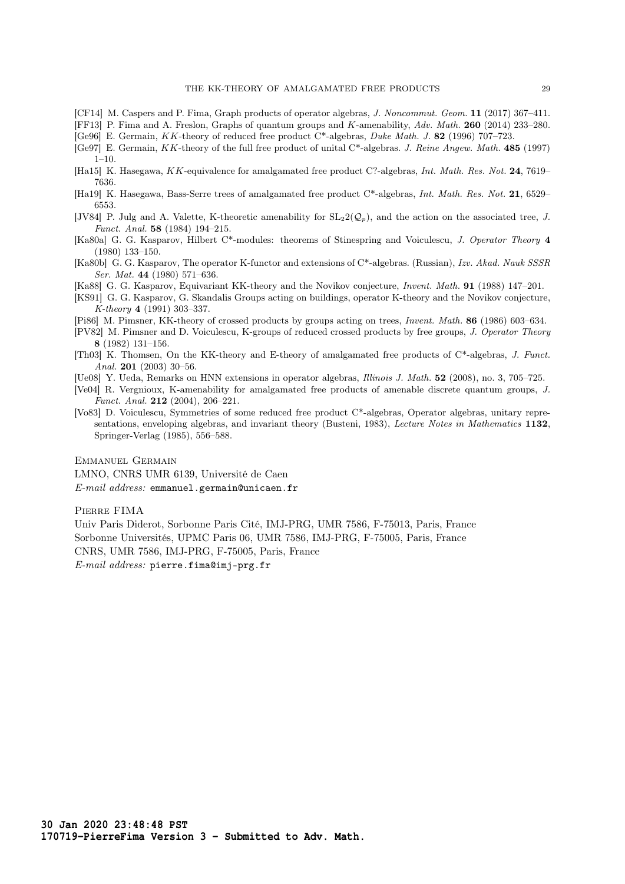[CF14] M. Caspers and P. Fima, Graph products of operator algebras, *J. Noncommut. Geom.* **11** (2017) 367–411.

[FF13] P. Fima and A. Freslon, Graphs of quantum groups and $K$-amenability, *Adv. Math.* **260** (2014) 233–280.

[Ge96] E. Germain, $KK$-theory of reduced free product C*-algebras, *Duke Math. J.* **82** (1996) 707–723.

[Ge97] E. Germain, $KK$-theory of the full free product of unital C*-algebras. *J. Reine Angew. Math.* **485** (1997) 1–10.

[Ha15] K. Hasegawa, $KK$-equivalence for amalgamated free product C?-algebras, *Int. Math. Res. Not.* **24**, 7619–7636.

[Ha19] K. Hasegawa, Bass-Serre trees of amalgamated free product C*-algebras, *Int. Math. Res. Not.* **21**, 6529–6553.

[JV84] P. Julg and A. Valette, K-theoretic amenability for $\mathrm{SL}_2 2(\mathcal{Q}_p)$, and the action on the associated tree, *J. Funct. Anal.* **58** (1984) 194–215.

[Ka80a] G. G. Kasparov, Hilbert C*-modules: theorems of Stinespring and Voiculescu, *J. Operator Theory* **4** (1980) 133–150.

[Ka80b] G. G. Kasparov, The operator K-functor and extensions of C*-algebras. (Russian), *Izv. Akad. Nauk SSSR Ser. Mat.* **44** (1980) 571–636.

[Ka88] G. G. Kasparov, Equivariant KK-theory and the Novikov conjecture, *Invent. Math.* **91** (1988) 147–201.

[KS91] G. G. Kasparov, G. Skandalis Groups acting on buildings, operator K-theory and the Novikov conjecture, *K-theory* **4** (1991) 303–337.

[Pi86] M. Pimsner, KK-theory of crossed products by groups acting on trees, *Invent. Math.* **86** (1986) 603–634.

[PV82] M. Pimsner and D. Voiculescu, K-groups of reduced crossed products by free groups, *J. Operator Theory* **8** (1982) 131–156.

[Th03] K. Thomsen, On the KK-theory and E-theory of amalgamated free products of C*-algebras, *J. Funct. Anal.* **201** (2003) 30–56.

[Ue08] Y. Ueda, Remarks on HNN extensions in operator algebras, *Illinois J. Math.* **52** (2008), no. 3, 705–725.

[Ve04] R. Vergnioux, K-amenability for amalgamated free products of amenable discrete quantum groups, *J. Funct. Anal.* **212** (2004), 206–221.

[Vo83] D. Voiculescu, Symmetries of some reduced free product C*-algebras, Operator algebras, unitary representations, enveloping algebras, and invariant theory (Busteni, 1983), *Lecture Notes in Mathematics* **1132**, Springer-Verlag (1985), 556–588.

Emmanuel Germain

LMNO, CNRS UMR 6139, Université de Caen

*E-mail address:* emmanuel.germain@unicaen.fr

Pierre FIMA

Univ Paris Diderot, Sorbonne Paris Cité, IMJ-PRG, UMR 7586, F-75013, Paris, France

Sorbonne Universités, UPMC Paris 06, UMR 7586, IMJ-PRG, F-75005, Paris, France

CNRS, UMR 7586, IMJ-PRG, F-75005, Paris, France

*E-mail address:* pierre.fima@imj-prg.fr

**30 Jan 2020 23:48:48 PST**
**170719-PierreFima Version 3 - Submitted to Adv. Math.**